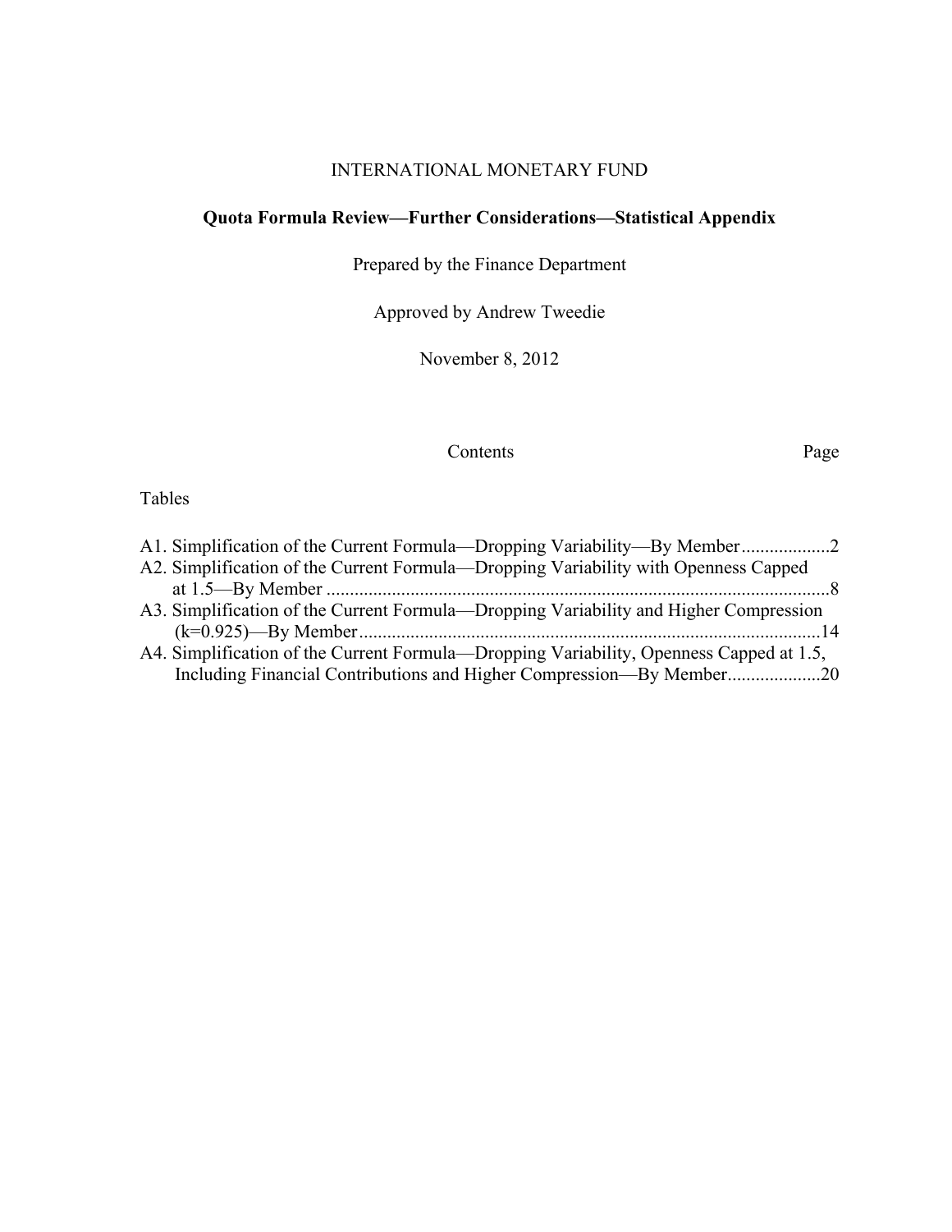INTERNATIONAL MONETARY FUND

# Quota Formula Review—Further Considerations—Statistical Appendix

Prepared by the Finance Department

Approved by Andrew Tweedie

November 8, 2012

| Contents | Page |
|---|---|
| **Tables** | |
| A1. Simplification of the Current Formula—Dropping Variability—By Member | 2 |
| A2. Simplification of the Current Formula—Dropping Variability with Openness Capped at 1.5—By Member | 8 |
| A3. Simplification of the Current Formula—Dropping Variability and Higher Compression (k=0.925)—By Member | 14 |
| A4. Simplification of the Current Formula—Dropping Variability, Openness Capped at 1.5, Including Financial Contributions and Higher Compression—By Member | 20 |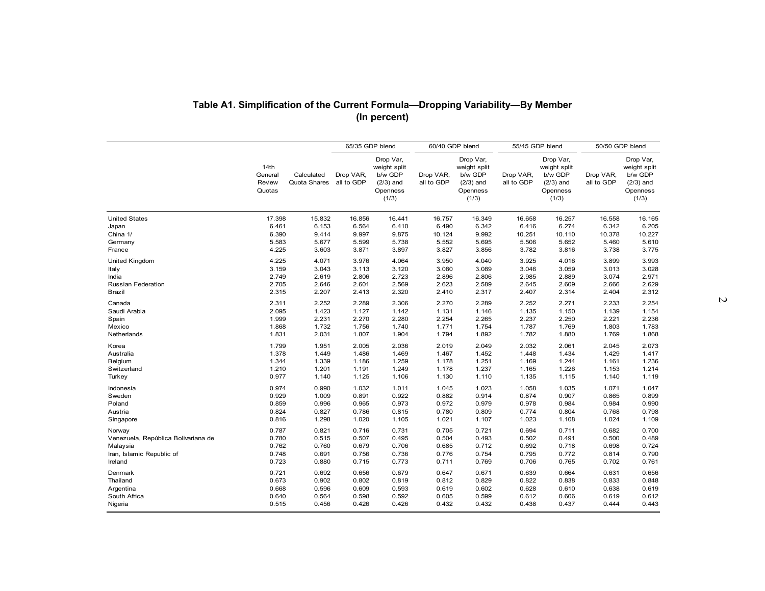# Table A1. Simplification of the Current Formula—Dropping Variability—By Member (In percent)

| | 14th General Review Quotas | Calculated Quota Shares | 65/35 GDP blend | | 60/40 GDP blend | | 55/45 GDP blend | | 50/50 GDP blend | |
|---|---|---|---|---|---|---|---|---|---|---|
| | | | Drop VAR, all to GDP | Drop Var, weight split b/w GDP (2/3) and Openness (1/3) | Drop VAR, all to GDP | Drop Var, weight split b/w GDP (2/3) and Openness (1/3) | Drop VAR, all to GDP | Drop Var, weight split b/w GDP (2/3) and Openness (1/3) | Drop VAR, all to GDP | Drop Var, weight split b/w GDP (2/3) and Openness (1/3) |
| United States | 17.398 | 15.832 | 16.856 | 16.441 | 16.757 | 16.349 | 16.658 | 16.257 | 16.558 | 16.165 |
| Japan | 6.461 | 6.153 | 6.564 | 6.410 | 6.490 | 6.342 | 6.416 | 6.274 | 6.342 | 6.205 |
| China 1/ | 6.390 | 9.414 | 9.997 | 9.875 | 10.124 | 9.992 | 10.251 | 10.110 | 10.378 | 10.227 |
| Germany | 5.583 | 5.677 | 5.599 | 5.738 | 5.552 | 5.695 | 5.506 | 5.652 | 5.460 | 5.610 |
| France | 4.225 | 3.603 | 3.871 | 3.897 | 3.827 | 3.856 | 3.782 | 3.816 | 3.738 | 3.775 |
| United Kingdom | 4.225 | 4.071 | 3.976 | 4.064 | 3.950 | 4.040 | 3.925 | 4.016 | 3.899 | 3.993 |
| Italy | 3.159 | 3.043 | 3.113 | 3.120 | 3.080 | 3.089 | 3.046 | 3.059 | 3.013 | 3.028 |
| India | 2.749 | 2.619 | 2.806 | 2.723 | 2.896 | 2.806 | 2.985 | 2.889 | 3.074 | 2.971 |
| Russian Federation | 2.705 | 2.646 | 2.601 | 2.569 | 2.623 | 2.589 | 2.645 | 2.609 | 2.666 | 2.629 |
| Brazil | 2.315 | 2.207 | 2.413 | 2.320 | 2.410 | 2.317 | 2.407 | 2.314 | 2.404 | 2.312 |
| Canada | 2.311 | 2.252 | 2.289 | 2.306 | 2.270 | 2.289 | 2.252 | 2.271 | 2.233 | 2.254 |
| Saudi Arabia | 2.095 | 1.423 | 1.127 | 1.142 | 1.131 | 1.146 | 1.135 | 1.150 | 1.139 | 1.154 |
| Spain | 1.999 | 2.231 | 2.270 | 2.280 | 2.254 | 2.265 | 2.237 | 2.250 | 2.221 | 2.236 |
| Mexico | 1.868 | 1.732 | 1.756 | 1.740 | 1.771 | 1.754 | 1.787 | 1.769 | 1.803 | 1.783 |
| Netherlands | 1.831 | 2.031 | 1.807 | 1.904 | 1.794 | 1.892 | 1.782 | 1.880 | 1.769 | 1.868 |
| Korea | 1.799 | 1.951 | 2.005 | 2.036 | 2.019 | 2.049 | 2.032 | 2.061 | 2.045 | 2.073 |
| Australia | 1.378 | 1.449 | 1.486 | 1.469 | 1.467 | 1.452 | 1.448 | 1.434 | 1.429 | 1.417 |
| Belgium | 1.344 | 1.339 | 1.186 | 1.259 | 1.178 | 1.251 | 1.169 | 1.244 | 1.161 | 1.236 |
| Switzerland | 1.210 | 1.201 | 1.191 | 1.249 | 1.178 | 1.237 | 1.165 | 1.226 | 1.153 | 1.214 |
| Turkey | 0.977 | 1.140 | 1.125 | 1.106 | 1.130 | 1.110 | 1.135 | 1.115 | 1.140 | 1.119 |
| Indonesia | 0.974 | 0.990 | 1.032 | 1.011 | 1.045 | 1.023 | 1.058 | 1.035 | 1.071 | 1.047 |
| Sweden | 0.929 | 1.009 | 0.891 | 0.922 | 0.882 | 0.914 | 0.874 | 0.907 | 0.865 | 0.899 |
| Poland | 0.859 | 0.996 | 0.965 | 0.973 | 0.972 | 0.979 | 0.978 | 0.984 | 0.984 | 0.990 |
| Austria | 0.824 | 0.827 | 0.786 | 0.815 | 0.780 | 0.809 | 0.774 | 0.804 | 0.768 | 0.798 |
| Singapore | 0.816 | 1.298 | 1.020 | 1.105 | 1.021 | 1.107 | 1.023 | 1.108 | 1.024 | 1.109 |
| Norway | 0.787 | 0.821 | 0.716 | 0.731 | 0.705 | 0.721 | 0.694 | 0.711 | 0.682 | 0.700 |
| Venezuela, República Bolivariana de | 0.780 | 0.515 | 0.507 | 0.495 | 0.504 | 0.493 | 0.502 | 0.491 | 0.500 | 0.489 |
| Malaysia | 0.762 | 0.760 | 0.679 | 0.706 | 0.685 | 0.712 | 0.692 | 0.718 | 0.698 | 0.724 |
| Iran, Islamic Republic of | 0.748 | 0.691 | 0.756 | 0.736 | 0.776 | 0.754 | 0.795 | 0.772 | 0.814 | 0.790 |
| Ireland | 0.723 | 0.880 | 0.715 | 0.773 | 0.711 | 0.769 | 0.706 | 0.765 | 0.702 | 0.761 |
| Denmark | 0.721 | 0.692 | 0.656 | 0.679 | 0.647 | 0.671 | 0.639 | 0.664 | 0.631 | 0.656 |
| Thailand | 0.673 | 0.902 | 0.802 | 0.819 | 0.812 | 0.829 | 0.822 | 0.838 | 0.833 | 0.848 |
| Argentina | 0.668 | 0.596 | 0.609 | 0.593 | 0.619 | 0.602 | 0.628 | 0.610 | 0.638 | 0.619 |
| South Africa | 0.640 | 0.564 | 0.598 | 0.592 | 0.605 | 0.599 | 0.612 | 0.606 | 0.619 | 0.612 |
| Nigeria | 0.515 | 0.456 | 0.426 | 0.426 | 0.432 | 0.432 | 0.438 | 0.437 | 0.444 | 0.443 |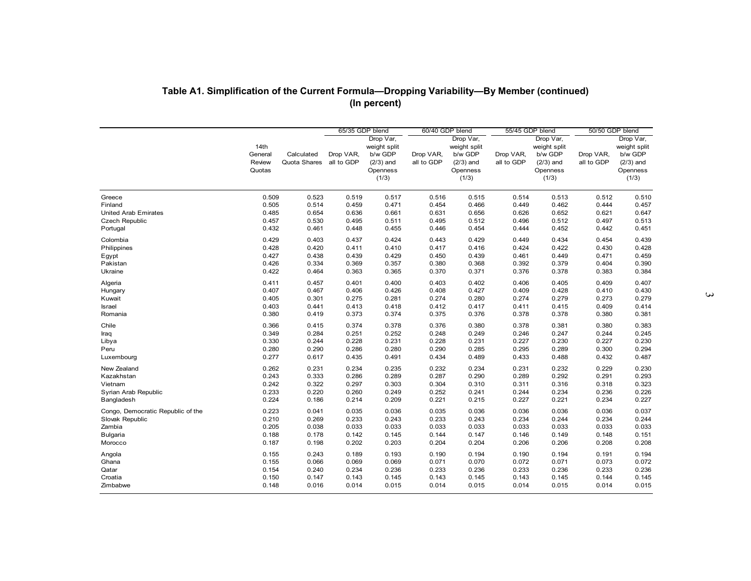## Table A1. Simplification of the Current Formula—Dropping Variability—By Member (continued)
**(In percent)**

| | 14th General Review Quotas | Calculated Quota Shares | 65/35 GDP blend | | 60/40 GDP blend | | 55/45 GDP blend | | 50/50 GDP blend | |
|---|---|---|---|---|---|---|---|---|---|---|
| | | | Drop VAR, all to GDP | Drop Var, weight split b/w GDP (2/3) and Openness (1/3) | Drop VAR, all to GDP | Drop Var, weight split b/w GDP (2/3) and Openness (1/3) | Drop VAR, all to GDP | Drop Var, weight split b/w GDP (2/3) and Openness (1/3) | Drop VAR, all to GDP | Drop Var, weight split b/w GDP (2/3) and Openness (1/3) |
| Greece | 0.509 | 0.523 | 0.519 | 0.517 | 0.516 | 0.515 | 0.514 | 0.513 | 0.512 | 0.510 |
| Finland | 0.505 | 0.514 | 0.459 | 0.471 | 0.454 | 0.466 | 0.449 | 0.462 | 0.444 | 0.457 |
| United Arab Emirates | 0.485 | 0.654 | 0.636 | 0.661 | 0.631 | 0.656 | 0.626 | 0.652 | 0.621 | 0.647 |
| Czech Republic | 0.457 | 0.530 | 0.495 | 0.511 | 0.495 | 0.512 | 0.496 | 0.512 | 0.497 | 0.513 |
| Portugal | 0.432 | 0.461 | 0.448 | 0.455 | 0.446 | 0.454 | 0.444 | 0.452 | 0.442 | 0.451 |
| Colombia | 0.429 | 0.403 | 0.437 | 0.424 | 0.443 | 0.429 | 0.449 | 0.434 | 0.454 | 0.439 |
| Philippines | 0.428 | 0.420 | 0.411 | 0.410 | 0.417 | 0.416 | 0.424 | 0.422 | 0.430 | 0.428 |
| Egypt | 0.427 | 0.438 | 0.439 | 0.429 | 0.450 | 0.439 | 0.461 | 0.449 | 0.471 | 0.459 |
| Pakistan | 0.426 | 0.334 | 0.369 | 0.357 | 0.380 | 0.368 | 0.392 | 0.379 | 0.404 | 0.390 |
| Ukraine | 0.422 | 0.464 | 0.363 | 0.365 | 0.370 | 0.371 | 0.376 | 0.378 | 0.383 | 0.384 |
| Algeria | 0.411 | 0.457 | 0.401 | 0.400 | 0.403 | 0.402 | 0.406 | 0.405 | 0.409 | 0.407 |
| Hungary | 0.407 | 0.467 | 0.406 | 0.426 | 0.408 | 0.427 | 0.409 | 0.428 | 0.410 | 0.430 |
| Kuwait | 0.405 | 0.301 | 0.275 | 0.281 | 0.274 | 0.280 | 0.274 | 0.279 | 0.273 | 0.279 |
| Israel | 0.403 | 0.441 | 0.413 | 0.418 | 0.412 | 0.417 | 0.411 | 0.415 | 0.409 | 0.414 |
| Romania | 0.380 | 0.419 | 0.373 | 0.374 | 0.375 | 0.376 | 0.378 | 0.378 | 0.380 | 0.381 |
| Chile | 0.366 | 0.415 | 0.374 | 0.378 | 0.376 | 0.380 | 0.378 | 0.381 | 0.380 | 0.383 |
| Iraq | 0.349 | 0.284 | 0.251 | 0.252 | 0.248 | 0.249 | 0.246 | 0.247 | 0.244 | 0.245 |
| Libya | 0.330 | 0.244 | 0.228 | 0.231 | 0.228 | 0.231 | 0.227 | 0.230 | 0.227 | 0.230 |
| Peru | 0.280 | 0.290 | 0.286 | 0.280 | 0.290 | 0.285 | 0.295 | 0.289 | 0.300 | 0.294 |
| Luxembourg | 0.277 | 0.617 | 0.435 | 0.491 | 0.434 | 0.489 | 0.433 | 0.488 | 0.432 | 0.487 |
| New Zealand | 0.262 | 0.231 | 0.234 | 0.235 | 0.232 | 0.234 | 0.231 | 0.232 | 0.229 | 0.230 |
| Kazakhstan | 0.243 | 0.333 | 0.286 | 0.289 | 0.287 | 0.290 | 0.289 | 0.292 | 0.291 | 0.293 |
| Vietnam | 0.242 | 0.322 | 0.297 | 0.303 | 0.304 | 0.310 | 0.311 | 0.316 | 0.318 | 0.323 |
| Syrian Arab Republic | 0.233 | 0.220 | 0.260 | 0.249 | 0.252 | 0.241 | 0.244 | 0.234 | 0.236 | 0.226 |
| Bangladesh | 0.224 | 0.186 | 0.214 | 0.209 | 0.221 | 0.215 | 0.227 | 0.221 | 0.234 | 0.227 |
| Congo, Democratic Republic of the | 0.223 | 0.041 | 0.035 | 0.036 | 0.035 | 0.036 | 0.036 | 0.036 | 0.036 | 0.037 |
| Slovak Republic | 0.210 | 0.269 | 0.233 | 0.243 | 0.233 | 0.243 | 0.234 | 0.244 | 0.234 | 0.244 |
| Zambia | 0.205 | 0.038 | 0.033 | 0.033 | 0.033 | 0.033 | 0.033 | 0.033 | 0.033 | 0.033 |
| Bulgaria | 0.188 | 0.178 | 0.142 | 0.145 | 0.144 | 0.147 | 0.146 | 0.149 | 0.148 | 0.151 |
| Morocco | 0.187 | 0.198 | 0.202 | 0.203 | 0.204 | 0.204 | 0.206 | 0.206 | 0.208 | 0.208 |
| Angola | 0.155 | 0.243 | 0.189 | 0.193 | 0.190 | 0.194 | 0.190 | 0.194 | 0.191 | 0.194 |
| Ghana | 0.155 | 0.066 | 0.069 | 0.069 | 0.071 | 0.070 | 0.072 | 0.071 | 0.073 | 0.072 |
| Qatar | 0.154 | 0.240 | 0.234 | 0.236 | 0.233 | 0.236 | 0.233 | 0.236 | 0.233 | 0.236 |
| Croatia | 0.150 | 0.147 | 0.143 | 0.145 | 0.143 | 0.145 | 0.143 | 0.145 | 0.144 | 0.145 |
| Zimbabwe | 0.148 | 0.016 | 0.014 | 0.015 | 0.014 | 0.015 | 0.014 | 0.015 | 0.014 | 0.015 |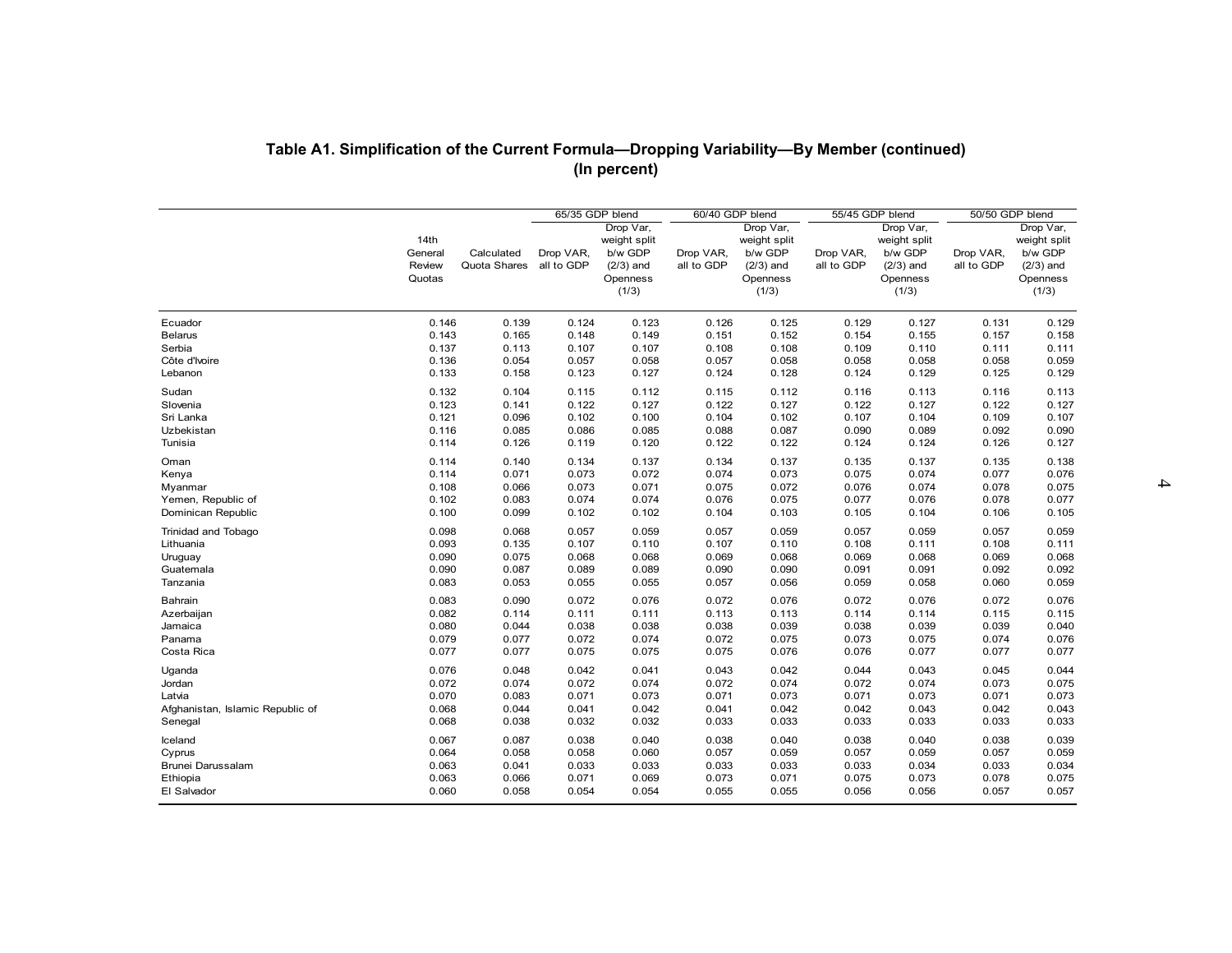## Table A1. Simplification of the Current Formula—Dropping Variability—By Member (continued)
**(In percent)**

| | 14th General Review Quotas | Calculated Quota Shares | 65/35 GDP blend | | 60/40 GDP blend | | 55/45 GDP blend | | 50/50 GDP blend | |
|---|---|---|---|---|---|---|---|---|---|---|
| | | | Drop VAR, all to GDP | Drop Var, weight split b/w GDP (2/3) and Openness (1/3) | Drop VAR, all to GDP | Drop Var, weight split b/w GDP (2/3) and Openness (1/3) | Drop VAR, all to GDP | Drop Var, weight split b/w GDP (2/3) and Openness (1/3) | Drop VAR, all to GDP | Drop Var, weight split b/w GDP (2/3) and Openness (1/3) |
| Ecuador | 0.146 | 0.139 | 0.124 | 0.123 | 0.126 | 0.125 | 0.129 | 0.127 | 0.131 | 0.129 |
| Belarus | 0.143 | 0.165 | 0.148 | 0.149 | 0.151 | 0.152 | 0.154 | 0.155 | 0.157 | 0.158 |
| Serbia | 0.137 | 0.113 | 0.107 | 0.107 | 0.108 | 0.108 | 0.109 | 0.110 | 0.111 | 0.111 |
| Côte d'Ivoire | 0.136 | 0.054 | 0.057 | 0.058 | 0.057 | 0.058 | 0.058 | 0.058 | 0.058 | 0.059 |
| Lebanon | 0.133 | 0.158 | 0.123 | 0.127 | 0.124 | 0.128 | 0.124 | 0.129 | 0.125 | 0.129 |
| Sudan | 0.132 | 0.104 | 0.115 | 0.112 | 0.115 | 0.112 | 0.116 | 0.113 | 0.116 | 0.113 |
| Slovenia | 0.123 | 0.141 | 0.122 | 0.127 | 0.122 | 0.127 | 0.122 | 0.127 | 0.122 | 0.127 |
| Sri Lanka | 0.121 | 0.096 | 0.102 | 0.100 | 0.104 | 0.102 | 0.107 | 0.104 | 0.109 | 0.107 |
| Uzbekistan | 0.116 | 0.085 | 0.086 | 0.085 | 0.088 | 0.087 | 0.090 | 0.089 | 0.092 | 0.090 |
| Tunisia | 0.114 | 0.126 | 0.119 | 0.120 | 0.122 | 0.122 | 0.124 | 0.124 | 0.126 | 0.127 |
| Oman | 0.114 | 0.140 | 0.134 | 0.137 | 0.134 | 0.137 | 0.135 | 0.137 | 0.135 | 0.138 |
| Kenya | 0.114 | 0.071 | 0.073 | 0.072 | 0.074 | 0.073 | 0.075 | 0.074 | 0.077 | 0.076 |
| Myanmar | 0.108 | 0.066 | 0.073 | 0.071 | 0.075 | 0.072 | 0.076 | 0.074 | 0.078 | 0.075 |
| Yemen, Republic of | 0.102 | 0.083 | 0.074 | 0.074 | 0.076 | 0.075 | 0.077 | 0.076 | 0.078 | 0.077 |
| Dominican Republic | 0.100 | 0.099 | 0.102 | 0.102 | 0.104 | 0.103 | 0.105 | 0.104 | 0.106 | 0.105 |
| Trinidad and Tobago | 0.098 | 0.068 | 0.057 | 0.059 | 0.057 | 0.059 | 0.057 | 0.059 | 0.057 | 0.059 |
| Lithuania | 0.093 | 0.135 | 0.107 | 0.110 | 0.107 | 0.110 | 0.108 | 0.111 | 0.108 | 0.111 |
| Uruguay | 0.090 | 0.075 | 0.068 | 0.068 | 0.069 | 0.068 | 0.069 | 0.068 | 0.069 | 0.068 |
| Guatemala | 0.090 | 0.087 | 0.089 | 0.089 | 0.090 | 0.090 | 0.091 | 0.091 | 0.092 | 0.092 |
| Tanzania | 0.083 | 0.053 | 0.055 | 0.055 | 0.057 | 0.056 | 0.059 | 0.058 | 0.060 | 0.059 |
| Bahrain | 0.083 | 0.090 | 0.072 | 0.076 | 0.072 | 0.076 | 0.072 | 0.076 | 0.072 | 0.076 |
| Azerbaijan | 0.082 | 0.114 | 0.111 | 0.111 | 0.113 | 0.113 | 0.114 | 0.114 | 0.115 | 0.115 |
| Jamaica | 0.080 | 0.044 | 0.038 | 0.038 | 0.038 | 0.039 | 0.038 | 0.039 | 0.039 | 0.040 |
| Panama | 0.079 | 0.077 | 0.072 | 0.074 | 0.072 | 0.075 | 0.073 | 0.075 | 0.074 | 0.076 |
| Costa Rica | 0.077 | 0.077 | 0.075 | 0.075 | 0.075 | 0.076 | 0.076 | 0.077 | 0.077 | 0.077 |
| Uganda | 0.076 | 0.048 | 0.042 | 0.041 | 0.043 | 0.042 | 0.044 | 0.043 | 0.045 | 0.044 |
| Jordan | 0.072 | 0.074 | 0.072 | 0.074 | 0.072 | 0.074 | 0.072 | 0.074 | 0.073 | 0.075 |
| Latvia | 0.070 | 0.083 | 0.071 | 0.073 | 0.071 | 0.073 | 0.071 | 0.073 | 0.071 | 0.073 |
| Afghanistan, Islamic Republic of | 0.068 | 0.044 | 0.041 | 0.042 | 0.041 | 0.042 | 0.042 | 0.043 | 0.042 | 0.043 |
| Senegal | 0.068 | 0.038 | 0.032 | 0.032 | 0.033 | 0.033 | 0.033 | 0.033 | 0.033 | 0.033 |
| Iceland | 0.067 | 0.087 | 0.038 | 0.040 | 0.038 | 0.040 | 0.038 | 0.040 | 0.038 | 0.039 |
| Cyprus | 0.064 | 0.058 | 0.058 | 0.060 | 0.057 | 0.059 | 0.057 | 0.059 | 0.057 | 0.059 |
| Brunei Darussalam | 0.063 | 0.041 | 0.033 | 0.033 | 0.033 | 0.033 | 0.033 | 0.034 | 0.033 | 0.034 |
| Ethiopia | 0.063 | 0.066 | 0.071 | 0.069 | 0.073 | 0.071 | 0.075 | 0.073 | 0.078 | 0.075 |
| El Salvador | 0.060 | 0.058 | 0.054 | 0.054 | 0.055 | 0.055 | 0.056 | 0.056 | 0.057 | 0.057 |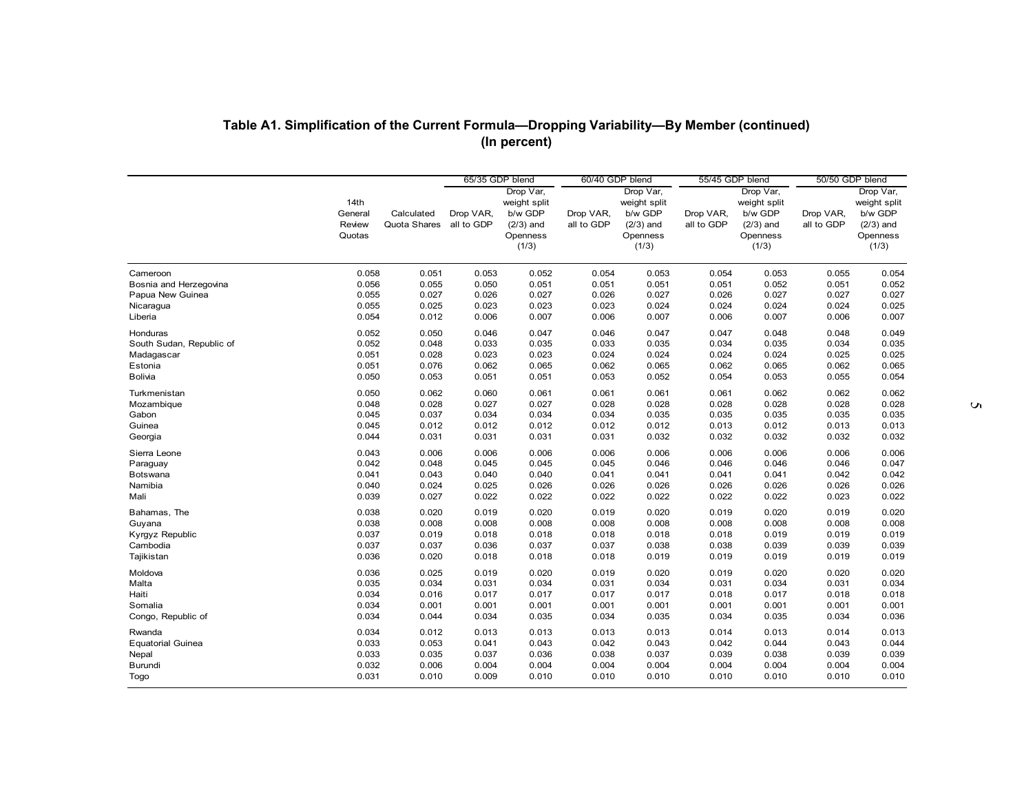# Table A1. Simplification of the Current Formula—Dropping Variability—By Member (continued)
## (In percent)

| | 14th General Review Quotas | Calculated Quota Shares | 65/35 GDP blend | | 60/40 GDP blend | | 55/45 GDP blend | | 50/50 GDP blend | |
|---|---|---|---|---|---|---|---|---|---|---|
| | | | Drop VAR, all to GDP | Drop Var, weight split b/w GDP (2/3) and Openness (1/3) | Drop VAR, all to GDP | Drop Var, weight split b/w GDP (2/3) and Openness (1/3) | Drop VAR, all to GDP | Drop Var, weight split b/w GDP (2/3) and Openness (1/3) | Drop VAR, all to GDP | Drop Var, weight split b/w GDP (2/3) and Openness (1/3) |
| Cameroon | 0.058 | 0.051 | 0.053 | 0.052 | 0.054 | 0.053 | 0.054 | 0.053 | 0.055 | 0.054 |
| Bosnia and Herzegovina | 0.056 | 0.055 | 0.050 | 0.051 | 0.051 | 0.051 | 0.051 | 0.052 | 0.051 | 0.052 |
| Papua New Guinea | 0.055 | 0.027 | 0.026 | 0.027 | 0.026 | 0.027 | 0.026 | 0.027 | 0.027 | 0.027 |
| Nicaragua | 0.055 | 0.025 | 0.023 | 0.023 | 0.023 | 0.024 | 0.024 | 0.024 | 0.024 | 0.025 |
| Liberia | 0.054 | 0.012 | 0.006 | 0.007 | 0.006 | 0.007 | 0.006 | 0.007 | 0.006 | 0.007 |
| Honduras | 0.052 | 0.050 | 0.046 | 0.047 | 0.046 | 0.047 | 0.047 | 0.048 | 0.048 | 0.049 |
| South Sudan, Republic of | 0.052 | 0.048 | 0.033 | 0.035 | 0.033 | 0.035 | 0.034 | 0.035 | 0.034 | 0.035 |
| Madagascar | 0.051 | 0.028 | 0.023 | 0.023 | 0.024 | 0.024 | 0.024 | 0.024 | 0.025 | 0.025 |
| Estonia | 0.051 | 0.076 | 0.062 | 0.065 | 0.062 | 0.065 | 0.062 | 0.065 | 0.062 | 0.065 |
| Bolivia | 0.050 | 0.053 | 0.051 | 0.051 | 0.053 | 0.052 | 0.054 | 0.053 | 0.055 | 0.054 |
| Turkmenistan | 0.050 | 0.062 | 0.060 | 0.061 | 0.061 | 0.061 | 0.061 | 0.062 | 0.062 | 0.062 |
| Mozambique | 0.048 | 0.028 | 0.027 | 0.027 | 0.028 | 0.028 | 0.028 | 0.028 | 0.028 | 0.028 |
| Gabon | 0.045 | 0.037 | 0.034 | 0.034 | 0.034 | 0.035 | 0.035 | 0.035 | 0.035 | 0.035 |
| Guinea | 0.045 | 0.012 | 0.012 | 0.012 | 0.012 | 0.012 | 0.013 | 0.012 | 0.013 | 0.013 |
| Georgia | 0.044 | 0.031 | 0.031 | 0.031 | 0.031 | 0.032 | 0.032 | 0.032 | 0.032 | 0.032 |
| Sierra Leone | 0.043 | 0.006 | 0.006 | 0.006 | 0.006 | 0.006 | 0.006 | 0.006 | 0.006 | 0.006 |
| Paraguay | 0.042 | 0.048 | 0.045 | 0.045 | 0.045 | 0.046 | 0.046 | 0.046 | 0.046 | 0.047 |
| Botswana | 0.041 | 0.043 | 0.040 | 0.040 | 0.041 | 0.041 | 0.041 | 0.041 | 0.042 | 0.042 |
| Namibia | 0.040 | 0.024 | 0.025 | 0.026 | 0.026 | 0.026 | 0.026 | 0.026 | 0.026 | 0.026 |
| Mali | 0.039 | 0.027 | 0.022 | 0.022 | 0.022 | 0.022 | 0.022 | 0.022 | 0.023 | 0.022 |
| Bahamas, The | 0.038 | 0.020 | 0.019 | 0.020 | 0.019 | 0.020 | 0.019 | 0.020 | 0.019 | 0.020 |
| Guyana | 0.038 | 0.008 | 0.008 | 0.008 | 0.008 | 0.008 | 0.008 | 0.008 | 0.008 | 0.008 |
| Kyrgyz Republic | 0.037 | 0.019 | 0.018 | 0.018 | 0.018 | 0.018 | 0.018 | 0.019 | 0.019 | 0.019 |
| Cambodia | 0.037 | 0.037 | 0.036 | 0.037 | 0.037 | 0.038 | 0.038 | 0.039 | 0.039 | 0.039 |
| Tajikistan | 0.036 | 0.020 | 0.018 | 0.018 | 0.018 | 0.019 | 0.019 | 0.019 | 0.019 | 0.019 |
| Moldova | 0.036 | 0.025 | 0.019 | 0.020 | 0.019 | 0.020 | 0.019 | 0.020 | 0.020 | 0.020 |
| Malta | 0.035 | 0.034 | 0.031 | 0.034 | 0.031 | 0.034 | 0.031 | 0.034 | 0.031 | 0.034 |
| Haiti | 0.034 | 0.016 | 0.017 | 0.017 | 0.017 | 0.017 | 0.018 | 0.017 | 0.018 | 0.018 |
| Somalia | 0.034 | 0.001 | 0.001 | 0.001 | 0.001 | 0.001 | 0.001 | 0.001 | 0.001 | 0.001 |
| Congo, Republic of | 0.034 | 0.044 | 0.034 | 0.035 | 0.034 | 0.035 | 0.034 | 0.035 | 0.034 | 0.036 |
| Rwanda | 0.034 | 0.012 | 0.013 | 0.013 | 0.013 | 0.013 | 0.014 | 0.013 | 0.014 | 0.013 |
| Equatorial Guinea | 0.033 | 0.053 | 0.041 | 0.043 | 0.042 | 0.043 | 0.042 | 0.044 | 0.043 | 0.044 |
| Nepal | 0.033 | 0.035 | 0.037 | 0.036 | 0.038 | 0.037 | 0.039 | 0.038 | 0.039 | 0.039 |
| Burundi | 0.032 | 0.006 | 0.004 | 0.004 | 0.004 | 0.004 | 0.004 | 0.004 | 0.004 | 0.004 |
| Togo | 0.031 | 0.010 | 0.009 | 0.010 | 0.010 | 0.010 | 0.010 | 0.010 | 0.010 | 0.010 |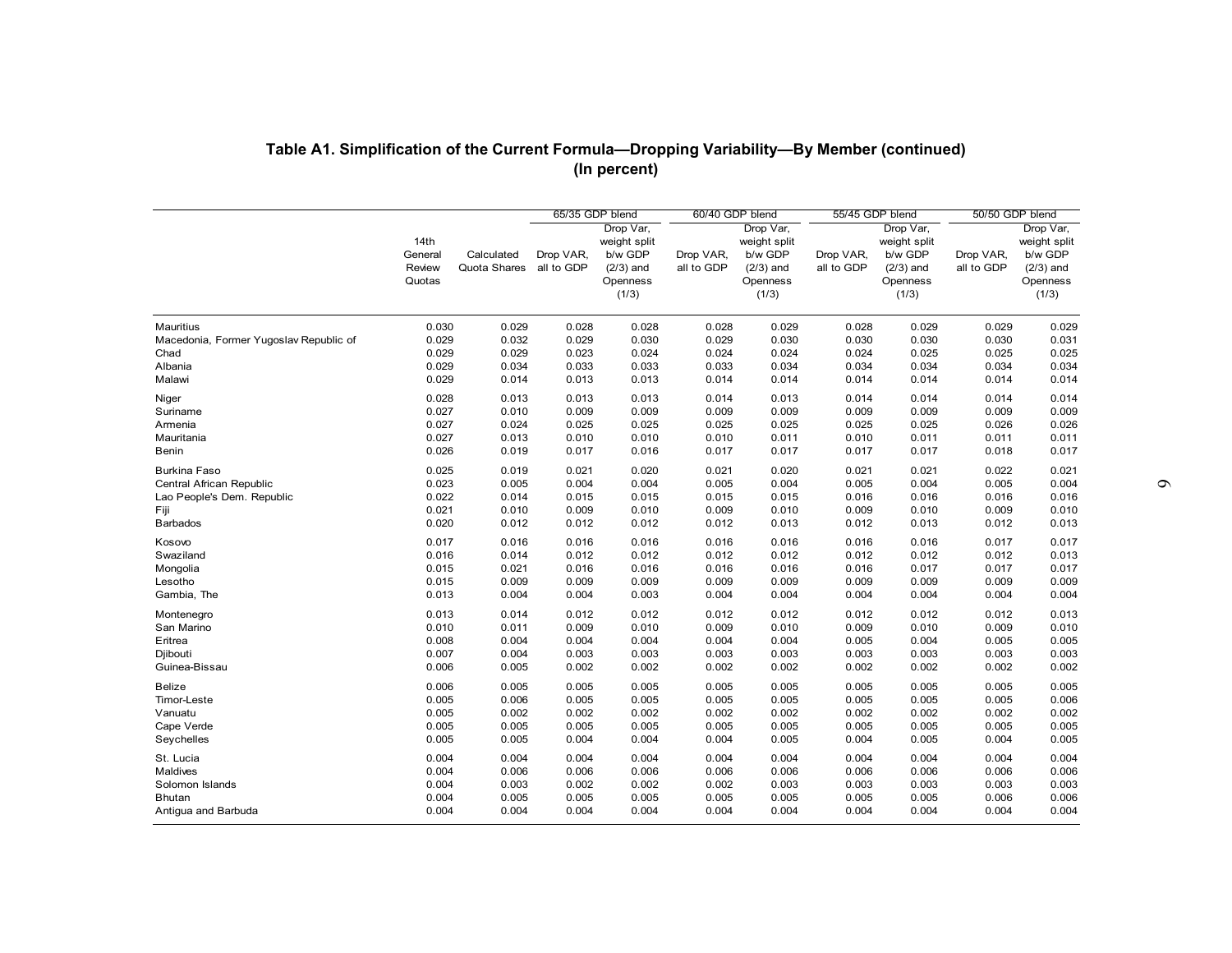## Table A1. Simplification of the Current Formula—Dropping Variability—By Member (continued)
### (In percent)

| | 14th General Review Quotas | Calculated Quota Shares | 65/35 GDP blend | | 60/40 GDP blend | | 55/45 GDP blend | | 50/50 GDP blend | |
|---|---|---|---|---|---|---|---|---|---|---|
| | | | Drop VAR, all to GDP | Drop Var, weight split b/w GDP (2/3) and Openness (1/3) | Drop VAR, all to GDP | Drop Var, weight split b/w GDP (2/3) and Openness (1/3) | Drop VAR, all to GDP | Drop Var, weight split b/w GDP (2/3) and Openness (1/3) | Drop VAR, all to GDP | Drop Var, weight split b/w GDP (2/3) and Openness (1/3) |
| Mauritius | 0.030 | 0.029 | 0.028 | 0.028 | 0.028 | 0.029 | 0.028 | 0.029 | 0.029 | 0.029 |
| Macedonia, Former Yugoslav Republic of | 0.029 | 0.032 | 0.029 | 0.030 | 0.029 | 0.030 | 0.030 | 0.030 | 0.030 | 0.031 |
| Chad | 0.029 | 0.029 | 0.023 | 0.024 | 0.024 | 0.024 | 0.024 | 0.025 | 0.025 | 0.025 |
| Albania | 0.029 | 0.034 | 0.033 | 0.033 | 0.033 | 0.034 | 0.034 | 0.034 | 0.034 | 0.034 |
| Malawi | 0.029 | 0.014 | 0.013 | 0.013 | 0.014 | 0.014 | 0.014 | 0.014 | 0.014 | 0.014 |
| Niger | 0.028 | 0.013 | 0.013 | 0.013 | 0.014 | 0.013 | 0.014 | 0.014 | 0.014 | 0.014 |
| Suriname | 0.027 | 0.010 | 0.009 | 0.009 | 0.009 | 0.009 | 0.009 | 0.009 | 0.009 | 0.009 |
| Armenia | 0.027 | 0.024 | 0.025 | 0.025 | 0.025 | 0.025 | 0.025 | 0.025 | 0.026 | 0.026 |
| Mauritania | 0.027 | 0.013 | 0.010 | 0.010 | 0.010 | 0.011 | 0.010 | 0.011 | 0.011 | 0.011 |
| Benin | 0.026 | 0.019 | 0.017 | 0.016 | 0.017 | 0.017 | 0.017 | 0.017 | 0.018 | 0.017 |
| Burkina Faso | 0.025 | 0.019 | 0.021 | 0.020 | 0.021 | 0.020 | 0.021 | 0.021 | 0.022 | 0.021 |
| Central African Republic | 0.023 | 0.005 | 0.004 | 0.004 | 0.005 | 0.004 | 0.005 | 0.004 | 0.005 | 0.004 |
| Lao People's Dem. Republic | 0.022 | 0.014 | 0.015 | 0.015 | 0.015 | 0.015 | 0.016 | 0.016 | 0.016 | 0.016 |
| Fiji | 0.021 | 0.010 | 0.009 | 0.010 | 0.009 | 0.010 | 0.009 | 0.010 | 0.009 | 0.010 |
| Barbados | 0.020 | 0.012 | 0.012 | 0.012 | 0.012 | 0.013 | 0.012 | 0.013 | 0.012 | 0.013 |
| Kosovo | 0.017 | 0.016 | 0.016 | 0.016 | 0.016 | 0.016 | 0.016 | 0.016 | 0.017 | 0.017 |
| Swaziland | 0.016 | 0.014 | 0.012 | 0.012 | 0.012 | 0.012 | 0.012 | 0.012 | 0.012 | 0.013 |
| Mongolia | 0.015 | 0.021 | 0.016 | 0.016 | 0.016 | 0.016 | 0.016 | 0.017 | 0.017 | 0.017 |
| Lesotho | 0.015 | 0.009 | 0.009 | 0.009 | 0.009 | 0.009 | 0.009 | 0.009 | 0.009 | 0.009 |
| Gambia, The | 0.013 | 0.004 | 0.004 | 0.003 | 0.004 | 0.004 | 0.004 | 0.004 | 0.004 | 0.004 |
| Montenegro | 0.013 | 0.014 | 0.012 | 0.012 | 0.012 | 0.012 | 0.012 | 0.012 | 0.012 | 0.013 |
| San Marino | 0.010 | 0.011 | 0.009 | 0.010 | 0.009 | 0.010 | 0.009 | 0.010 | 0.009 | 0.010 |
| Eritrea | 0.008 | 0.004 | 0.004 | 0.004 | 0.004 | 0.004 | 0.005 | 0.004 | 0.005 | 0.005 |
| Djibouti | 0.007 | 0.004 | 0.003 | 0.003 | 0.003 | 0.003 | 0.003 | 0.003 | 0.003 | 0.003 |
| Guinea-Bissau | 0.006 | 0.005 | 0.002 | 0.002 | 0.002 | 0.002 | 0.002 | 0.002 | 0.002 | 0.002 |
| Belize | 0.006 | 0.005 | 0.005 | 0.005 | 0.005 | 0.005 | 0.005 | 0.005 | 0.005 | 0.005 |
| Timor-Leste | 0.005 | 0.006 | 0.005 | 0.005 | 0.005 | 0.005 | 0.005 | 0.005 | 0.005 | 0.006 |
| Vanuatu | 0.005 | 0.002 | 0.002 | 0.002 | 0.002 | 0.002 | 0.002 | 0.002 | 0.002 | 0.002 |
| Cape Verde | 0.005 | 0.005 | 0.005 | 0.005 | 0.005 | 0.005 | 0.005 | 0.005 | 0.005 | 0.005 |
| Seychelles | 0.005 | 0.005 | 0.004 | 0.004 | 0.004 | 0.005 | 0.004 | 0.005 | 0.004 | 0.005 |
| St. Lucia | 0.004 | 0.004 | 0.004 | 0.004 | 0.004 | 0.004 | 0.004 | 0.004 | 0.004 | 0.004 |
| Maldives | 0.004 | 0.006 | 0.006 | 0.006 | 0.006 | 0.006 | 0.006 | 0.006 | 0.006 | 0.006 |
| Solomon Islands | 0.004 | 0.003 | 0.002 | 0.002 | 0.002 | 0.003 | 0.003 | 0.003 | 0.003 | 0.003 |
| Bhutan | 0.004 | 0.005 | 0.005 | 0.005 | 0.005 | 0.005 | 0.005 | 0.005 | 0.006 | 0.006 |
| Antigua and Barbuda | 0.004 | 0.004 | 0.004 | 0.004 | 0.004 | 0.004 | 0.004 | 0.004 | 0.004 | 0.004 |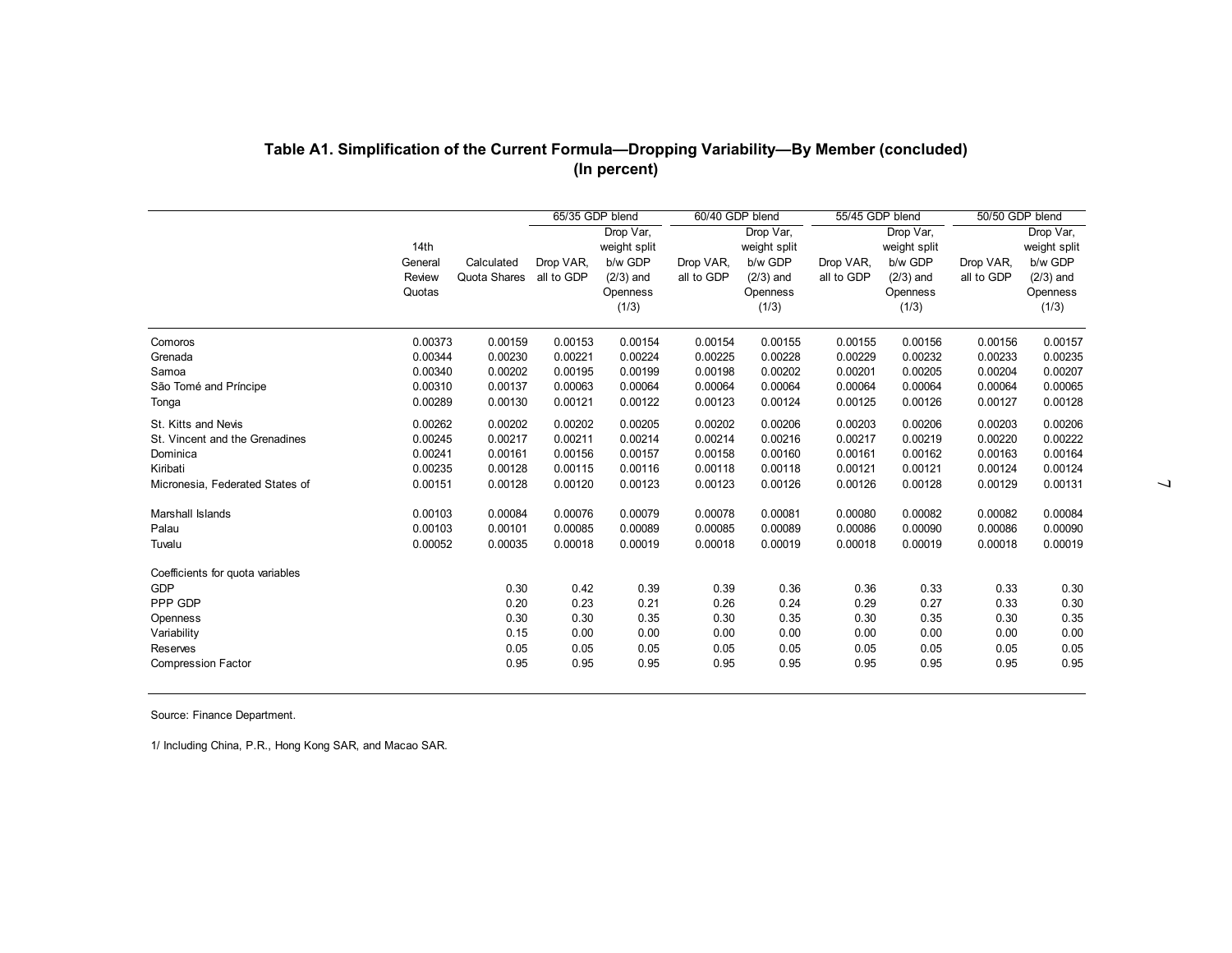**Table A1. Simplification of the Current Formula—Dropping Variability—By Member (concluded)**
**(In percent)**

| | 14th General Review Quotas | Calculated Quota Shares | 65/35 GDP blend | | 60/40 GDP blend | | 55/45 GDP blend | | 50/50 GDP blend | |
|---|---|---|---|---|---|---|---|---|---|---|
| | | | Drop VAR, all to GDP | Drop Var, weight split b/w GDP (2/3) and Openness (1/3) | Drop VAR, all to GDP | Drop Var, weight split b/w GDP (2/3) and Openness (1/3) | Drop VAR, all to GDP | Drop Var, weight split b/w GDP (2/3) and Openness (1/3) | Drop VAR, all to GDP | Drop Var, weight split b/w GDP (2/3) and Openness (1/3) |
| Comoros | 0.00373 | 0.00159 | 0.00153 | 0.00154 | 0.00154 | 0.00155 | 0.00155 | 0.00156 | 0.00156 | 0.00157 |
| Grenada | 0.00344 | 0.00230 | 0.00221 | 0.00224 | 0.00225 | 0.00228 | 0.00229 | 0.00232 | 0.00233 | 0.00235 |
| Samoa | 0.00340 | 0.00202 | 0.00195 | 0.00199 | 0.00198 | 0.00202 | 0.00201 | 0.00205 | 0.00204 | 0.00207 |
| São Tomé and Príncipe | 0.00310 | 0.00137 | 0.00063 | 0.00064 | 0.00064 | 0.00064 | 0.00064 | 0.00064 | 0.00064 | 0.00065 |
| Tonga | 0.00289 | 0.00130 | 0.00121 | 0.00122 | 0.00123 | 0.00124 | 0.00125 | 0.00126 | 0.00127 | 0.00128 |
| St. Kitts and Nevis | 0.00262 | 0.00202 | 0.00202 | 0.00205 | 0.00202 | 0.00206 | 0.00203 | 0.00206 | 0.00203 | 0.00206 |
| St. Vincent and the Grenadines | 0.00245 | 0.00217 | 0.00211 | 0.00214 | 0.00214 | 0.00216 | 0.00217 | 0.00219 | 0.00220 | 0.00222 |
| Dominica | 0.00241 | 0.00161 | 0.00156 | 0.00157 | 0.00158 | 0.00160 | 0.00161 | 0.00162 | 0.00163 | 0.00164 |
| Kiribati | 0.00235 | 0.00128 | 0.00115 | 0.00116 | 0.00118 | 0.00118 | 0.00121 | 0.00121 | 0.00124 | 0.00124 |
| Micronesia, Federated States of | 0.00151 | 0.00128 | 0.00120 | 0.00123 | 0.00123 | 0.00126 | 0.00126 | 0.00128 | 0.00129 | 0.00131 |
| Marshall Islands | 0.00103 | 0.00084 | 0.00076 | 0.00079 | 0.00078 | 0.00081 | 0.00080 | 0.00082 | 0.00082 | 0.00084 |
| Palau | 0.00103 | 0.00101 | 0.00085 | 0.00089 | 0.00085 | 0.00089 | 0.00086 | 0.00090 | 0.00086 | 0.00090 |
| Tuvalu | 0.00052 | 0.00035 | 0.00018 | 0.00019 | 0.00018 | 0.00019 | 0.00018 | 0.00019 | 0.00018 | 0.00019 |
| Coefficients for quota variables | | | | | | | | | | |
| GDP | | 0.30 | 0.42 | 0.39 | 0.39 | 0.36 | 0.36 | 0.33 | 0.33 | 0.30 |
| PPP GDP | | 0.20 | 0.23 | 0.21 | 0.26 | 0.24 | 0.29 | 0.27 | 0.33 | 0.30 |
| Openness | | 0.30 | 0.30 | 0.35 | 0.30 | 0.35 | 0.30 | 0.35 | 0.30 | 0.35 |
| Variability | | 0.15 | 0.00 | 0.00 | 0.00 | 0.00 | 0.00 | 0.00 | 0.00 | 0.00 |
| Reserves | | 0.05 | 0.05 | 0.05 | 0.05 | 0.05 | 0.05 | 0.05 | 0.05 | 0.05 |
| Compression Factor | | 0.95 | 0.95 | 0.95 | 0.95 | 0.95 | 0.95 | 0.95 | 0.95 | 0.95 |

Source: Finance Department.

1/ Including China, P.R., Hong Kong SAR, and Macao SAR.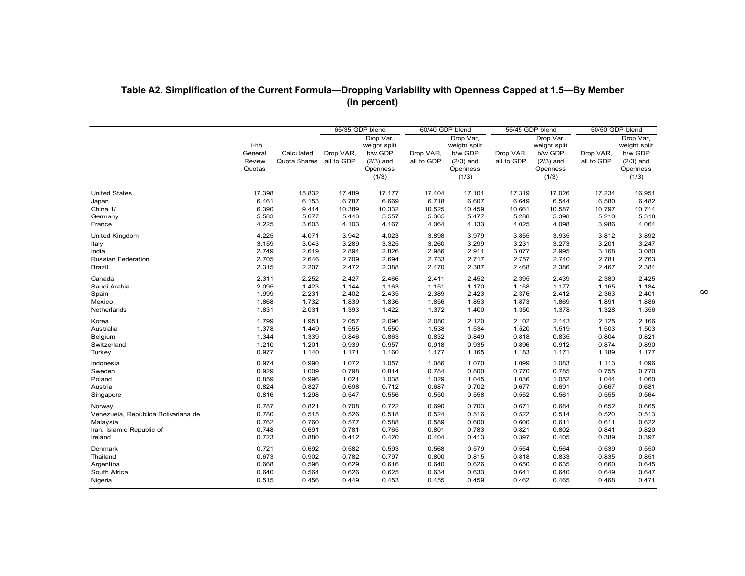## Table A2. Simplification of the Current Formula—Dropping Variability with Openness Capped at 1.5—By Member (In percent)

| | 14th General Review Quotas | Calculated Quota Shares | 65/35 GDP blend | | 60/40 GDP blend | | 55/45 GDP blend | | 50/50 GDP blend | |
|---|---|---|---|---|---|---|---|---|---|---|
| | | | Drop VAR, all to GDP | Drop Var, weight split b/w GDP (2/3) and Openness (1/3) | Drop VAR, all to GDP | Drop Var, weight split b/w GDP (2/3) and Openness (1/3) | Drop VAR, all to GDP | Drop Var, weight split b/w GDP (2/3) and Openness (1/3) | Drop VAR, all to GDP | Drop Var, weight split b/w GDP (2/3) and Openness (1/3) |
| United States | 17.398 | 15.832 | 17.489 | 17.177 | 17.404 | 17.101 | 17.319 | 17.026 | 17.234 | 16.951 |
| Japan | 6.461 | 6.153 | 6.787 | 6.669 | 6.718 | 6.607 | 6.649 | 6.544 | 6.580 | 6.482 |
| China 1/ | 6.390 | 9.414 | 10.389 | 10.332 | 10.525 | 10.459 | 10.661 | 10.587 | 10.797 | 10.714 |
| Germany | 5.583 | 5.677 | 5.443 | 5.557 | 5.365 | 5.477 | 5.288 | 5.398 | 5.210 | 5.318 |
| France | 4.225 | 3.603 | 4.103 | 4.167 | 4.064 | 4.133 | 4.025 | 4.098 | 3.986 | 4.064 |
| United Kingdom | 4.225 | 4.071 | 3.942 | 4.023 | 3.898 | 3.979 | 3.855 | 3.935 | 3.812 | 3.892 |
| Italy | 3.159 | 3.043 | 3.289 | 3.325 | 3.260 | 3.299 | 3.231 | 3.273 | 3.201 | 3.247 |
| India | 2.749 | 2.619 | 2.894 | 2.826 | 2.986 | 2.911 | 3.077 | 2.995 | 3.168 | 3.080 |
| Russian Federation | 2.705 | 2.646 | 2.709 | 2.694 | 2.733 | 2.717 | 2.757 | 2.740 | 2.781 | 2.763 |
| Brazil | 2.315 | 2.207 | 2.472 | 2.388 | 2.470 | 2.387 | 2.468 | 2.386 | 2.467 | 2.384 |
| Canada | 2.311 | 2.252 | 2.427 | 2.466 | 2.411 | 2.452 | 2.395 | 2.439 | 2.380 | 2.425 |
| Saudi Arabia | 2.095 | 1.423 | 1.144 | 1.163 | 1.151 | 1.170 | 1.158 | 1.177 | 1.165 | 1.184 |
| Spain | 1.999 | 2.231 | 2.402 | 2.435 | 2.389 | 2.423 | 2.376 | 2.412 | 2.363 | 2.401 |
| Mexico | 1.868 | 1.732 | 1.839 | 1.836 | 1.856 | 1.853 | 1.873 | 1.869 | 1.891 | 1.886 |
| Netherlands | 1.831 | 2.031 | 1.393 | 1.422 | 1.372 | 1.400 | 1.350 | 1.378 | 1.328 | 1.356 |
| Korea | 1.799 | 1.951 | 2.057 | 2.096 | 2.080 | 2.120 | 2.102 | 2.143 | 2.125 | 2.166 |
| Australia | 1.378 | 1.449 | 1.555 | 1.550 | 1.538 | 1.534 | 1.520 | 1.519 | 1.503 | 1.503 |
| Belgium | 1.344 | 1.339 | 0.846 | 0.863 | 0.832 | 0.849 | 0.818 | 0.835 | 0.804 | 0.821 |
| Switzerland | 1.210 | 1.201 | 0.939 | 0.957 | 0.918 | 0.935 | 0.896 | 0.912 | 0.874 | 0.890 |
| Turkey | 0.977 | 1.140 | 1.171 | 1.160 | 1.177 | 1.165 | 1.183 | 1.171 | 1.189 | 1.177 |
| Indonesia | 0.974 | 0.990 | 1.072 | 1.057 | 1.086 | 1.070 | 1.099 | 1.083 | 1.113 | 1.096 |
| Sweden | 0.929 | 1.009 | 0.798 | 0.814 | 0.784 | 0.800 | 0.770 | 0.785 | 0.755 | 0.770 |
| Poland | 0.859 | 0.996 | 1.021 | 1.038 | 1.029 | 1.045 | 1.036 | 1.052 | 1.044 | 1.060 |
| Austria | 0.824 | 0.827 | 0.698 | 0.712 | 0.687 | 0.702 | 0.677 | 0.691 | 0.667 | 0.681 |
| Singapore | 0.816 | 1.298 | 0.547 | 0.556 | 0.550 | 0.558 | 0.552 | 0.561 | 0.555 | 0.564 |
| Norway | 0.787 | 0.821 | 0.708 | 0.722 | 0.690 | 0.703 | 0.671 | 0.684 | 0.652 | 0.665 |
| Venezuela, República Bolivariana de | 0.780 | 0.515 | 0.526 | 0.518 | 0.524 | 0.516 | 0.522 | 0.514 | 0.520 | 0.513 |
| Malaysia | 0.762 | 0.760 | 0.577 | 0.588 | 0.589 | 0.600 | 0.600 | 0.611 | 0.611 | 0.622 |
| Iran, Islamic Republic of | 0.748 | 0.691 | 0.781 | 0.765 | 0.801 | 0.783 | 0.821 | 0.802 | 0.841 | 0.820 |
| Ireland | 0.723 | 0.880 | 0.412 | 0.420 | 0.404 | 0.413 | 0.397 | 0.405 | 0.389 | 0.397 |
| Denmark | 0.721 | 0.692 | 0.582 | 0.593 | 0.568 | 0.579 | 0.554 | 0.564 | 0.539 | 0.550 |
| Thailand | 0.673 | 0.902 | 0.782 | 0.797 | 0.800 | 0.815 | 0.818 | 0.833 | 0.835 | 0.851 |
| Argentina | 0.668 | 0.596 | 0.629 | 0.616 | 0.640 | 0.626 | 0.650 | 0.635 | 0.660 | 0.645 |
| South Africa | 0.640 | 0.564 | 0.626 | 0.625 | 0.634 | 0.633 | 0.641 | 0.640 | 0.649 | 0.647 |
| Nigeria | 0.515 | 0.456 | 0.449 | 0.453 | 0.455 | 0.459 | 0.462 | 0.465 | 0.468 | 0.471 |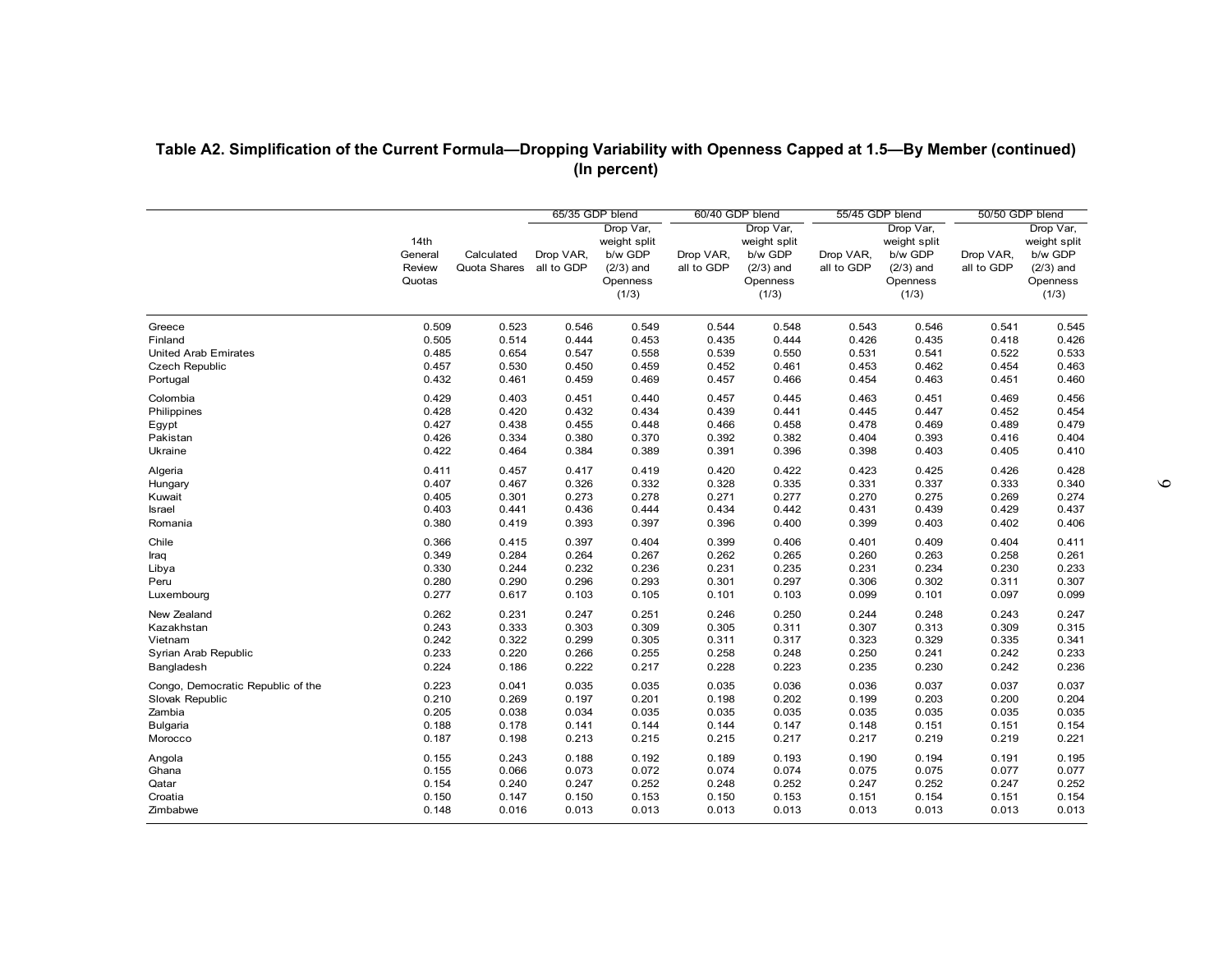**Table A2. Simplification of the Current Formula—Dropping Variability with Openness Capped at 1.5—By Member (continued)**
**(In percent)**

| | 14th General Review Quotas | Calculated Quota Shares | 65/35 GDP blend | | 60/40 GDP blend | | 55/45 GDP blend | | 50/50 GDP blend | |
|---|---|---|---|---|---|---|---|---|---|---|
| | | | Drop VAR, all to GDP | Drop Var, weight split b/w GDP (2/3) and Openness (1/3) | Drop VAR, all to GDP | Drop Var, weight split b/w GDP (2/3) and Openness (1/3) | Drop VAR, all to GDP | Drop Var, weight split b/w GDP (2/3) and Openness (1/3) | Drop VAR, all to GDP | Drop Var, weight split b/w GDP (2/3) and Openness (1/3) |
| Greece | 0.509 | 0.523 | 0.546 | 0.549 | 0.544 | 0.548 | 0.543 | 0.546 | 0.541 | 0.545 |
| Finland | 0.505 | 0.514 | 0.444 | 0.453 | 0.435 | 0.444 | 0.426 | 0.435 | 0.418 | 0.426 |
| United Arab Emirates | 0.485 | 0.654 | 0.547 | 0.558 | 0.539 | 0.550 | 0.531 | 0.541 | 0.522 | 0.533 |
| Czech Republic | 0.457 | 0.530 | 0.450 | 0.459 | 0.452 | 0.461 | 0.453 | 0.462 | 0.454 | 0.463 |
| Portugal | 0.432 | 0.461 | 0.459 | 0.469 | 0.457 | 0.466 | 0.454 | 0.463 | 0.451 | 0.460 |
| Colombia | 0.429 | 0.403 | 0.451 | 0.440 | 0.457 | 0.445 | 0.463 | 0.451 | 0.469 | 0.456 |
| Philippines | 0.428 | 0.420 | 0.432 | 0.434 | 0.439 | 0.441 | 0.445 | 0.447 | 0.452 | 0.454 |
| Egypt | 0.427 | 0.438 | 0.455 | 0.448 | 0.466 | 0.458 | 0.478 | 0.469 | 0.489 | 0.479 |
| Pakistan | 0.426 | 0.334 | 0.380 | 0.370 | 0.392 | 0.382 | 0.404 | 0.393 | 0.416 | 0.404 |
| Ukraine | 0.422 | 0.464 | 0.384 | 0.389 | 0.391 | 0.396 | 0.398 | 0.403 | 0.405 | 0.410 |
| Algeria | 0.411 | 0.457 | 0.417 | 0.419 | 0.420 | 0.422 | 0.423 | 0.425 | 0.426 | 0.428 |
| Hungary | 0.407 | 0.467 | 0.326 | 0.332 | 0.328 | 0.335 | 0.331 | 0.337 | 0.333 | 0.340 |
| Kuwait | 0.405 | 0.301 | 0.273 | 0.278 | 0.271 | 0.277 | 0.270 | 0.275 | 0.269 | 0.274 |
| Israel | 0.403 | 0.441 | 0.436 | 0.444 | 0.434 | 0.442 | 0.431 | 0.439 | 0.429 | 0.437 |
| Romania | 0.380 | 0.419 | 0.393 | 0.397 | 0.396 | 0.400 | 0.399 | 0.403 | 0.402 | 0.406 |
| Chile | 0.366 | 0.415 | 0.397 | 0.404 | 0.399 | 0.406 | 0.401 | 0.409 | 0.404 | 0.411 |
| Iraq | 0.349 | 0.284 | 0.264 | 0.267 | 0.262 | 0.265 | 0.260 | 0.263 | 0.258 | 0.261 |
| Libya | 0.330 | 0.244 | 0.232 | 0.236 | 0.231 | 0.235 | 0.231 | 0.234 | 0.230 | 0.233 |
| Peru | 0.280 | 0.290 | 0.296 | 0.293 | 0.301 | 0.297 | 0.306 | 0.302 | 0.311 | 0.307 |
| Luxembourg | 0.277 | 0.617 | 0.103 | 0.105 | 0.101 | 0.103 | 0.099 | 0.101 | 0.097 | 0.099 |
| New Zealand | 0.262 | 0.231 | 0.247 | 0.251 | 0.246 | 0.250 | 0.244 | 0.248 | 0.243 | 0.247 |
| Kazakhstan | 0.243 | 0.333 | 0.303 | 0.309 | 0.305 | 0.311 | 0.307 | 0.313 | 0.309 | 0.315 |
| Vietnam | 0.242 | 0.322 | 0.299 | 0.305 | 0.311 | 0.317 | 0.323 | 0.329 | 0.335 | 0.341 |
| Syrian Arab Republic | 0.233 | 0.220 | 0.266 | 0.255 | 0.258 | 0.248 | 0.250 | 0.241 | 0.242 | 0.233 |
| Bangladesh | 0.224 | 0.186 | 0.222 | 0.217 | 0.228 | 0.223 | 0.235 | 0.230 | 0.242 | 0.236 |
| Congo, Democratic Republic of the | 0.223 | 0.041 | 0.035 | 0.035 | 0.035 | 0.036 | 0.036 | 0.037 | 0.037 | 0.037 |
| Slovak Republic | 0.210 | 0.269 | 0.197 | 0.201 | 0.198 | 0.202 | 0.199 | 0.203 | 0.200 | 0.204 |
| Zambia | 0.205 | 0.038 | 0.034 | 0.035 | 0.035 | 0.035 | 0.035 | 0.035 | 0.035 | 0.035 |
| Bulgaria | 0.188 | 0.178 | 0.141 | 0.144 | 0.144 | 0.147 | 0.148 | 0.151 | 0.151 | 0.154 |
| Morocco | 0.187 | 0.198 | 0.213 | 0.215 | 0.215 | 0.217 | 0.217 | 0.219 | 0.219 | 0.221 |
| Angola | 0.155 | 0.243 | 0.188 | 0.192 | 0.189 | 0.193 | 0.190 | 0.194 | 0.191 | 0.195 |
| Ghana | 0.155 | 0.066 | 0.073 | 0.072 | 0.074 | 0.074 | 0.075 | 0.075 | 0.077 | 0.077 |
| Qatar | 0.154 | 0.240 | 0.247 | 0.252 | 0.248 | 0.252 | 0.247 | 0.252 | 0.247 | 0.252 |
| Croatia | 0.150 | 0.147 | 0.150 | 0.153 | 0.150 | 0.153 | 0.151 | 0.154 | 0.151 | 0.154 |
| Zimbabwe | 0.148 | 0.016 | 0.013 | 0.013 | 0.013 | 0.013 | 0.013 | 0.013 | 0.013 | 0.013 |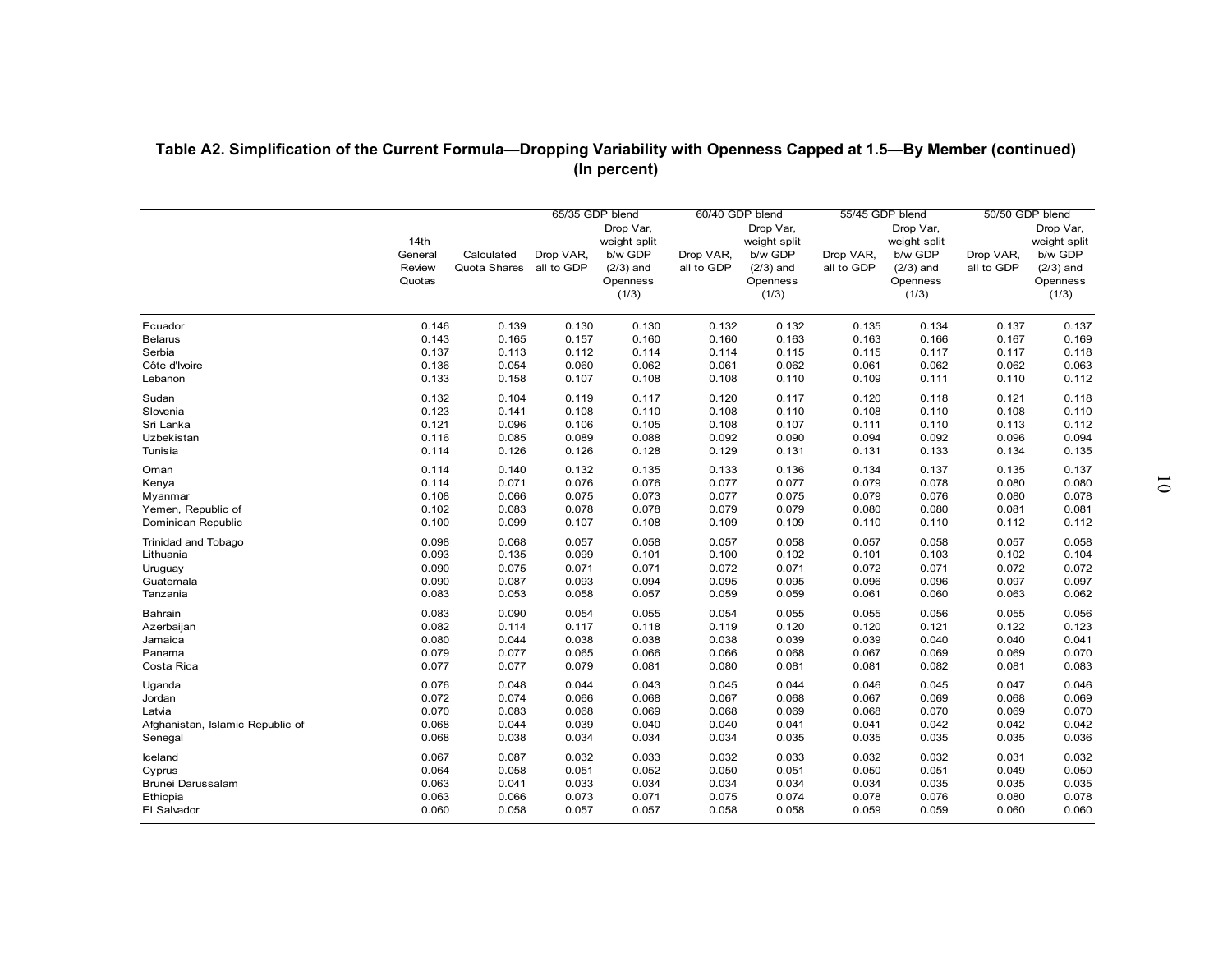**Table A2. Simplification of the Current Formula—Dropping Variability with Openness Capped at 1.5—By Member (continued)**
**(In percent)**

| | 14th General Review Quotas | Calculated Quota Shares | 65/35 GDP blend | | 60/40 GDP blend | | 55/45 GDP blend | | 50/50 GDP blend | |
|---|---|---|---|---|---|---|---|---|---|---|
| | | | Drop VAR, all to GDP | Drop Var, weight split b/w GDP (2/3) and Openness (1/3) | Drop VAR, all to GDP | Drop Var, weight split b/w GDP (2/3) and Openness (1/3) | Drop VAR, all to GDP | Drop Var, weight split b/w GDP (2/3) and Openness (1/3) | Drop VAR, all to GDP | Drop Var, weight split b/w GDP (2/3) and Openness (1/3) |
| Ecuador | 0.146 | 0.139 | 0.130 | 0.130 | 0.132 | 0.132 | 0.135 | 0.134 | 0.137 | 0.137 |
| Belarus | 0.143 | 0.165 | 0.157 | 0.160 | 0.160 | 0.163 | 0.163 | 0.166 | 0.167 | 0.169 |
| Serbia | 0.137 | 0.113 | 0.112 | 0.114 | 0.114 | 0.115 | 0.115 | 0.117 | 0.117 | 0.118 |
| Côte d'Ivoire | 0.136 | 0.054 | 0.060 | 0.062 | 0.061 | 0.062 | 0.061 | 0.062 | 0.062 | 0.063 |
| Lebanon | 0.133 | 0.158 | 0.107 | 0.108 | 0.108 | 0.110 | 0.109 | 0.111 | 0.110 | 0.112 |
| Sudan | 0.132 | 0.104 | 0.119 | 0.117 | 0.120 | 0.117 | 0.120 | 0.118 | 0.121 | 0.118 |
| Slovenia | 0.123 | 0.141 | 0.108 | 0.110 | 0.108 | 0.110 | 0.108 | 0.110 | 0.108 | 0.110 |
| Sri Lanka | 0.121 | 0.096 | 0.106 | 0.105 | 0.108 | 0.107 | 0.111 | 0.110 | 0.113 | 0.112 |
| Uzbekistan | 0.116 | 0.085 | 0.089 | 0.088 | 0.092 | 0.090 | 0.094 | 0.092 | 0.096 | 0.094 |
| Tunisia | 0.114 | 0.126 | 0.126 | 0.128 | 0.129 | 0.131 | 0.131 | 0.133 | 0.134 | 0.135 |
| Oman | 0.114 | 0.140 | 0.132 | 0.135 | 0.133 | 0.136 | 0.134 | 0.137 | 0.135 | 0.137 |
| Kenya | 0.114 | 0.071 | 0.076 | 0.076 | 0.077 | 0.077 | 0.079 | 0.078 | 0.080 | 0.080 |
| Myanmar | 0.108 | 0.066 | 0.075 | 0.073 | 0.077 | 0.075 | 0.079 | 0.076 | 0.080 | 0.078 |
| Yemen, Republic of | 0.102 | 0.083 | 0.078 | 0.078 | 0.079 | 0.079 | 0.080 | 0.080 | 0.081 | 0.081 |
| Dominican Republic | 0.100 | 0.099 | 0.107 | 0.108 | 0.109 | 0.109 | 0.110 | 0.110 | 0.112 | 0.112 |
| Trinidad and Tobago | 0.098 | 0.068 | 0.057 | 0.058 | 0.057 | 0.058 | 0.057 | 0.058 | 0.057 | 0.058 |
| Lithuania | 0.093 | 0.135 | 0.099 | 0.101 | 0.100 | 0.102 | 0.101 | 0.103 | 0.102 | 0.104 |
| Uruguay | 0.090 | 0.075 | 0.071 | 0.071 | 0.072 | 0.071 | 0.072 | 0.071 | 0.072 | 0.072 |
| Guatemala | 0.090 | 0.087 | 0.093 | 0.094 | 0.095 | 0.095 | 0.096 | 0.096 | 0.097 | 0.097 |
| Tanzania | 0.083 | 0.053 | 0.058 | 0.057 | 0.059 | 0.059 | 0.061 | 0.060 | 0.063 | 0.062 |
| Bahrain | 0.083 | 0.090 | 0.054 | 0.055 | 0.054 | 0.055 | 0.055 | 0.056 | 0.055 | 0.056 |
| Azerbaijan | 0.082 | 0.114 | 0.117 | 0.118 | 0.119 | 0.120 | 0.120 | 0.121 | 0.122 | 0.123 |
| Jamaica | 0.080 | 0.044 | 0.038 | 0.038 | 0.038 | 0.039 | 0.039 | 0.040 | 0.040 | 0.041 |
| Panama | 0.079 | 0.077 | 0.065 | 0.066 | 0.066 | 0.068 | 0.067 | 0.069 | 0.069 | 0.070 |
| Costa Rica | 0.077 | 0.077 | 0.079 | 0.081 | 0.080 | 0.081 | 0.081 | 0.082 | 0.081 | 0.083 |
| Uganda | 0.076 | 0.048 | 0.044 | 0.043 | 0.045 | 0.044 | 0.046 | 0.045 | 0.047 | 0.046 |
| Jordan | 0.072 | 0.074 | 0.066 | 0.068 | 0.067 | 0.068 | 0.067 | 0.069 | 0.068 | 0.069 |
| Latvia | 0.070 | 0.083 | 0.068 | 0.069 | 0.068 | 0.069 | 0.068 | 0.070 | 0.069 | 0.070 |
| Afghanistan, Islamic Republic of | 0.068 | 0.044 | 0.039 | 0.040 | 0.040 | 0.041 | 0.041 | 0.042 | 0.042 | 0.042 |
| Senegal | 0.068 | 0.038 | 0.034 | 0.034 | 0.034 | 0.035 | 0.035 | 0.035 | 0.035 | 0.036 |
| Iceland | 0.067 | 0.087 | 0.032 | 0.033 | 0.032 | 0.033 | 0.032 | 0.032 | 0.031 | 0.032 |
| Cyprus | 0.064 | 0.058 | 0.051 | 0.052 | 0.050 | 0.051 | 0.050 | 0.051 | 0.049 | 0.050 |
| Brunei Darussalam | 0.063 | 0.041 | 0.033 | 0.034 | 0.034 | 0.034 | 0.034 | 0.035 | 0.035 | 0.035 |
| Ethiopia | 0.063 | 0.066 | 0.073 | 0.071 | 0.075 | 0.074 | 0.078 | 0.076 | 0.080 | 0.078 |
| El Salvador | 0.060 | 0.058 | 0.057 | 0.057 | 0.058 | 0.058 | 0.059 | 0.059 | 0.060 | 0.060 |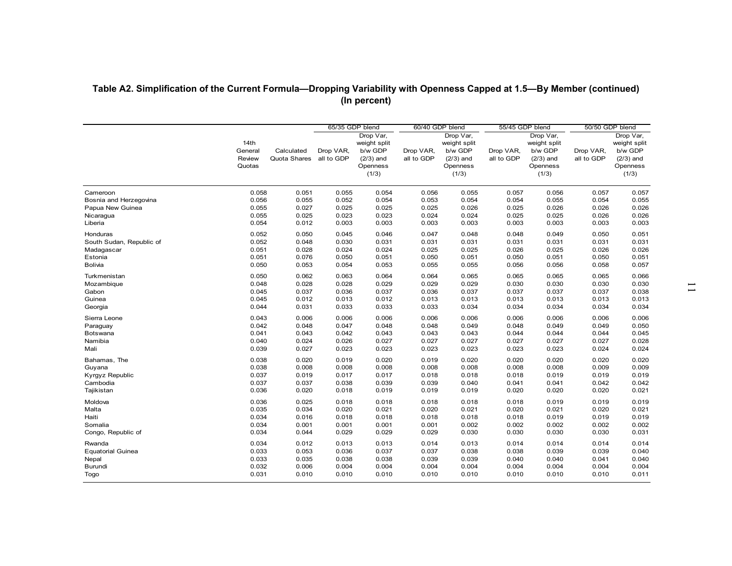## Table A2. Simplification of the Current Formula—Dropping Variability with Openness Capped at 1.5—By Member (continued)
**(In percent)**

| | 14th General Review Quotas | Calculated Quota Shares | 65/35 GDP blend | | 60/40 GDP blend | | 55/45 GDP blend | | 50/50 GDP blend | |
|---|---|---|---|---|---|---|---|---|---|---|
| | | | Drop VAR, all to GDP | Drop Var, weight split b/w GDP (2/3) and Openness (1/3) | Drop VAR, all to GDP | Drop Var, weight split b/w GDP (2/3) and Openness (1/3) | Drop VAR, all to GDP | Drop Var, weight split b/w GDP (2/3) and Openness (1/3) | Drop VAR, all to GDP | Drop Var, weight split b/w GDP (2/3) and Openness (1/3) |
| Cameroon | 0.058 | 0.051 | 0.055 | 0.054 | 0.056 | 0.055 | 0.057 | 0.056 | 0.057 | 0.057 |
| Bosnia and Herzegovina | 0.056 | 0.055 | 0.052 | 0.054 | 0.053 | 0.054 | 0.054 | 0.055 | 0.054 | 0.055 |
| Papua New Guinea | 0.055 | 0.027 | 0.025 | 0.025 | 0.025 | 0.026 | 0.025 | 0.026 | 0.026 | 0.026 |
| Nicaragua | 0.055 | 0.025 | 0.023 | 0.023 | 0.024 | 0.024 | 0.025 | 0.025 | 0.026 | 0.026 |
| Liberia | 0.054 | 0.012 | 0.003 | 0.003 | 0.003 | 0.003 | 0.003 | 0.003 | 0.003 | 0.003 |
| Honduras | 0.052 | 0.050 | 0.045 | 0.046 | 0.047 | 0.048 | 0.048 | 0.049 | 0.050 | 0.051 |
| South Sudan, Republic of | 0.052 | 0.048 | 0.030 | 0.031 | 0.031 | 0.031 | 0.031 | 0.031 | 0.031 | 0.031 |
| Madagascar | 0.051 | 0.028 | 0.024 | 0.024 | 0.025 | 0.025 | 0.026 | 0.025 | 0.026 | 0.026 |
| Estonia | 0.051 | 0.076 | 0.050 | 0.051 | 0.050 | 0.051 | 0.050 | 0.051 | 0.050 | 0.051 |
| Bolivia | 0.050 | 0.053 | 0.054 | 0.053 | 0.055 | 0.055 | 0.056 | 0.056 | 0.058 | 0.057 |
| Turkmenistan | 0.050 | 0.062 | 0.063 | 0.064 | 0.064 | 0.065 | 0.065 | 0.065 | 0.065 | 0.066 |
| Mozambique | 0.048 | 0.028 | 0.028 | 0.029 | 0.029 | 0.029 | 0.030 | 0.030 | 0.030 | 0.030 |
| Gabon | 0.045 | 0.037 | 0.036 | 0.037 | 0.036 | 0.037 | 0.037 | 0.037 | 0.037 | 0.038 |
| Guinea | 0.045 | 0.012 | 0.013 | 0.012 | 0.013 | 0.013 | 0.013 | 0.013 | 0.013 | 0.013 |
| Georgia | 0.044 | 0.031 | 0.033 | 0.033 | 0.033 | 0.034 | 0.034 | 0.034 | 0.034 | 0.034 |
| Sierra Leone | 0.043 | 0.006 | 0.006 | 0.006 | 0.006 | 0.006 | 0.006 | 0.006 | 0.006 | 0.006 |
| Paraguay | 0.042 | 0.048 | 0.047 | 0.048 | 0.048 | 0.049 | 0.048 | 0.049 | 0.049 | 0.050 |
| Botswana | 0.041 | 0.043 | 0.042 | 0.043 | 0.043 | 0.043 | 0.044 | 0.044 | 0.044 | 0.045 |
| Namibia | 0.040 | 0.024 | 0.026 | 0.027 | 0.027 | 0.027 | 0.027 | 0.027 | 0.027 | 0.028 |
| Mali | 0.039 | 0.027 | 0.023 | 0.023 | 0.023 | 0.023 | 0.023 | 0.023 | 0.024 | 0.024 |
| Bahamas, The | 0.038 | 0.020 | 0.019 | 0.020 | 0.019 | 0.020 | 0.020 | 0.020 | 0.020 | 0.020 |
| Guyana | 0.038 | 0.008 | 0.008 | 0.008 | 0.008 | 0.008 | 0.008 | 0.008 | 0.009 | 0.009 |
| Kyrgyz Republic | 0.037 | 0.019 | 0.017 | 0.017 | 0.018 | 0.018 | 0.018 | 0.019 | 0.019 | 0.019 |
| Cambodia | 0.037 | 0.037 | 0.038 | 0.039 | 0.039 | 0.040 | 0.041 | 0.041 | 0.042 | 0.042 |
| Tajikistan | 0.036 | 0.020 | 0.018 | 0.019 | 0.019 | 0.019 | 0.020 | 0.020 | 0.020 | 0.021 |
| Moldova | 0.036 | 0.025 | 0.018 | 0.018 | 0.018 | 0.018 | 0.018 | 0.019 | 0.019 | 0.019 |
| Malta | 0.035 | 0.034 | 0.020 | 0.021 | 0.020 | 0.021 | 0.020 | 0.021 | 0.020 | 0.021 |
| Haiti | 0.034 | 0.016 | 0.018 | 0.018 | 0.018 | 0.018 | 0.018 | 0.019 | 0.019 | 0.019 |
| Somalia | 0.034 | 0.001 | 0.001 | 0.001 | 0.001 | 0.002 | 0.002 | 0.002 | 0.002 | 0.002 |
| Congo, Republic of | 0.034 | 0.044 | 0.029 | 0.029 | 0.029 | 0.030 | 0.030 | 0.030 | 0.030 | 0.031 |
| Rwanda | 0.034 | 0.012 | 0.013 | 0.013 | 0.014 | 0.013 | 0.014 | 0.014 | 0.014 | 0.014 |
| Equatorial Guinea | 0.033 | 0.053 | 0.036 | 0.037 | 0.037 | 0.038 | 0.038 | 0.039 | 0.039 | 0.040 |
| Nepal | 0.033 | 0.035 | 0.038 | 0.038 | 0.039 | 0.039 | 0.040 | 0.040 | 0.041 | 0.040 |
| Burundi | 0.032 | 0.006 | 0.004 | 0.004 | 0.004 | 0.004 | 0.004 | 0.004 | 0.004 | 0.004 |
| Togo | 0.031 | 0.010 | 0.010 | 0.010 | 0.010 | 0.010 | 0.010 | 0.010 | 0.010 | 0.011 |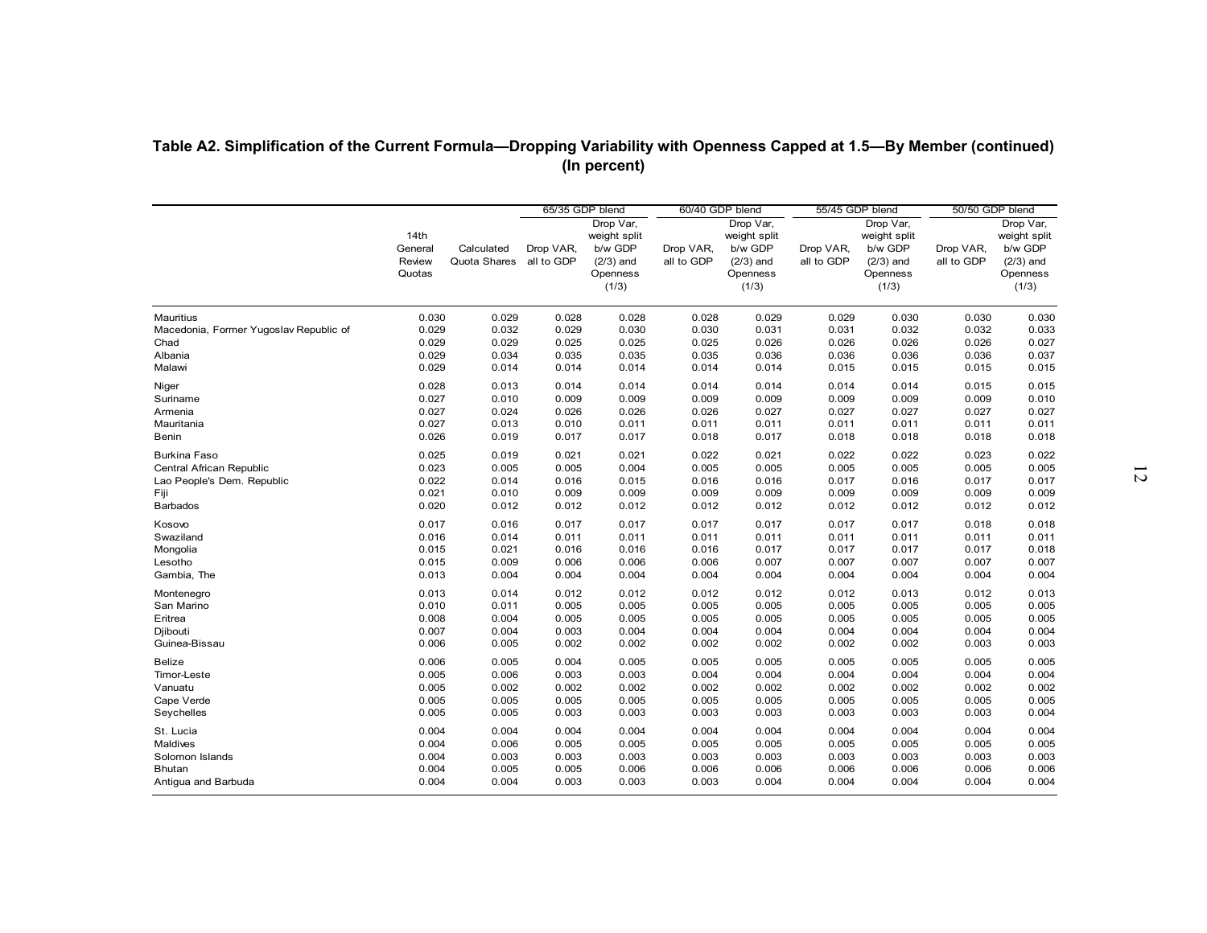**Table A2. Simplification of the Current Formula—Dropping Variability with Openness Capped at 1.5—By Member (continued)**
**(In percent)**

| | 14th General Review Quotas | Calculated Quota Shares | 65/35 GDP blend | | 60/40 GDP blend | | 55/45 GDP blend | | 50/50 GDP blend | |
|---|---|---|---|---|---|---|---|---|---|---|
| | | | Drop VAR, all to GDP | Drop Var, weight split b/w GDP (2/3) and Openness (1/3) | Drop VAR, all to GDP | Drop Var, weight split b/w GDP (2/3) and Openness (1/3) | Drop VAR, all to GDP | Drop Var, weight split b/w GDP (2/3) and Openness (1/3) | Drop VAR, all to GDP | Drop Var, weight split b/w GDP (2/3) and Openness (1/3) |
| Mauritius | 0.030 | 0.029 | 0.028 | 0.028 | 0.028 | 0.029 | 0.029 | 0.030 | 0.030 | 0.030 |
| Macedonia, Former Yugoslav Republic of | 0.029 | 0.032 | 0.029 | 0.030 | 0.030 | 0.031 | 0.031 | 0.032 | 0.032 | 0.033 |
| Chad | 0.029 | 0.029 | 0.025 | 0.025 | 0.025 | 0.026 | 0.026 | 0.026 | 0.026 | 0.027 |
| Albania | 0.029 | 0.034 | 0.035 | 0.035 | 0.035 | 0.036 | 0.036 | 0.036 | 0.036 | 0.037 |
| Malawi | 0.029 | 0.014 | 0.014 | 0.014 | 0.014 | 0.014 | 0.015 | 0.015 | 0.015 | 0.015 |
| Niger | 0.028 | 0.013 | 0.014 | 0.014 | 0.014 | 0.014 | 0.014 | 0.014 | 0.015 | 0.015 |
| Suriname | 0.027 | 0.010 | 0.009 | 0.009 | 0.009 | 0.009 | 0.009 | 0.009 | 0.009 | 0.010 |
| Armenia | 0.027 | 0.024 | 0.026 | 0.026 | 0.026 | 0.027 | 0.027 | 0.027 | 0.027 | 0.027 |
| Mauritania | 0.027 | 0.013 | 0.010 | 0.011 | 0.011 | 0.011 | 0.011 | 0.011 | 0.011 | 0.011 |
| Benin | 0.026 | 0.019 | 0.017 | 0.017 | 0.018 | 0.017 | 0.018 | 0.018 | 0.018 | 0.018 |
| Burkina Faso | 0.025 | 0.019 | 0.021 | 0.021 | 0.022 | 0.021 | 0.022 | 0.022 | 0.023 | 0.022 |
| Central African Republic | 0.023 | 0.005 | 0.005 | 0.004 | 0.005 | 0.005 | 0.005 | 0.005 | 0.005 | 0.005 |
| Lao People's Dem. Republic | 0.022 | 0.014 | 0.016 | 0.015 | 0.016 | 0.016 | 0.017 | 0.016 | 0.017 | 0.017 |
| Fiji | 0.021 | 0.010 | 0.009 | 0.009 | 0.009 | 0.009 | 0.009 | 0.009 | 0.009 | 0.009 |
| Barbados | 0.020 | 0.012 | 0.012 | 0.012 | 0.012 | 0.012 | 0.012 | 0.012 | 0.012 | 0.012 |
| Kosovo | 0.017 | 0.016 | 0.017 | 0.017 | 0.017 | 0.017 | 0.017 | 0.017 | 0.018 | 0.018 |
| Swaziland | 0.016 | 0.014 | 0.011 | 0.011 | 0.011 | 0.011 | 0.011 | 0.011 | 0.011 | 0.011 |
| Mongolia | 0.015 | 0.021 | 0.016 | 0.016 | 0.016 | 0.017 | 0.017 | 0.017 | 0.017 | 0.018 |
| Lesotho | 0.015 | 0.009 | 0.006 | 0.006 | 0.006 | 0.007 | 0.007 | 0.007 | 0.007 | 0.007 |
| Gambia, The | 0.013 | 0.004 | 0.004 | 0.004 | 0.004 | 0.004 | 0.004 | 0.004 | 0.004 | 0.004 |
| Montenegro | 0.013 | 0.014 | 0.012 | 0.012 | 0.012 | 0.012 | 0.012 | 0.013 | 0.012 | 0.013 |
| San Marino | 0.010 | 0.011 | 0.005 | 0.005 | 0.005 | 0.005 | 0.005 | 0.005 | 0.005 | 0.005 |
| Eritrea | 0.008 | 0.004 | 0.005 | 0.005 | 0.005 | 0.005 | 0.005 | 0.005 | 0.005 | 0.005 |
| Djibouti | 0.007 | 0.004 | 0.003 | 0.004 | 0.004 | 0.004 | 0.004 | 0.004 | 0.004 | 0.004 |
| Guinea-Bissau | 0.006 | 0.005 | 0.002 | 0.002 | 0.002 | 0.002 | 0.002 | 0.002 | 0.003 | 0.003 |
| Belize | 0.006 | 0.005 | 0.004 | 0.005 | 0.005 | 0.005 | 0.005 | 0.005 | 0.005 | 0.005 |
| Timor-Leste | 0.005 | 0.006 | 0.003 | 0.003 | 0.004 | 0.004 | 0.004 | 0.004 | 0.004 | 0.004 |
| Vanuatu | 0.005 | 0.002 | 0.002 | 0.002 | 0.002 | 0.002 | 0.002 | 0.002 | 0.002 | 0.002 |
| Cape Verde | 0.005 | 0.005 | 0.005 | 0.005 | 0.005 | 0.005 | 0.005 | 0.005 | 0.005 | 0.005 |
| Seychelles | 0.005 | 0.005 | 0.003 | 0.003 | 0.003 | 0.003 | 0.003 | 0.003 | 0.003 | 0.004 |
| St. Lucia | 0.004 | 0.004 | 0.004 | 0.004 | 0.004 | 0.004 | 0.004 | 0.004 | 0.004 | 0.004 |
| Maldives | 0.004 | 0.006 | 0.005 | 0.005 | 0.005 | 0.005 | 0.005 | 0.005 | 0.005 | 0.005 |
| Solomon Islands | 0.004 | 0.003 | 0.003 | 0.003 | 0.003 | 0.003 | 0.003 | 0.003 | 0.003 | 0.003 |
| Bhutan | 0.004 | 0.005 | 0.005 | 0.006 | 0.006 | 0.006 | 0.006 | 0.006 | 0.006 | 0.006 |
| Antigua and Barbuda | 0.004 | 0.004 | 0.003 | 0.003 | 0.003 | 0.004 | 0.004 | 0.004 | 0.004 | 0.004 |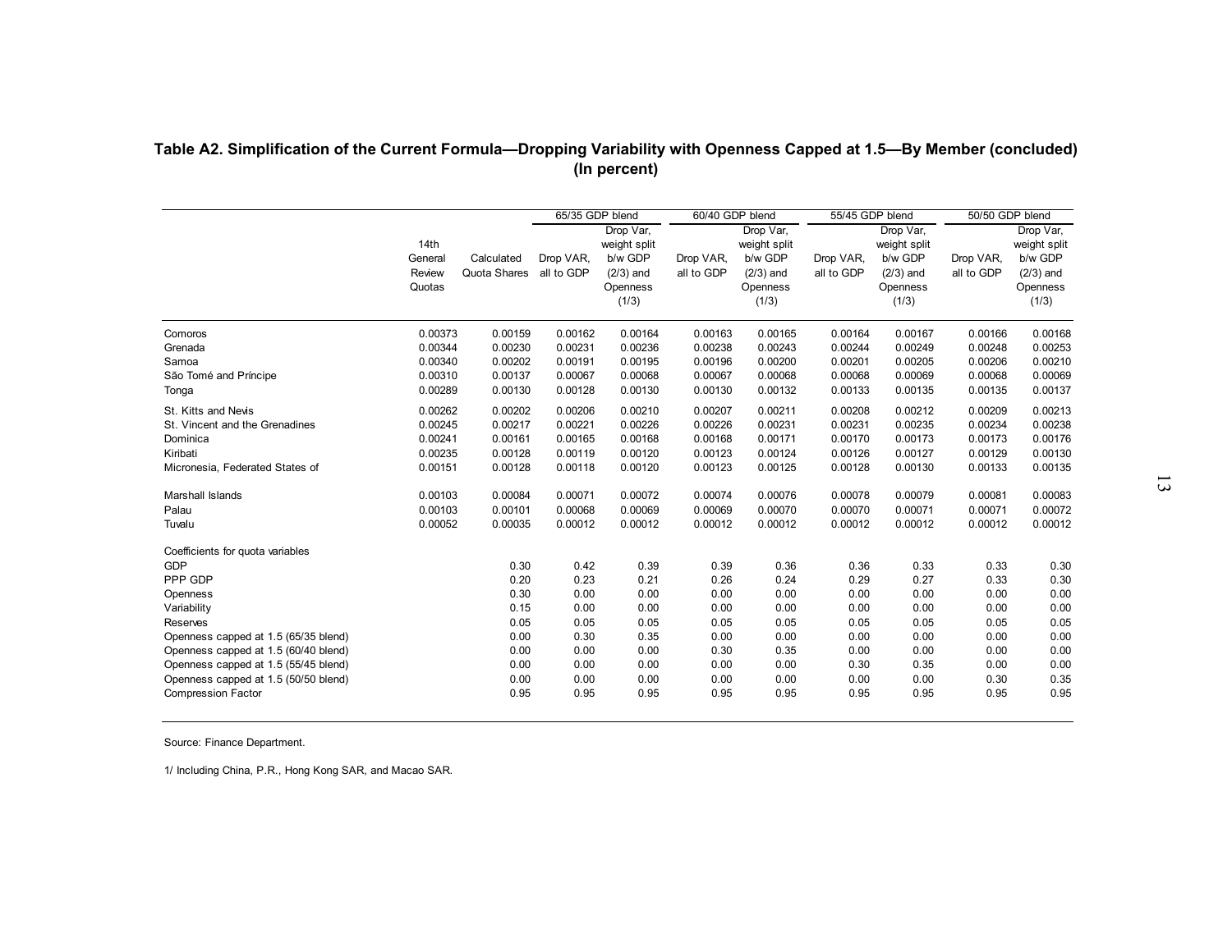**Table A2. Simplification of the Current Formula—Dropping Variability with Openness Capped at 1.5—By Member (concluded)**
**(In percent)**

| | 14th General Review Quotas | Calculated Quota Shares | 65/35 GDP blend | | 60/40 GDP blend | | 55/45 GDP blend | | 50/50 GDP blend | |
|---|---|---|---|---|---|---|---|---|---|---|
| | | | Drop VAR, all to GDP | Drop Var, weight split b/w GDP (2/3) and Openness (1/3) | Drop VAR, all to GDP | Drop Var, weight split b/w GDP (2/3) and Openness (1/3) | Drop VAR, all to GDP | Drop Var, weight split b/w GDP (2/3) and Openness (1/3) | Drop VAR, all to GDP | Drop Var, weight split b/w GDP (2/3) and Openness (1/3) |
| Comoros | 0.00373 | 0.00159 | 0.00162 | 0.00164 | 0.00163 | 0.00165 | 0.00164 | 0.00167 | 0.00166 | 0.00168 |
| Grenada | 0.00344 | 0.00230 | 0.00231 | 0.00236 | 0.00238 | 0.00243 | 0.00244 | 0.00249 | 0.00248 | 0.00253 |
| Samoa | 0.00340 | 0.00202 | 0.00191 | 0.00195 | 0.00196 | 0.00200 | 0.00201 | 0.00205 | 0.00206 | 0.00210 |
| São Tomé and Príncipe | 0.00310 | 0.00137 | 0.00067 | 0.00068 | 0.00067 | 0.00068 | 0.00068 | 0.00069 | 0.00068 | 0.00069 |
| Tonga | 0.00289 | 0.00130 | 0.00128 | 0.00130 | 0.00130 | 0.00132 | 0.00133 | 0.00135 | 0.00135 | 0.00137 |
| St. Kitts and Nevis | 0.00262 | 0.00202 | 0.00206 | 0.00210 | 0.00207 | 0.00211 | 0.00208 | 0.00212 | 0.00209 | 0.00213 |
| St. Vincent and the Grenadines | 0.00245 | 0.00217 | 0.00221 | 0.00226 | 0.00226 | 0.00231 | 0.00231 | 0.00235 | 0.00234 | 0.00238 |
| Dominica | 0.00241 | 0.00161 | 0.00165 | 0.00168 | 0.00168 | 0.00171 | 0.00170 | 0.00173 | 0.00173 | 0.00176 |
| Kiribati | 0.00235 | 0.00128 | 0.00119 | 0.00120 | 0.00123 | 0.00124 | 0.00126 | 0.00127 | 0.00129 | 0.00130 |
| Micronesia, Federated States of | 0.00151 | 0.00128 | 0.00118 | 0.00120 | 0.00123 | 0.00125 | 0.00128 | 0.00130 | 0.00133 | 0.00135 |
| Marshall Islands | 0.00103 | 0.00084 | 0.00071 | 0.00072 | 0.00074 | 0.00076 | 0.00078 | 0.00079 | 0.00081 | 0.00083 |
| Palau | 0.00103 | 0.00101 | 0.00068 | 0.00069 | 0.00069 | 0.00070 | 0.00070 | 0.00071 | 0.00071 | 0.00072 |
| Tuvalu | 0.00052 | 0.00035 | 0.00012 | 0.00012 | 0.00012 | 0.00012 | 0.00012 | 0.00012 | 0.00012 | 0.00012 |
| Coefficients for quota variables | | | | | | | | | | |
| GDP | | 0.30 | 0.42 | 0.39 | 0.39 | 0.36 | 0.36 | 0.33 | 0.33 | 0.30 |
| PPP GDP | | 0.20 | 0.23 | 0.21 | 0.26 | 0.24 | 0.29 | 0.27 | 0.33 | 0.30 |
| Openness | | 0.30 | 0.00 | 0.00 | 0.00 | 0.00 | 0.00 | 0.00 | 0.00 | 0.00 |
| Variability | | 0.15 | 0.00 | 0.00 | 0.00 | 0.00 | 0.00 | 0.00 | 0.00 | 0.00 |
| Reserves | | 0.05 | 0.05 | 0.05 | 0.05 | 0.05 | 0.05 | 0.05 | 0.05 | 0.05 |
| Openness capped at 1.5 (65/35 blend) | | 0.00 | 0.30 | 0.35 | 0.00 | 0.00 | 0.00 | 0.00 | 0.00 | 0.00 |
| Openness capped at 1.5 (60/40 blend) | | 0.00 | 0.00 | 0.00 | 0.30 | 0.35 | 0.00 | 0.00 | 0.00 | 0.00 |
| Openness capped at 1.5 (55/45 blend) | | 0.00 | 0.00 | 0.00 | 0.00 | 0.00 | 0.30 | 0.35 | 0.00 | 0.00 |
| Openness capped at 1.5 (50/50 blend) | | 0.00 | 0.00 | 0.00 | 0.00 | 0.00 | 0.00 | 0.00 | 0.30 | 0.35 |
| Compression Factor | | 0.95 | 0.95 | 0.95 | 0.95 | 0.95 | 0.95 | 0.95 | 0.95 | 0.95 |

Source: Finance Department.

1/ Including China, P.R., Hong Kong SAR, and Macao SAR.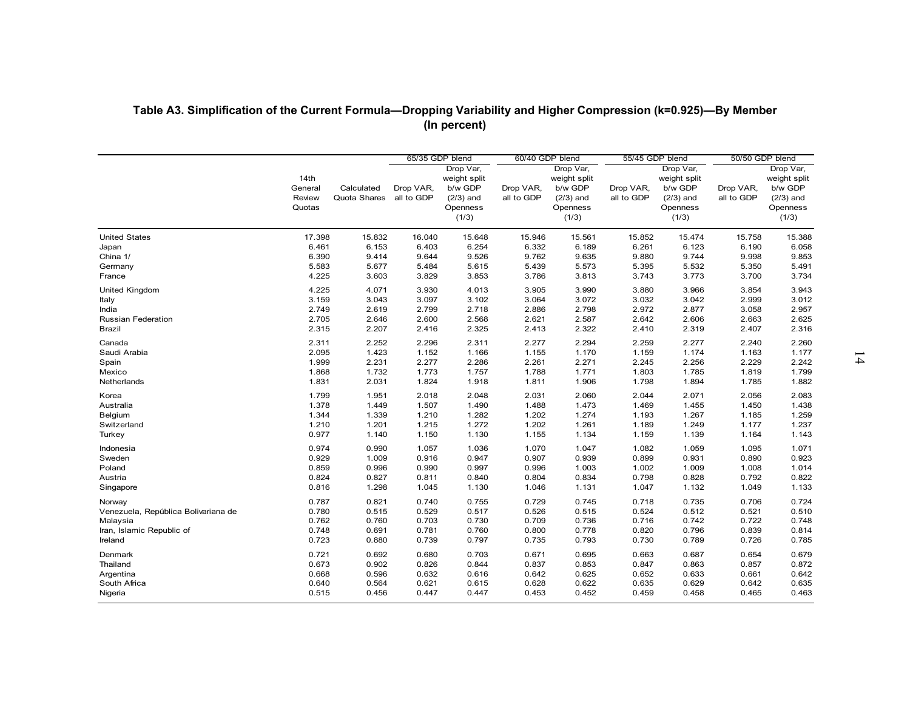**Table A3. Simplification of the Current Formula—Dropping Variability and Higher Compression (k=0.925)—By Member**
**(In percent)**

| | 14th General Review Quotas | Calculated Quota Shares | 65/35 GDP blend | | 60/40 GDP blend | | 55/45 GDP blend | | 50/50 GDP blend | |
|---|---|---|---|---|---|---|---|---|---|---|
| | | | Drop VAR, all to GDP | Drop Var, weight split b/w GDP (2/3) and Openness (1/3) | Drop VAR, all to GDP | Drop Var, weight split b/w GDP (2/3) and Openness (1/3) | Drop VAR, all to GDP | Drop Var, weight split b/w GDP (2/3) and Openness (1/3) | Drop VAR, all to GDP | Drop Var, weight split b/w GDP (2/3) and Openness (1/3) |
| United States | 17.398 | 15.832 | 16.040 | 15.648 | 15.946 | 15.561 | 15.852 | 15.474 | 15.758 | 15.388 |
| Japan | 6.461 | 6.153 | 6.403 | 6.254 | 6.332 | 6.189 | 6.261 | 6.123 | 6.190 | 6.058 |
| China 1/ | 6.390 | 9.414 | 9.644 | 9.526 | 9.762 | 9.635 | 9.880 | 9.744 | 9.998 | 9.853 |
| Germany | 5.583 | 5.677 | 5.484 | 5.615 | 5.439 | 5.573 | 5.395 | 5.532 | 5.350 | 5.491 |
| France | 4.225 | 3.603 | 3.829 | 3.853 | 3.786 | 3.813 | 3.743 | 3.773 | 3.700 | 3.734 |
| United Kingdom | 4.225 | 4.071 | 3.930 | 4.013 | 3.905 | 3.990 | 3.880 | 3.966 | 3.854 | 3.943 |
| Italy | 3.159 | 3.043 | 3.097 | 3.102 | 3.064 | 3.072 | 3.032 | 3.042 | 2.999 | 3.012 |
| India | 2.749 | 2.619 | 2.799 | 2.718 | 2.886 | 2.798 | 2.972 | 2.877 | 3.058 | 2.957 |
| Russian Federation | 2.705 | 2.646 | 2.600 | 2.568 | 2.621 | 2.587 | 2.642 | 2.606 | 2.663 | 2.625 |
| Brazil | 2.315 | 2.207 | 2.416 | 2.325 | 2.413 | 2.322 | 2.410 | 2.319 | 2.407 | 2.316 |
| Canada | 2.311 | 2.252 | 2.296 | 2.311 | 2.277 | 2.294 | 2.259 | 2.277 | 2.240 | 2.260 |
| Saudi Arabia | 2.095 | 1.423 | 1.152 | 1.166 | 1.155 | 1.170 | 1.159 | 1.174 | 1.163 | 1.177 |
| Spain | 1.999 | 2.231 | 2.277 | 2.286 | 2.261 | 2.271 | 2.245 | 2.256 | 2.229 | 2.242 |
| Mexico | 1.868 | 1.732 | 1.773 | 1.757 | 1.788 | 1.771 | 1.803 | 1.785 | 1.819 | 1.799 |
| Netherlands | 1.831 | 2.031 | 1.824 | 1.918 | 1.811 | 1.906 | 1.798 | 1.894 | 1.785 | 1.882 |
| Korea | 1.799 | 1.951 | 2.018 | 2.048 | 2.031 | 2.060 | 2.044 | 2.071 | 2.056 | 2.083 |
| Australia | 1.378 | 1.449 | 1.507 | 1.490 | 1.488 | 1.473 | 1.469 | 1.455 | 1.450 | 1.438 |
| Belgium | 1.344 | 1.339 | 1.210 | 1.282 | 1.202 | 1.274 | 1.193 | 1.267 | 1.185 | 1.259 |
| Switzerland | 1.210 | 1.201 | 1.215 | 1.272 | 1.202 | 1.261 | 1.189 | 1.249 | 1.177 | 1.237 |
| Turkey | 0.977 | 1.140 | 1.150 | 1.130 | 1.155 | 1.134 | 1.159 | 1.139 | 1.164 | 1.143 |
| Indonesia | 0.974 | 0.990 | 1.057 | 1.036 | 1.070 | 1.047 | 1.082 | 1.059 | 1.095 | 1.071 |
| Sweden | 0.929 | 1.009 | 0.916 | 0.947 | 0.907 | 0.939 | 0.899 | 0.931 | 0.890 | 0.923 |
| Poland | 0.859 | 0.996 | 0.990 | 0.997 | 0.996 | 1.003 | 1.002 | 1.009 | 1.008 | 1.014 |
| Austria | 0.824 | 0.827 | 0.811 | 0.840 | 0.804 | 0.834 | 0.798 | 0.828 | 0.792 | 0.822 |
| Singapore | 0.816 | 1.298 | 1.045 | 1.130 | 1.046 | 1.131 | 1.047 | 1.132 | 1.049 | 1.133 |
| Norway | 0.787 | 0.821 | 0.740 | 0.755 | 0.729 | 0.745 | 0.718 | 0.735 | 0.706 | 0.724 |
| Venezuela, República Bolivariana de | 0.780 | 0.515 | 0.529 | 0.517 | 0.526 | 0.515 | 0.524 | 0.512 | 0.521 | 0.510 |
| Malaysia | 0.762 | 0.760 | 0.703 | 0.730 | 0.709 | 0.736 | 0.716 | 0.742 | 0.722 | 0.748 |
| Iran, Islamic Republic of | 0.748 | 0.691 | 0.781 | 0.760 | 0.800 | 0.778 | 0.820 | 0.796 | 0.839 | 0.814 |
| Ireland | 0.723 | 0.880 | 0.739 | 0.797 | 0.735 | 0.793 | 0.730 | 0.789 | 0.726 | 0.785 |
| Denmark | 0.721 | 0.692 | 0.680 | 0.703 | 0.671 | 0.695 | 0.663 | 0.687 | 0.654 | 0.679 |
| Thailand | 0.673 | 0.902 | 0.826 | 0.844 | 0.837 | 0.853 | 0.847 | 0.863 | 0.857 | 0.872 |
| Argentina | 0.668 | 0.596 | 0.632 | 0.616 | 0.642 | 0.625 | 0.652 | 0.633 | 0.661 | 0.642 |
| South Africa | 0.640 | 0.564 | 0.621 | 0.615 | 0.628 | 0.622 | 0.635 | 0.629 | 0.642 | 0.635 |
| Nigeria | 0.515 | 0.456 | 0.447 | 0.447 | 0.453 | 0.452 | 0.459 | 0.458 | 0.465 | 0.463 |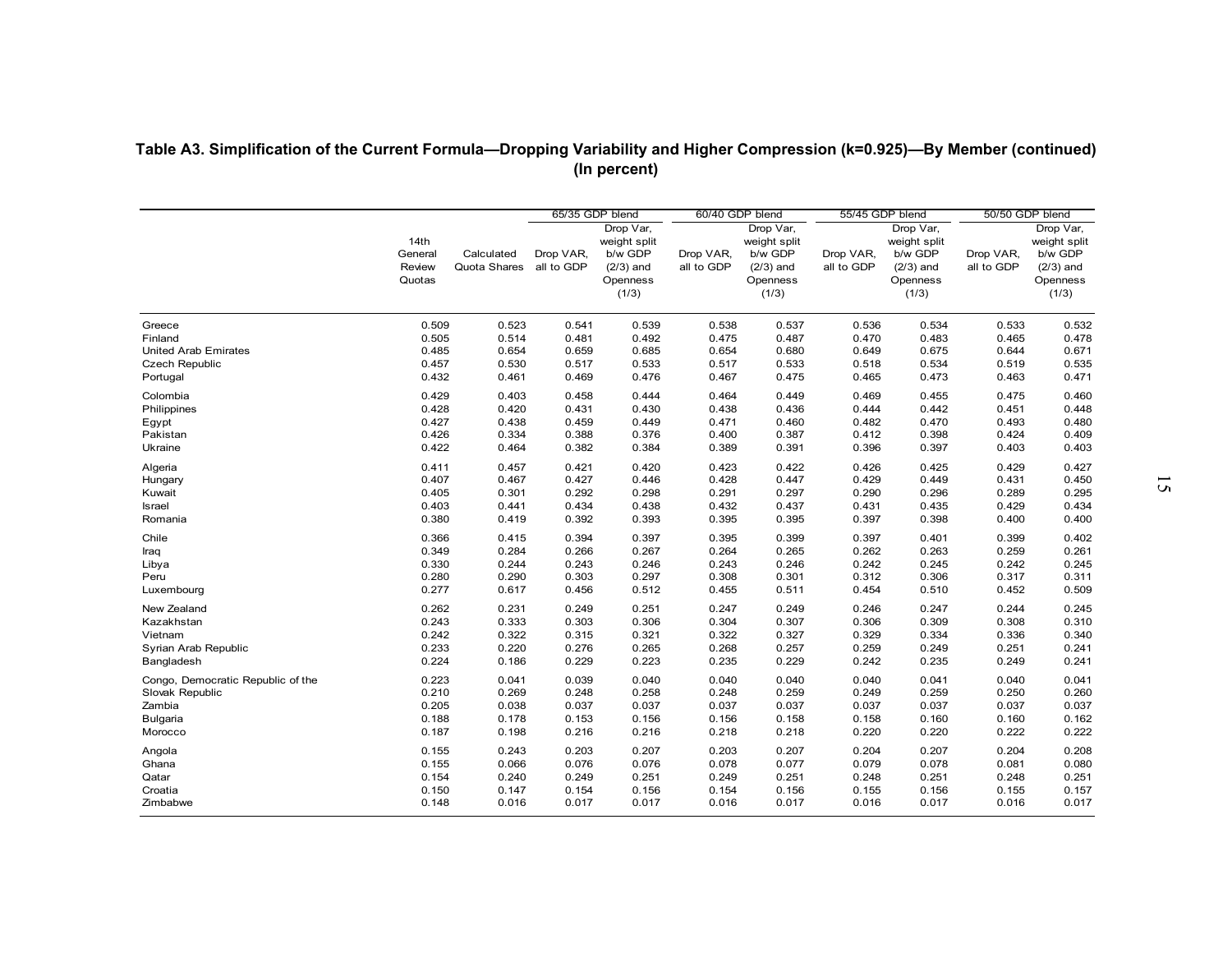**Table A3. Simplification of the Current Formula—Dropping Variability and Higher Compression (k=0.925)—By Member (continued)**
**(In percent)**

| | 14th General Review Quotas | Calculated Quota Shares | 65/35 GDP blend | | 60/40 GDP blend | | 55/45 GDP blend | | 50/50 GDP blend | |
|---|---|---|---|---|---|---|---|---|---|---|
| | | | Drop VAR, all to GDP | Drop Var, weight split b/w GDP (2/3) and Openness (1/3) | Drop VAR, all to GDP | Drop Var, weight split b/w GDP (2/3) and Openness (1/3) | Drop VAR, all to GDP | Drop Var, weight split b/w GDP (2/3) and Openness (1/3) | Drop VAR, all to GDP | Drop Var, weight split b/w GDP (2/3) and Openness (1/3) |
| Greece | 0.509 | 0.523 | 0.541 | 0.539 | 0.538 | 0.537 | 0.536 | 0.534 | 0.533 | 0.532 |
| Finland | 0.505 | 0.514 | 0.481 | 0.492 | 0.475 | 0.487 | 0.470 | 0.483 | 0.465 | 0.478 |
| United Arab Emirates | 0.485 | 0.654 | 0.659 | 0.685 | 0.654 | 0.680 | 0.649 | 0.675 | 0.644 | 0.671 |
| Czech Republic | 0.457 | 0.530 | 0.517 | 0.533 | 0.517 | 0.533 | 0.518 | 0.534 | 0.519 | 0.535 |
| Portugal | 0.432 | 0.461 | 0.469 | 0.476 | 0.467 | 0.475 | 0.465 | 0.473 | 0.463 | 0.471 |
| Colombia | 0.429 | 0.403 | 0.458 | 0.444 | 0.464 | 0.449 | 0.469 | 0.455 | 0.475 | 0.460 |
| Philippines | 0.428 | 0.420 | 0.431 | 0.430 | 0.438 | 0.436 | 0.444 | 0.442 | 0.451 | 0.448 |
| Egypt | 0.427 | 0.438 | 0.459 | 0.449 | 0.471 | 0.460 | 0.482 | 0.470 | 0.493 | 0.480 |
| Pakistan | 0.426 | 0.334 | 0.388 | 0.376 | 0.400 | 0.387 | 0.412 | 0.398 | 0.424 | 0.409 |
| Ukraine | 0.422 | 0.464 | 0.382 | 0.384 | 0.389 | 0.391 | 0.396 | 0.397 | 0.403 | 0.403 |
| Algeria | 0.411 | 0.457 | 0.421 | 0.420 | 0.423 | 0.422 | 0.426 | 0.425 | 0.429 | 0.427 |
| Hungary | 0.407 | 0.467 | 0.427 | 0.446 | 0.428 | 0.447 | 0.429 | 0.449 | 0.431 | 0.450 |
| Kuwait | 0.405 | 0.301 | 0.292 | 0.298 | 0.291 | 0.297 | 0.290 | 0.296 | 0.289 | 0.295 |
| Israel | 0.403 | 0.441 | 0.434 | 0.438 | 0.432 | 0.437 | 0.431 | 0.435 | 0.429 | 0.434 |
| Romania | 0.380 | 0.419 | 0.392 | 0.393 | 0.395 | 0.395 | 0.397 | 0.398 | 0.400 | 0.400 |
| Chile | 0.366 | 0.415 | 0.394 | 0.397 | 0.395 | 0.399 | 0.397 | 0.401 | 0.399 | 0.402 |
| Iraq | 0.349 | 0.284 | 0.266 | 0.267 | 0.264 | 0.265 | 0.262 | 0.263 | 0.259 | 0.261 |
| Libya | 0.330 | 0.244 | 0.243 | 0.246 | 0.243 | 0.246 | 0.242 | 0.245 | 0.242 | 0.245 |
| Peru | 0.280 | 0.290 | 0.303 | 0.297 | 0.308 | 0.301 | 0.312 | 0.306 | 0.317 | 0.311 |
| Luxembourg | 0.277 | 0.617 | 0.456 | 0.512 | 0.455 | 0.511 | 0.454 | 0.510 | 0.452 | 0.509 |
| New Zealand | 0.262 | 0.231 | 0.249 | 0.251 | 0.247 | 0.249 | 0.246 | 0.247 | 0.244 | 0.245 |
| Kazakhstan | 0.243 | 0.333 | 0.303 | 0.306 | 0.304 | 0.307 | 0.306 | 0.309 | 0.308 | 0.310 |
| Vietnam | 0.242 | 0.322 | 0.315 | 0.321 | 0.322 | 0.327 | 0.329 | 0.334 | 0.336 | 0.340 |
| Syrian Arab Republic | 0.233 | 0.220 | 0.276 | 0.265 | 0.268 | 0.257 | 0.259 | 0.249 | 0.251 | 0.241 |
| Bangladesh | 0.224 | 0.186 | 0.229 | 0.223 | 0.235 | 0.229 | 0.242 | 0.235 | 0.249 | 0.241 |
| Congo, Democratic Republic of the | 0.223 | 0.041 | 0.039 | 0.040 | 0.040 | 0.040 | 0.040 | 0.041 | 0.040 | 0.041 |
| Slovak Republic | 0.210 | 0.269 | 0.248 | 0.258 | 0.248 | 0.259 | 0.249 | 0.259 | 0.250 | 0.260 |
| Zambia | 0.205 | 0.038 | 0.037 | 0.037 | 0.037 | 0.037 | 0.037 | 0.037 | 0.037 | 0.037 |
| Bulgaria | 0.188 | 0.178 | 0.153 | 0.156 | 0.156 | 0.158 | 0.158 | 0.160 | 0.160 | 0.162 |
| Morocco | 0.187 | 0.198 | 0.216 | 0.216 | 0.218 | 0.218 | 0.220 | 0.220 | 0.222 | 0.222 |
| Angola | 0.155 | 0.243 | 0.203 | 0.207 | 0.203 | 0.207 | 0.204 | 0.207 | 0.204 | 0.208 |
| Ghana | 0.155 | 0.066 | 0.076 | 0.076 | 0.078 | 0.077 | 0.079 | 0.078 | 0.081 | 0.080 |
| Qatar | 0.154 | 0.240 | 0.249 | 0.251 | 0.249 | 0.251 | 0.248 | 0.251 | 0.248 | 0.251 |
| Croatia | 0.150 | 0.147 | 0.154 | 0.156 | 0.154 | 0.156 | 0.155 | 0.156 | 0.155 | 0.157 |
| Zimbabwe | 0.148 | 0.016 | 0.017 | 0.017 | 0.016 | 0.017 | 0.016 | 0.017 | 0.016 | 0.017 |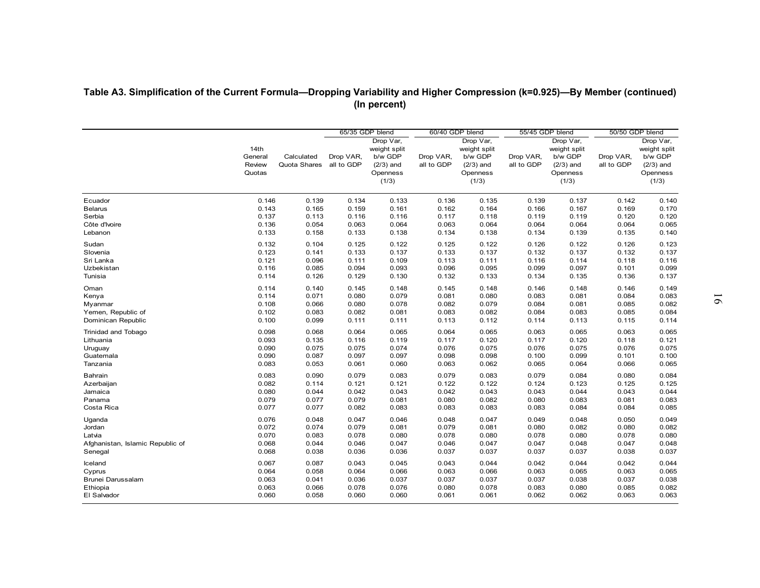**Table A3. Simplification of the Current Formula—Dropping Variability and Higher Compression (k=0.925)—By Member (continued)**
**(In percent)**

| | 14th General Review Quotas | Calculated Quota Shares | 65/35 GDP blend | | 60/40 GDP blend | | 55/45 GDP blend | | 50/50 GDP blend | |
|---|---|---|---|---|---|---|---|---|---|---|
| | | | Drop VAR, all to GDP | Drop Var, weight split b/w GDP (2/3) and Openness (1/3) | Drop VAR, all to GDP | Drop Var, weight split b/w GDP (2/3) and Openness (1/3) | Drop VAR, all to GDP | Drop Var, weight split b/w GDP (2/3) and Openness (1/3) | Drop VAR, all to GDP | Drop Var, weight split b/w GDP (2/3) and Openness (1/3) |
| Ecuador | 0.146 | 0.139 | 0.134 | 0.133 | 0.136 | 0.135 | 0.139 | 0.137 | 0.142 | 0.140 |
| Belarus | 0.143 | 0.165 | 0.159 | 0.161 | 0.162 | 0.164 | 0.166 | 0.167 | 0.169 | 0.170 |
| Serbia | 0.137 | 0.113 | 0.116 | 0.116 | 0.117 | 0.118 | 0.119 | 0.119 | 0.120 | 0.120 |
| Côte d'Ivoire | 0.136 | 0.054 | 0.063 | 0.064 | 0.063 | 0.064 | 0.064 | 0.064 | 0.064 | 0.065 |
| Lebanon | 0.133 | 0.158 | 0.133 | 0.138 | 0.134 | 0.138 | 0.134 | 0.139 | 0.135 | 0.140 |
| Sudan | 0.132 | 0.104 | 0.125 | 0.122 | 0.125 | 0.122 | 0.126 | 0.122 | 0.126 | 0.123 |
| Slovenia | 0.123 | 0.141 | 0.133 | 0.137 | 0.133 | 0.137 | 0.132 | 0.137 | 0.132 | 0.137 |
| Sri Lanka | 0.121 | 0.096 | 0.111 | 0.109 | 0.113 | 0.111 | 0.116 | 0.114 | 0.118 | 0.116 |
| Uzbekistan | 0.116 | 0.085 | 0.094 | 0.093 | 0.096 | 0.095 | 0.099 | 0.097 | 0.101 | 0.099 |
| Tunisia | 0.114 | 0.126 | 0.129 | 0.130 | 0.132 | 0.133 | 0.134 | 0.135 | 0.136 | 0.137 |
| Oman | 0.114 | 0.140 | 0.145 | 0.148 | 0.145 | 0.148 | 0.146 | 0.148 | 0.146 | 0.149 |
| Kenya | 0.114 | 0.071 | 0.080 | 0.079 | 0.081 | 0.080 | 0.083 | 0.081 | 0.084 | 0.083 |
| Myanmar | 0.108 | 0.066 | 0.080 | 0.078 | 0.082 | 0.079 | 0.084 | 0.081 | 0.085 | 0.082 |
| Yemen, Republic of | 0.102 | 0.083 | 0.082 | 0.081 | 0.083 | 0.082 | 0.084 | 0.083 | 0.085 | 0.084 |
| Dominican Republic | 0.100 | 0.099 | 0.111 | 0.111 | 0.113 | 0.112 | 0.114 | 0.113 | 0.115 | 0.114 |
| Trinidad and Tobago | 0.098 | 0.068 | 0.064 | 0.065 | 0.064 | 0.065 | 0.063 | 0.065 | 0.063 | 0.065 |
| Lithuania | 0.093 | 0.135 | 0.116 | 0.119 | 0.117 | 0.120 | 0.117 | 0.120 | 0.118 | 0.121 |
| Uruguay | 0.090 | 0.075 | 0.075 | 0.074 | 0.076 | 0.075 | 0.076 | 0.075 | 0.076 | 0.075 |
| Guatemala | 0.090 | 0.087 | 0.097 | 0.097 | 0.098 | 0.098 | 0.100 | 0.099 | 0.101 | 0.100 |
| Tanzania | 0.083 | 0.053 | 0.061 | 0.060 | 0.063 | 0.062 | 0.065 | 0.064 | 0.066 | 0.065 |
| Bahrain | 0.083 | 0.090 | 0.079 | 0.083 | 0.079 | 0.083 | 0.079 | 0.084 | 0.080 | 0.084 |
| Azerbaijan | 0.082 | 0.114 | 0.121 | 0.121 | 0.122 | 0.122 | 0.124 | 0.123 | 0.125 | 0.125 |
| Jamaica | 0.080 | 0.044 | 0.042 | 0.043 | 0.042 | 0.043 | 0.043 | 0.044 | 0.043 | 0.044 |
| Panama | 0.079 | 0.077 | 0.079 | 0.081 | 0.080 | 0.082 | 0.080 | 0.083 | 0.081 | 0.083 |
| Costa Rica | 0.077 | 0.077 | 0.082 | 0.083 | 0.083 | 0.083 | 0.083 | 0.084 | 0.084 | 0.085 |
| Uganda | 0.076 | 0.048 | 0.047 | 0.046 | 0.048 | 0.047 | 0.049 | 0.048 | 0.050 | 0.049 |
| Jordan | 0.072 | 0.074 | 0.079 | 0.081 | 0.079 | 0.081 | 0.080 | 0.082 | 0.080 | 0.082 |
| Latvia | 0.070 | 0.083 | 0.078 | 0.080 | 0.078 | 0.080 | 0.078 | 0.080 | 0.078 | 0.080 |
| Afghanistan, Islamic Republic of | 0.068 | 0.044 | 0.046 | 0.047 | 0.046 | 0.047 | 0.047 | 0.048 | 0.047 | 0.048 |
| Senegal | 0.068 | 0.038 | 0.036 | 0.036 | 0.037 | 0.037 | 0.037 | 0.037 | 0.038 | 0.037 |
| Iceland | 0.067 | 0.087 | 0.043 | 0.045 | 0.043 | 0.044 | 0.042 | 0.044 | 0.042 | 0.044 |
| Cyprus | 0.064 | 0.058 | 0.064 | 0.066 | 0.063 | 0.066 | 0.063 | 0.065 | 0.063 | 0.065 |
| Brunei Darussalam | 0.063 | 0.041 | 0.036 | 0.037 | 0.037 | 0.037 | 0.037 | 0.038 | 0.037 | 0.038 |
| Ethiopia | 0.063 | 0.066 | 0.078 | 0.076 | 0.080 | 0.078 | 0.083 | 0.080 | 0.085 | 0.082 |
| El Salvador | 0.060 | 0.058 | 0.060 | 0.060 | 0.061 | 0.061 | 0.062 | 0.062 | 0.063 | 0.063 |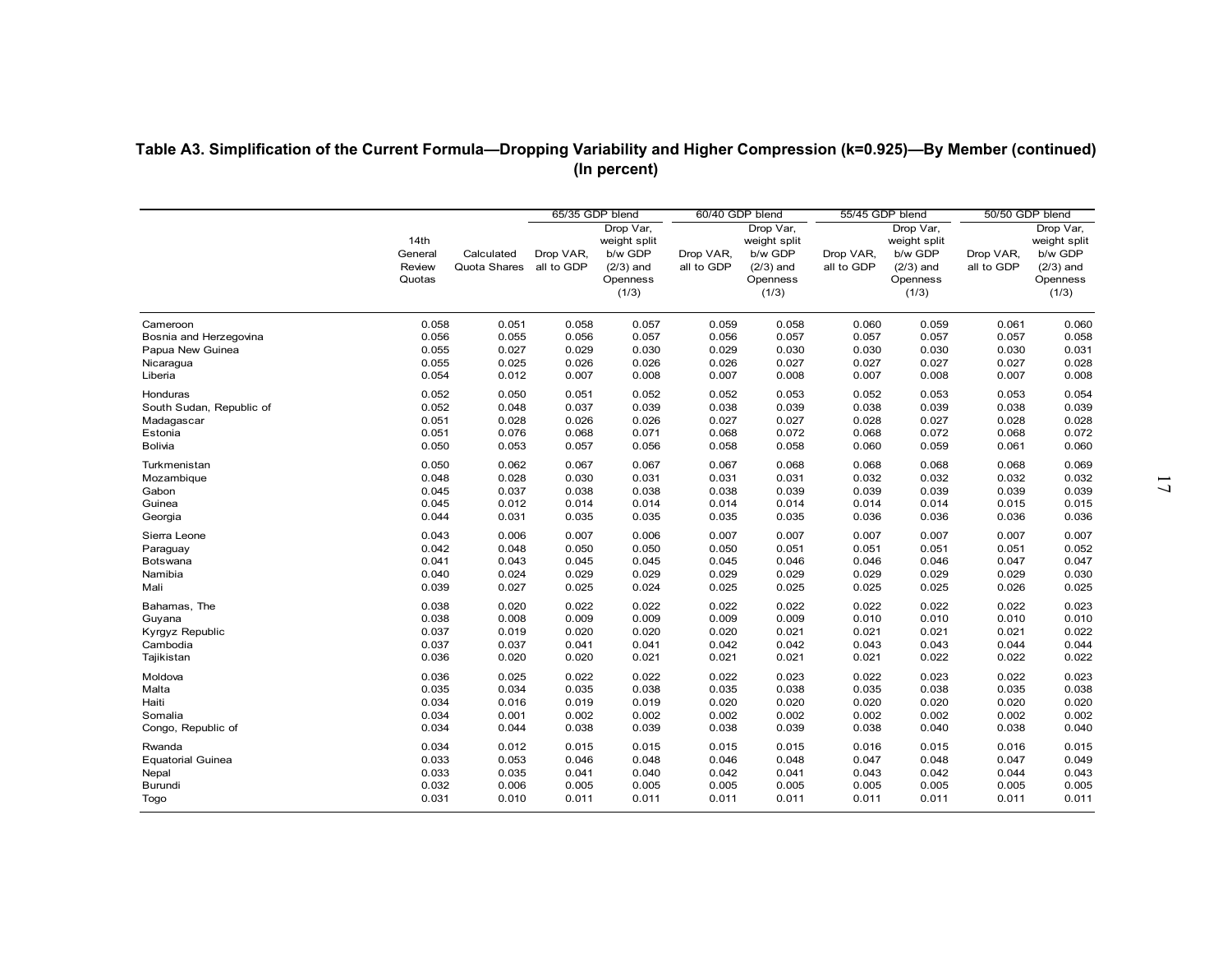**Table A3. Simplification of the Current Formula—Dropping Variability and Higher Compression (k=0.925)—By Member (continued)**
**(In percent)**

| | 14th General Review Quotas | Calculated Quota Shares | 65/35 GDP blend | | 60/40 GDP blend | | 55/45 GDP blend | | 50/50 GDP blend | |
|---|---|---|---|---|---|---|---|---|---|---|
| | | | Drop VAR, all to GDP | Drop Var, weight split b/w GDP (2/3) and Openness (1/3) | Drop VAR, all to GDP | Drop Var, weight split b/w GDP (2/3) and Openness (1/3) | Drop VAR, all to GDP | Drop Var, weight split b/w GDP (2/3) and Openness (1/3) | Drop VAR, all to GDP | Drop Var, weight split b/w GDP (2/3) and Openness (1/3) |
| Cameroon | 0.058 | 0.051 | 0.058 | 0.057 | 0.059 | 0.058 | 0.060 | 0.059 | 0.061 | 0.060 |
| Bosnia and Herzegovina | 0.056 | 0.055 | 0.056 | 0.057 | 0.056 | 0.057 | 0.057 | 0.057 | 0.057 | 0.058 |
| Papua New Guinea | 0.055 | 0.027 | 0.029 | 0.030 | 0.029 | 0.030 | 0.030 | 0.030 | 0.030 | 0.031 |
| Nicaragua | 0.055 | 0.025 | 0.026 | 0.026 | 0.026 | 0.027 | 0.027 | 0.027 | 0.027 | 0.028 |
| Liberia | 0.054 | 0.012 | 0.007 | 0.008 | 0.007 | 0.008 | 0.007 | 0.008 | 0.007 | 0.008 |
| Honduras | 0.052 | 0.050 | 0.051 | 0.052 | 0.052 | 0.053 | 0.052 | 0.053 | 0.053 | 0.054 |
| South Sudan, Republic of | 0.052 | 0.048 | 0.037 | 0.039 | 0.038 | 0.039 | 0.038 | 0.039 | 0.038 | 0.039 |
| Madagascar | 0.051 | 0.028 | 0.026 | 0.026 | 0.027 | 0.027 | 0.028 | 0.027 | 0.028 | 0.028 |
| Estonia | 0.051 | 0.076 | 0.068 | 0.071 | 0.068 | 0.072 | 0.068 | 0.072 | 0.068 | 0.072 |
| Bolivia | 0.050 | 0.053 | 0.057 | 0.056 | 0.058 | 0.058 | 0.060 | 0.059 | 0.061 | 0.060 |
| Turkmenistan | 0.050 | 0.062 | 0.067 | 0.067 | 0.067 | 0.068 | 0.068 | 0.068 | 0.068 | 0.069 |
| Mozambique | 0.048 | 0.028 | 0.030 | 0.031 | 0.031 | 0.031 | 0.032 | 0.032 | 0.032 | 0.032 |
| Gabon | 0.045 | 0.037 | 0.038 | 0.038 | 0.038 | 0.039 | 0.039 | 0.039 | 0.039 | 0.039 |
| Guinea | 0.045 | 0.012 | 0.014 | 0.014 | 0.014 | 0.014 | 0.014 | 0.014 | 0.015 | 0.015 |
| Georgia | 0.044 | 0.031 | 0.035 | 0.035 | 0.035 | 0.035 | 0.036 | 0.036 | 0.036 | 0.036 |
| Sierra Leone | 0.043 | 0.006 | 0.007 | 0.006 | 0.007 | 0.007 | 0.007 | 0.007 | 0.007 | 0.007 |
| Paraguay | 0.042 | 0.048 | 0.050 | 0.050 | 0.050 | 0.051 | 0.051 | 0.051 | 0.051 | 0.052 |
| Botswana | 0.041 | 0.043 | 0.045 | 0.045 | 0.045 | 0.046 | 0.046 | 0.046 | 0.047 | 0.047 |
| Namibia | 0.040 | 0.024 | 0.029 | 0.029 | 0.029 | 0.029 | 0.029 | 0.029 | 0.029 | 0.030 |
| Mali | 0.039 | 0.027 | 0.025 | 0.024 | 0.025 | 0.025 | 0.025 | 0.025 | 0.026 | 0.025 |
| Bahamas, The | 0.038 | 0.020 | 0.022 | 0.022 | 0.022 | 0.022 | 0.022 | 0.022 | 0.022 | 0.023 |
| Guyana | 0.038 | 0.008 | 0.009 | 0.009 | 0.009 | 0.009 | 0.010 | 0.010 | 0.010 | 0.010 |
| Kyrgyz Republic | 0.037 | 0.019 | 0.020 | 0.020 | 0.020 | 0.021 | 0.021 | 0.021 | 0.021 | 0.022 |
| Cambodia | 0.037 | 0.037 | 0.041 | 0.041 | 0.042 | 0.042 | 0.043 | 0.043 | 0.044 | 0.044 |
| Tajikistan | 0.036 | 0.020 | 0.020 | 0.021 | 0.021 | 0.021 | 0.021 | 0.022 | 0.022 | 0.022 |
| Moldova | 0.036 | 0.025 | 0.022 | 0.022 | 0.022 | 0.023 | 0.022 | 0.023 | 0.022 | 0.023 |
| Malta | 0.035 | 0.034 | 0.035 | 0.038 | 0.035 | 0.038 | 0.035 | 0.038 | 0.035 | 0.038 |
| Haiti | 0.034 | 0.016 | 0.019 | 0.019 | 0.020 | 0.020 | 0.020 | 0.020 | 0.020 | 0.020 |
| Somalia | 0.034 | 0.001 | 0.002 | 0.002 | 0.002 | 0.002 | 0.002 | 0.002 | 0.002 | 0.002 |
| Congo, Republic of | 0.034 | 0.044 | 0.038 | 0.039 | 0.038 | 0.039 | 0.038 | 0.040 | 0.038 | 0.040 |
| Rwanda | 0.034 | 0.012 | 0.015 | 0.015 | 0.015 | 0.015 | 0.016 | 0.015 | 0.016 | 0.015 |
| Equatorial Guinea | 0.033 | 0.053 | 0.046 | 0.048 | 0.046 | 0.048 | 0.047 | 0.048 | 0.047 | 0.049 |
| Nepal | 0.033 | 0.035 | 0.041 | 0.040 | 0.042 | 0.041 | 0.043 | 0.042 | 0.044 | 0.043 |
| Burundi | 0.032 | 0.006 | 0.005 | 0.005 | 0.005 | 0.005 | 0.005 | 0.005 | 0.005 | 0.005 |
| Togo | 0.031 | 0.010 | 0.011 | 0.011 | 0.011 | 0.011 | 0.011 | 0.011 | 0.011 | 0.011 |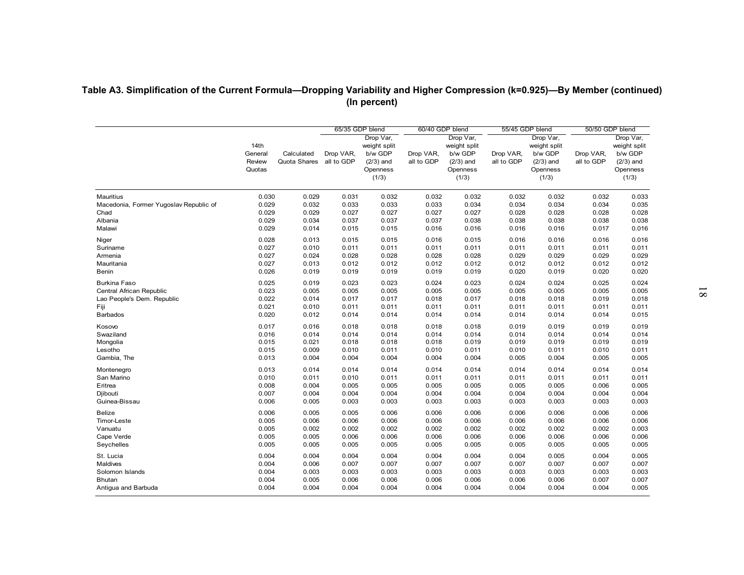**Table A3. Simplification of the Current Formula—Dropping Variability and Higher Compression (k=0.925)—By Member (continued)**
**(In percent)**

| | 14th General Review Quotas | Calculated Quota Shares | 65/35 GDP blend | | 60/40 GDP blend | | 55/45 GDP blend | | 50/50 GDP blend | |
|---|---|---|---|---|---|---|---|---|---|---|
| | | | Drop VAR, all to GDP | Drop Var, weight split b/w GDP (2/3) and Openness (1/3) | Drop VAR, all to GDP | Drop Var, weight split b/w GDP (2/3) and Openness (1/3) | Drop VAR, all to GDP | Drop Var, weight split b/w GDP (2/3) and Openness (1/3) | Drop VAR, all to GDP | Drop Var, weight split b/w GDP (2/3) and Openness (1/3) |
| Mauritius | 0.030 | 0.029 | 0.031 | 0.032 | 0.032 | 0.032 | 0.032 | 0.032 | 0.032 | 0.033 |
| Macedonia, Former Yugoslav Republic of | 0.029 | 0.032 | 0.033 | 0.033 | 0.033 | 0.034 | 0.034 | 0.034 | 0.034 | 0.035 |
| Chad | 0.029 | 0.029 | 0.027 | 0.027 | 0.027 | 0.027 | 0.028 | 0.028 | 0.028 | 0.028 |
| Albania | 0.029 | 0.034 | 0.037 | 0.037 | 0.037 | 0.038 | 0.038 | 0.038 | 0.038 | 0.038 |
| Malawi | 0.029 | 0.014 | 0.015 | 0.015 | 0.016 | 0.016 | 0.016 | 0.016 | 0.017 | 0.016 |
| Niger | 0.028 | 0.013 | 0.015 | 0.015 | 0.016 | 0.015 | 0.016 | 0.016 | 0.016 | 0.016 |
| Suriname | 0.027 | 0.010 | 0.011 | 0.011 | 0.011 | 0.011 | 0.011 | 0.011 | 0.011 | 0.011 |
| Armenia | 0.027 | 0.024 | 0.028 | 0.028 | 0.028 | 0.028 | 0.029 | 0.029 | 0.029 | 0.029 |
| Mauritania | 0.027 | 0.013 | 0.012 | 0.012 | 0.012 | 0.012 | 0.012 | 0.012 | 0.012 | 0.012 |
| Benin | 0.026 | 0.019 | 0.019 | 0.019 | 0.019 | 0.019 | 0.020 | 0.019 | 0.020 | 0.020 |
| Burkina Faso | 0.025 | 0.019 | 0.023 | 0.023 | 0.024 | 0.023 | 0.024 | 0.024 | 0.025 | 0.024 |
| Central African Republic | 0.023 | 0.005 | 0.005 | 0.005 | 0.005 | 0.005 | 0.005 | 0.005 | 0.005 | 0.005 |
| Lao People's Dem. Republic | 0.022 | 0.014 | 0.017 | 0.017 | 0.018 | 0.017 | 0.018 | 0.018 | 0.019 | 0.018 |
| Fiji | 0.021 | 0.010 | 0.011 | 0.011 | 0.011 | 0.011 | 0.011 | 0.011 | 0.011 | 0.011 |
| Barbados | 0.020 | 0.012 | 0.014 | 0.014 | 0.014 | 0.014 | 0.014 | 0.014 | 0.014 | 0.015 |
| Kosovo | 0.017 | 0.016 | 0.018 | 0.018 | 0.018 | 0.018 | 0.019 | 0.019 | 0.019 | 0.019 |
| Swaziland | 0.016 | 0.014 | 0.014 | 0.014 | 0.014 | 0.014 | 0.014 | 0.014 | 0.014 | 0.014 |
| Mongolia | 0.015 | 0.021 | 0.018 | 0.018 | 0.018 | 0.019 | 0.019 | 0.019 | 0.019 | 0.019 |
| Lesotho | 0.015 | 0.009 | 0.010 | 0.011 | 0.010 | 0.011 | 0.010 | 0.011 | 0.010 | 0.011 |
| Gambia, The | 0.013 | 0.004 | 0.004 | 0.004 | 0.004 | 0.004 | 0.005 | 0.004 | 0.005 | 0.005 |
| Montenegro | 0.013 | 0.014 | 0.014 | 0.014 | 0.014 | 0.014 | 0.014 | 0.014 | 0.014 | 0.014 |
| San Marino | 0.010 | 0.011 | 0.010 | 0.011 | 0.011 | 0.011 | 0.011 | 0.011 | 0.011 | 0.011 |
| Eritrea | 0.008 | 0.004 | 0.005 | 0.005 | 0.005 | 0.005 | 0.005 | 0.005 | 0.006 | 0.005 |
| Djibouti | 0.007 | 0.004 | 0.004 | 0.004 | 0.004 | 0.004 | 0.004 | 0.004 | 0.004 | 0.004 |
| Guinea-Bissau | 0.006 | 0.005 | 0.003 | 0.003 | 0.003 | 0.003 | 0.003 | 0.003 | 0.003 | 0.003 |
| Belize | 0.006 | 0.005 | 0.005 | 0.006 | 0.006 | 0.006 | 0.006 | 0.006 | 0.006 | 0.006 |
| Timor-Leste | 0.005 | 0.006 | 0.006 | 0.006 | 0.006 | 0.006 | 0.006 | 0.006 | 0.006 | 0.006 |
| Vanuatu | 0.005 | 0.002 | 0.002 | 0.002 | 0.002 | 0.002 | 0.002 | 0.002 | 0.002 | 0.003 |
| Cape Verde | 0.005 | 0.005 | 0.006 | 0.006 | 0.006 | 0.006 | 0.006 | 0.006 | 0.006 | 0.006 |
| Seychelles | 0.005 | 0.005 | 0.005 | 0.005 | 0.005 | 0.005 | 0.005 | 0.005 | 0.005 | 0.005 |
| St. Lucia | 0.004 | 0.004 | 0.004 | 0.004 | 0.004 | 0.004 | 0.004 | 0.005 | 0.004 | 0.005 |
| Maldives | 0.004 | 0.006 | 0.007 | 0.007 | 0.007 | 0.007 | 0.007 | 0.007 | 0.007 | 0.007 |
| Solomon Islands | 0.004 | 0.003 | 0.003 | 0.003 | 0.003 | 0.003 | 0.003 | 0.003 | 0.003 | 0.003 |
| Bhutan | 0.004 | 0.005 | 0.006 | 0.006 | 0.006 | 0.006 | 0.006 | 0.006 | 0.007 | 0.007 |
| Antigua and Barbuda | 0.004 | 0.004 | 0.004 | 0.004 | 0.004 | 0.004 | 0.004 | 0.004 | 0.004 | 0.005 |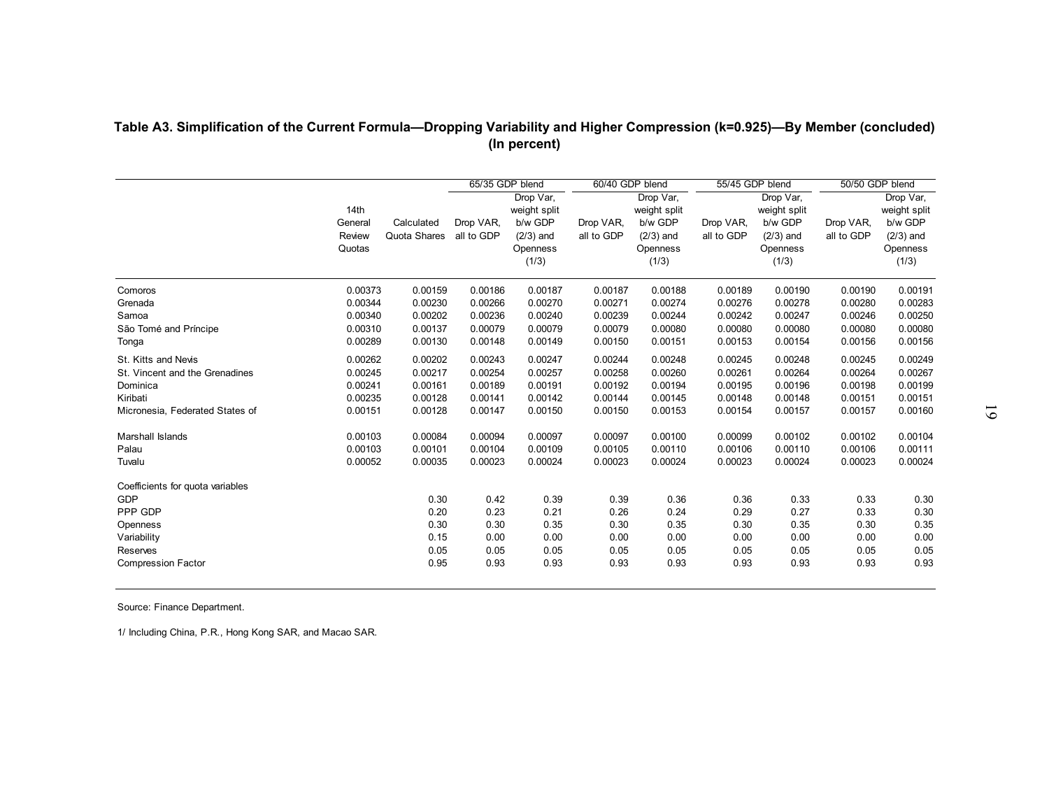**Table A3. Simplification of the Current Formula—Dropping Variability and Higher Compression (k=0.925)—By Member (concluded)**
**(In percent)**

| | 14th General Review Quotas | Calculated Quota Shares | 65/35 GDP blend | | 60/40 GDP blend | | 55/45 GDP blend | | 50/50 GDP blend | |
|---|---|---|---|---|---|---|---|---|---|---|
| | | | Drop VAR, all to GDP | Drop Var, weight split b/w GDP (2/3) and Openness (1/3) | Drop VAR, all to GDP | Drop Var, weight split b/w GDP (2/3) and Openness (1/3) | Drop VAR, all to GDP | Drop Var, weight split b/w GDP (2/3) and Openness (1/3) | Drop VAR, all to GDP | Drop Var, weight split b/w GDP (2/3) and Openness (1/3) |
| Comoros | 0.00373 | 0.00159 | 0.00186 | 0.00187 | 0.00187 | 0.00188 | 0.00189 | 0.00190 | 0.00190 | 0.00191 |
| Grenada | 0.00344 | 0.00230 | 0.00266 | 0.00270 | 0.00271 | 0.00274 | 0.00276 | 0.00278 | 0.00280 | 0.00283 |
| Samoa | 0.00340 | 0.00202 | 0.00236 | 0.00240 | 0.00239 | 0.00244 | 0.00242 | 0.00247 | 0.00246 | 0.00250 |
| São Tomé and Príncipe | 0.00310 | 0.00137 | 0.00079 | 0.00079 | 0.00079 | 0.00080 | 0.00080 | 0.00080 | 0.00080 | 0.00080 |
| Tonga | 0.00289 | 0.00130 | 0.00148 | 0.00149 | 0.00150 | 0.00151 | 0.00153 | 0.00154 | 0.00156 | 0.00156 |
| St. Kitts and Nevis | 0.00262 | 0.00202 | 0.00243 | 0.00247 | 0.00244 | 0.00248 | 0.00245 | 0.00248 | 0.00245 | 0.00249 |
| St. Vincent and the Grenadines | 0.00245 | 0.00217 | 0.00254 | 0.00257 | 0.00258 | 0.00260 | 0.00261 | 0.00264 | 0.00264 | 0.00267 |
| Dominica | 0.00241 | 0.00161 | 0.00189 | 0.00191 | 0.00192 | 0.00194 | 0.00195 | 0.00196 | 0.00198 | 0.00199 |
| Kiribati | 0.00235 | 0.00128 | 0.00141 | 0.00142 | 0.00144 | 0.00145 | 0.00148 | 0.00148 | 0.00151 | 0.00151 |
| Micronesia, Federated States of | 0.00151 | 0.00128 | 0.00147 | 0.00150 | 0.00150 | 0.00153 | 0.00154 | 0.00157 | 0.00157 | 0.00160 |
| Marshall Islands | 0.00103 | 0.00084 | 0.00094 | 0.00097 | 0.00097 | 0.00100 | 0.00099 | 0.00102 | 0.00102 | 0.00104 |
| Palau | 0.00103 | 0.00101 | 0.00104 | 0.00109 | 0.00105 | 0.00110 | 0.00106 | 0.00110 | 0.00106 | 0.00111 |
| Tuvalu | 0.00052 | 0.00035 | 0.00023 | 0.00024 | 0.00023 | 0.00024 | 0.00023 | 0.00024 | 0.00023 | 0.00024 |
| Coefficients for quota variables | | | | | | | | | | |
| GDP | | 0.30 | 0.42 | 0.39 | 0.39 | 0.36 | 0.36 | 0.33 | 0.33 | 0.30 |
| PPP GDP | | 0.20 | 0.23 | 0.21 | 0.26 | 0.24 | 0.29 | 0.27 | 0.33 | 0.30 |
| Openness | | 0.30 | 0.30 | 0.35 | 0.30 | 0.35 | 0.30 | 0.35 | 0.30 | 0.35 |
| Variability | | 0.15 | 0.00 | 0.00 | 0.00 | 0.00 | 0.00 | 0.00 | 0.00 | 0.00 |
| Reserves | | 0.05 | 0.05 | 0.05 | 0.05 | 0.05 | 0.05 | 0.05 | 0.05 | 0.05 |
| Compression Factor | | 0.95 | 0.93 | 0.93 | 0.93 | 0.93 | 0.93 | 0.93 | 0.93 | 0.93 |

Source: Finance Department.

1/ Including China, P.R., Hong Kong SAR, and Macao SAR.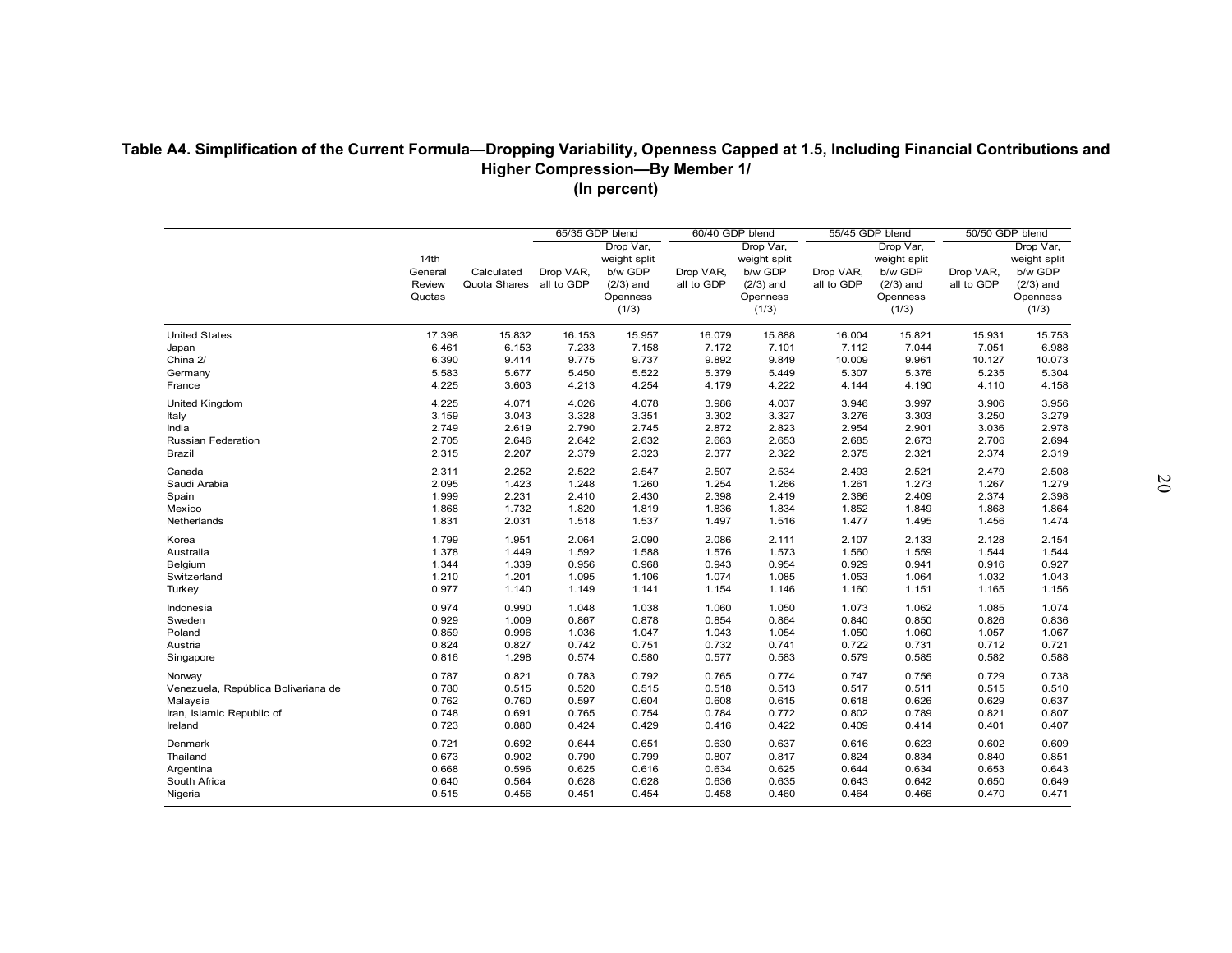# Table A4. Simplification of the Current Formula—Dropping Variability, Openness Capped at 1.5, Including Financial Contributions and Higher Compression—By Member 1/

(In percent)

| | 14th General Review Quotas | Calculated Quota Shares | 65/35 GDP blend | | 60/40 GDP blend | | 55/45 GDP blend | | 50/50 GDP blend | |
|---|---|---|---|---|---|---|---|---|---|---|
| | | | Drop VAR, all to GDP | Drop Var, weight split b/w GDP (2/3) and Openness (1/3) | Drop VAR, all to GDP | Drop Var, weight split b/w GDP (2/3) and Openness (1/3) | Drop VAR, all to GDP | Drop Var, weight split b/w GDP (2/3) and Openness (1/3) | Drop VAR, all to GDP | Drop Var, weight split b/w GDP (2/3) and Openness (1/3) |
| United States | 17.398 | 15.832 | 16.153 | 15.957 | 16.079 | 15.888 | 16.004 | 15.821 | 15.931 | 15.753 |
| Japan | 6.461 | 6.153 | 7.233 | 7.158 | 7.172 | 7.101 | 7.112 | 7.044 | 7.051 | 6.988 |
| China 2/ | 6.390 | 9.414 | 9.775 | 9.737 | 9.892 | 9.849 | 10.009 | 9.961 | 10.127 | 10.073 |
| Germany | 5.583 | 5.677 | 5.450 | 5.522 | 5.379 | 5.449 | 5.307 | 5.376 | 5.235 | 5.304 |
| France | 4.225 | 3.603 | 4.213 | 4.254 | 4.179 | 4.222 | 4.144 | 4.190 | 4.110 | 4.158 |
| United Kingdom | 4.225 | 4.071 | 4.026 | 4.078 | 3.986 | 4.037 | 3.946 | 3.997 | 3.906 | 3.956 |
| Italy | 3.159 | 3.043 | 3.328 | 3.351 | 3.302 | 3.327 | 3.276 | 3.303 | 3.250 | 3.279 |
| India | 2.749 | 2.619 | 2.790 | 2.745 | 2.872 | 2.823 | 2.954 | 2.901 | 3.036 | 2.978 |
| Russian Federation | 2.705 | 2.646 | 2.642 | 2.632 | 2.663 | 2.653 | 2.685 | 2.673 | 2.706 | 2.694 |
| Brazil | 2.315 | 2.207 | 2.379 | 2.323 | 2.377 | 2.322 | 2.375 | 2.321 | 2.374 | 2.319 |
| Canada | 2.311 | 2.252 | 2.522 | 2.547 | 2.507 | 2.534 | 2.493 | 2.521 | 2.479 | 2.508 |
| Saudi Arabia | 2.095 | 1.423 | 1.248 | 1.260 | 1.254 | 1.266 | 1.261 | 1.273 | 1.267 | 1.279 |
| Spain | 1.999 | 2.231 | 2.410 | 2.430 | 2.398 | 2.419 | 2.386 | 2.409 | 2.374 | 2.398 |
| Mexico | 1.868 | 1.732 | 1.820 | 1.819 | 1.836 | 1.834 | 1.852 | 1.849 | 1.868 | 1.864 |
| Netherlands | 1.831 | 2.031 | 1.518 | 1.537 | 1.497 | 1.516 | 1.477 | 1.495 | 1.456 | 1.474 |
| Korea | 1.799 | 1.951 | 2.064 | 2.090 | 2.086 | 2.111 | 2.107 | 2.133 | 2.128 | 2.154 |
| Australia | 1.378 | 1.449 | 1.592 | 1.588 | 1.576 | 1.573 | 1.560 | 1.559 | 1.544 | 1.544 |
| Belgium | 1.344 | 1.339 | 0.956 | 0.968 | 0.943 | 0.954 | 0.929 | 0.941 | 0.916 | 0.927 |
| Switzerland | 1.210 | 1.201 | 1.095 | 1.106 | 1.074 | 1.085 | 1.053 | 1.064 | 1.032 | 1.043 |
| Turkey | 0.977 | 1.140 | 1.149 | 1.141 | 1.154 | 1.146 | 1.160 | 1.151 | 1.165 | 1.156 |
| Indonesia | 0.974 | 0.990 | 1.048 | 1.038 | 1.060 | 1.050 | 1.073 | 1.062 | 1.085 | 1.074 |
| Sweden | 0.929 | 1.009 | 0.867 | 0.878 | 0.854 | 0.864 | 0.840 | 0.850 | 0.826 | 0.836 |
| Poland | 0.859 | 0.996 | 1.036 | 1.047 | 1.043 | 1.054 | 1.050 | 1.060 | 1.057 | 1.067 |
| Austria | 0.824 | 0.827 | 0.742 | 0.751 | 0.732 | 0.741 | 0.722 | 0.731 | 0.712 | 0.721 |
| Singapore | 0.816 | 1.298 | 0.574 | 0.580 | 0.577 | 0.583 | 0.579 | 0.585 | 0.582 | 0.588 |
| Norway | 0.787 | 0.821 | 0.783 | 0.792 | 0.765 | 0.774 | 0.747 | 0.756 | 0.729 | 0.738 |
| Venezuela, República Bolivariana de | 0.780 | 0.515 | 0.520 | 0.515 | 0.518 | 0.513 | 0.517 | 0.511 | 0.515 | 0.510 |
| Malaysia | 0.762 | 0.760 | 0.597 | 0.604 | 0.608 | 0.615 | 0.618 | 0.626 | 0.629 | 0.637 |
| Iran, Islamic Republic of | 0.748 | 0.691 | 0.765 | 0.754 | 0.784 | 0.772 | 0.802 | 0.789 | 0.821 | 0.807 |
| Ireland | 0.723 | 0.880 | 0.424 | 0.429 | 0.416 | 0.422 | 0.409 | 0.414 | 0.401 | 0.407 |
| Denmark | 0.721 | 0.692 | 0.644 | 0.651 | 0.630 | 0.637 | 0.616 | 0.623 | 0.602 | 0.609 |
| Thailand | 0.673 | 0.902 | 0.790 | 0.799 | 0.807 | 0.817 | 0.824 | 0.834 | 0.840 | 0.851 |
| Argentina | 0.668 | 0.596 | 0.625 | 0.616 | 0.634 | 0.625 | 0.644 | 0.634 | 0.653 | 0.643 |
| South Africa | 0.640 | 0.564 | 0.628 | 0.628 | 0.636 | 0.635 | 0.643 | 0.642 | 0.650 | 0.649 |
| Nigeria | 0.515 | 0.456 | 0.451 | 0.454 | 0.458 | 0.460 | 0.464 | 0.466 | 0.470 | 0.471 |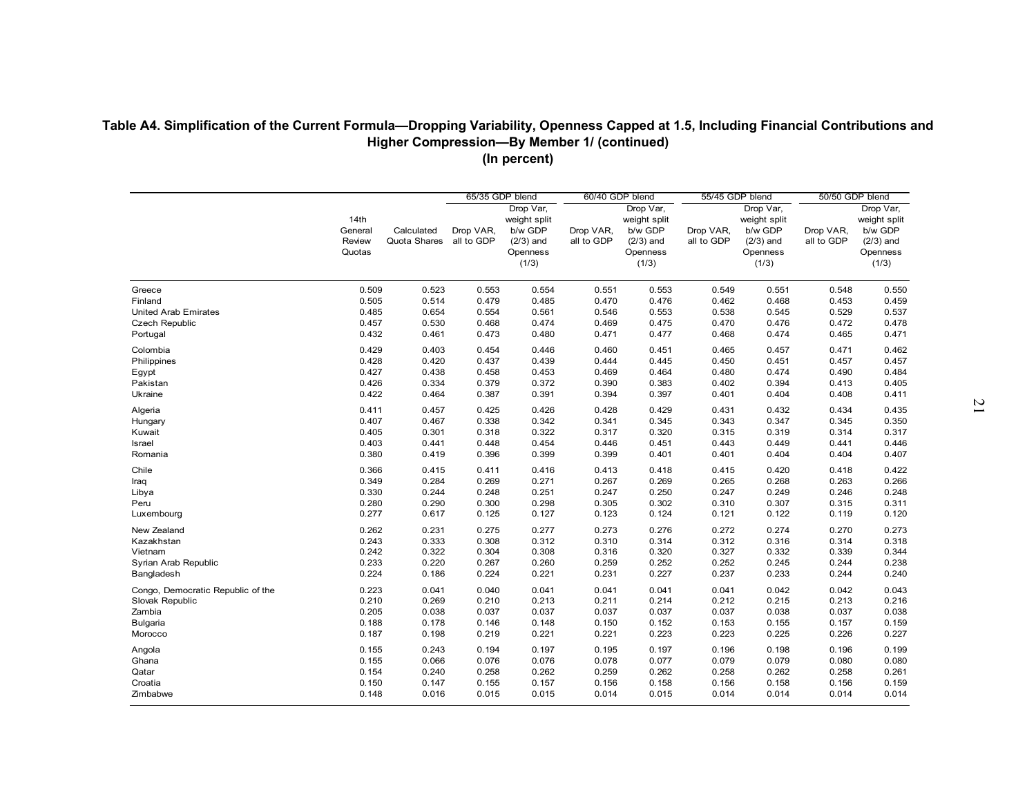**Table A4. Simplification of the Current Formula—Dropping Variability, Openness Capped at 1.5, Including Financial Contributions and Higher Compression—By Member 1/ (continued)**
**(In percent)**

| | 14th General Review Quotas | Calculated Quota Shares | 65/35 GDP blend | | 60/40 GDP blend | | 55/45 GDP blend | | 50/50 GDP blend | |
|---|---|---|---|---|---|---|---|---|---|---|
| | | | Drop VAR, all to GDP | Drop Var, weight split b/w GDP (2/3) and Openness (1/3) | Drop VAR, all to GDP | Drop Var, weight split b/w GDP (2/3) and Openness (1/3) | Drop VAR, all to GDP | Drop Var, weight split b/w GDP (2/3) and Openness (1/3) | Drop VAR, all to GDP | Drop Var, weight split b/w GDP (2/3) and Openness (1/3) |
| Greece | 0.509 | 0.523 | 0.553 | 0.554 | 0.551 | 0.553 | 0.549 | 0.551 | 0.548 | 0.550 |
| Finland | 0.505 | 0.514 | 0.479 | 0.485 | 0.470 | 0.476 | 0.462 | 0.468 | 0.453 | 0.459 |
| United Arab Emirates | 0.485 | 0.654 | 0.554 | 0.561 | 0.546 | 0.553 | 0.538 | 0.545 | 0.529 | 0.537 |
| Czech Republic | 0.457 | 0.530 | 0.468 | 0.474 | 0.469 | 0.475 | 0.470 | 0.476 | 0.472 | 0.478 |
| Portugal | 0.432 | 0.461 | 0.473 | 0.480 | 0.471 | 0.477 | 0.468 | 0.474 | 0.465 | 0.471 |
| Colombia | 0.429 | 0.403 | 0.454 | 0.446 | 0.460 | 0.451 | 0.465 | 0.457 | 0.471 | 0.462 |
| Philippines | 0.428 | 0.420 | 0.437 | 0.439 | 0.444 | 0.445 | 0.450 | 0.451 | 0.457 | 0.457 |
| Egypt | 0.427 | 0.438 | 0.458 | 0.453 | 0.469 | 0.464 | 0.480 | 0.474 | 0.490 | 0.484 |
| Pakistan | 0.426 | 0.334 | 0.379 | 0.372 | 0.390 | 0.383 | 0.402 | 0.394 | 0.413 | 0.405 |
| Ukraine | 0.422 | 0.464 | 0.387 | 0.391 | 0.394 | 0.397 | 0.401 | 0.404 | 0.408 | 0.411 |
| Algeria | 0.411 | 0.457 | 0.425 | 0.426 | 0.428 | 0.429 | 0.431 | 0.432 | 0.434 | 0.435 |
| Hungary | 0.407 | 0.467 | 0.338 | 0.342 | 0.341 | 0.345 | 0.343 | 0.347 | 0.345 | 0.350 |
| Kuwait | 0.405 | 0.301 | 0.318 | 0.322 | 0.317 | 0.320 | 0.315 | 0.319 | 0.314 | 0.317 |
| Israel | 0.403 | 0.441 | 0.448 | 0.454 | 0.446 | 0.451 | 0.443 | 0.449 | 0.441 | 0.446 |
| Romania | 0.380 | 0.419 | 0.396 | 0.399 | 0.399 | 0.401 | 0.401 | 0.404 | 0.404 | 0.407 |
| Chile | 0.366 | 0.415 | 0.411 | 0.416 | 0.413 | 0.418 | 0.415 | 0.420 | 0.418 | 0.422 |
| Iraq | 0.349 | 0.284 | 0.269 | 0.271 | 0.267 | 0.269 | 0.265 | 0.268 | 0.263 | 0.266 |
| Libya | 0.330 | 0.244 | 0.248 | 0.251 | 0.247 | 0.250 | 0.247 | 0.249 | 0.246 | 0.248 |
| Peru | 0.280 | 0.290 | 0.300 | 0.298 | 0.305 | 0.302 | 0.310 | 0.307 | 0.315 | 0.311 |
| Luxembourg | 0.277 | 0.617 | 0.125 | 0.127 | 0.123 | 0.124 | 0.121 | 0.122 | 0.119 | 0.120 |
| New Zealand | 0.262 | 0.231 | 0.275 | 0.277 | 0.273 | 0.276 | 0.272 | 0.274 | 0.270 | 0.273 |
| Kazakhstan | 0.243 | 0.333 | 0.308 | 0.312 | 0.310 | 0.314 | 0.312 | 0.316 | 0.314 | 0.318 |
| Vietnam | 0.242 | 0.322 | 0.304 | 0.308 | 0.316 | 0.320 | 0.327 | 0.332 | 0.339 | 0.344 |
| Syrian Arab Republic | 0.233 | 0.220 | 0.267 | 0.260 | 0.259 | 0.252 | 0.252 | 0.245 | 0.244 | 0.238 |
| Bangladesh | 0.224 | 0.186 | 0.224 | 0.221 | 0.231 | 0.227 | 0.237 | 0.233 | 0.244 | 0.240 |
| Congo, Democratic Republic of the | 0.223 | 0.041 | 0.040 | 0.041 | 0.041 | 0.041 | 0.041 | 0.042 | 0.042 | 0.043 |
| Slovak Republic | 0.210 | 0.269 | 0.210 | 0.213 | 0.211 | 0.214 | 0.212 | 0.215 | 0.213 | 0.216 |
| Zambia | 0.205 | 0.038 | 0.037 | 0.037 | 0.037 | 0.037 | 0.037 | 0.038 | 0.037 | 0.038 |
| Bulgaria | 0.188 | 0.178 | 0.146 | 0.148 | 0.150 | 0.152 | 0.153 | 0.155 | 0.157 | 0.159 |
| Morocco | 0.187 | 0.198 | 0.219 | 0.221 | 0.221 | 0.223 | 0.223 | 0.225 | 0.226 | 0.227 |
| Angola | 0.155 | 0.243 | 0.194 | 0.197 | 0.195 | 0.197 | 0.196 | 0.198 | 0.196 | 0.199 |
| Ghana | 0.155 | 0.066 | 0.076 | 0.076 | 0.078 | 0.077 | 0.079 | 0.079 | 0.080 | 0.080 |
| Qatar | 0.154 | 0.240 | 0.258 | 0.262 | 0.259 | 0.262 | 0.258 | 0.262 | 0.258 | 0.261 |
| Croatia | 0.150 | 0.147 | 0.155 | 0.157 | 0.156 | 0.158 | 0.156 | 0.158 | 0.156 | 0.159 |
| Zimbabwe | 0.148 | 0.016 | 0.015 | 0.015 | 0.014 | 0.015 | 0.014 | 0.014 | 0.014 | 0.014 |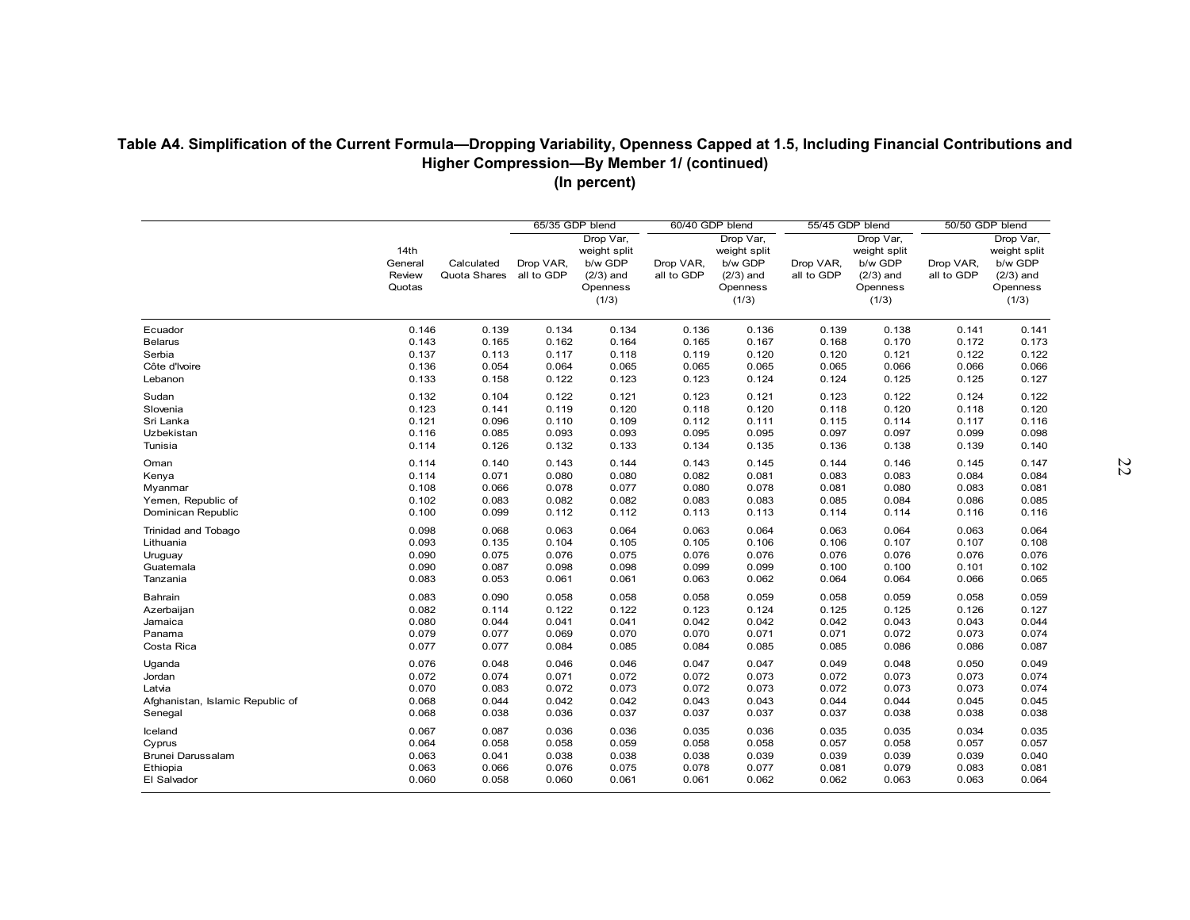**Table A4. Simplification of the Current Formula—Dropping Variability, Openness Capped at 1.5, Including Financial Contributions and Higher Compression—By Member 1/ (continued)**
**(In percent)**

| | 14th General Review Quotas | Calculated Quota Shares | 65/35 GDP blend | | 60/40 GDP blend | | 55/45 GDP blend | | 50/50 GDP blend | |
|---|---|---|---|---|---|---|---|---|---|---|
| | | | Drop VAR, all to GDP | Drop Var, weight split b/w GDP (2/3) and Openness (1/3) | Drop VAR, all to GDP | Drop Var, weight split b/w GDP (2/3) and Openness (1/3) | Drop VAR, all to GDP | Drop Var, weight split b/w GDP (2/3) and Openness (1/3) | Drop VAR, all to GDP | Drop Var, weight split b/w GDP (2/3) and Openness (1/3) |
| Ecuador | 0.146 | 0.139 | 0.134 | 0.134 | 0.136 | 0.136 | 0.139 | 0.138 | 0.141 | 0.141 |
| Belarus | 0.143 | 0.165 | 0.162 | 0.164 | 0.165 | 0.167 | 0.168 | 0.170 | 0.172 | 0.173 |
| Serbia | 0.137 | 0.113 | 0.117 | 0.118 | 0.119 | 0.120 | 0.120 | 0.121 | 0.122 | 0.122 |
| Côte d'Ivoire | 0.136 | 0.054 | 0.064 | 0.065 | 0.065 | 0.065 | 0.065 | 0.066 | 0.066 | 0.066 |
| Lebanon | 0.133 | 0.158 | 0.122 | 0.123 | 0.123 | 0.124 | 0.124 | 0.125 | 0.125 | 0.127 |
| Sudan | 0.132 | 0.104 | 0.122 | 0.121 | 0.123 | 0.121 | 0.123 | 0.122 | 0.124 | 0.122 |
| Slovenia | 0.123 | 0.141 | 0.119 | 0.120 | 0.118 | 0.120 | 0.118 | 0.120 | 0.118 | 0.120 |
| Sri Lanka | 0.121 | 0.096 | 0.110 | 0.109 | 0.112 | 0.111 | 0.115 | 0.114 | 0.117 | 0.116 |
| Uzbekistan | 0.116 | 0.085 | 0.093 | 0.093 | 0.095 | 0.095 | 0.097 | 0.097 | 0.099 | 0.098 |
| Tunisia | 0.114 | 0.126 | 0.132 | 0.133 | 0.134 | 0.135 | 0.136 | 0.138 | 0.139 | 0.140 |
| Oman | 0.114 | 0.140 | 0.143 | 0.144 | 0.143 | 0.145 | 0.144 | 0.146 | 0.145 | 0.147 |
| Kenya | 0.114 | 0.071 | 0.080 | 0.080 | 0.082 | 0.081 | 0.083 | 0.083 | 0.084 | 0.084 |
| Myanmar | 0.108 | 0.066 | 0.078 | 0.077 | 0.080 | 0.078 | 0.081 | 0.080 | 0.083 | 0.081 |
| Yemen, Republic of | 0.102 | 0.083 | 0.082 | 0.082 | 0.083 | 0.083 | 0.085 | 0.084 | 0.086 | 0.085 |
| Dominican Republic | 0.100 | 0.099 | 0.112 | 0.112 | 0.113 | 0.113 | 0.114 | 0.114 | 0.116 | 0.116 |
| Trinidad and Tobago | 0.098 | 0.068 | 0.063 | 0.064 | 0.063 | 0.064 | 0.063 | 0.064 | 0.063 | 0.064 |
| Lithuania | 0.093 | 0.135 | 0.104 | 0.105 | 0.105 | 0.106 | 0.106 | 0.107 | 0.107 | 0.108 |
| Uruguay | 0.090 | 0.075 | 0.076 | 0.075 | 0.076 | 0.076 | 0.076 | 0.076 | 0.076 | 0.076 |
| Guatemala | 0.090 | 0.087 | 0.098 | 0.098 | 0.099 | 0.099 | 0.100 | 0.100 | 0.101 | 0.102 |
| Tanzania | 0.083 | 0.053 | 0.061 | 0.061 | 0.063 | 0.062 | 0.064 | 0.064 | 0.066 | 0.065 |
| Bahrain | 0.083 | 0.090 | 0.058 | 0.058 | 0.058 | 0.059 | 0.058 | 0.059 | 0.058 | 0.059 |
| Azerbaijan | 0.082 | 0.114 | 0.122 | 0.122 | 0.123 | 0.124 | 0.125 | 0.125 | 0.126 | 0.127 |
| Jamaica | 0.080 | 0.044 | 0.041 | 0.041 | 0.042 | 0.042 | 0.042 | 0.043 | 0.043 | 0.044 |
| Panama | 0.079 | 0.077 | 0.069 | 0.070 | 0.070 | 0.071 | 0.071 | 0.072 | 0.073 | 0.074 |
| Costa Rica | 0.077 | 0.077 | 0.084 | 0.085 | 0.084 | 0.085 | 0.085 | 0.086 | 0.086 | 0.087 |
| Uganda | 0.076 | 0.048 | 0.046 | 0.046 | 0.047 | 0.047 | 0.049 | 0.048 | 0.050 | 0.049 |
| Jordan | 0.072 | 0.074 | 0.071 | 0.072 | 0.072 | 0.073 | 0.072 | 0.073 | 0.073 | 0.074 |
| Latvia | 0.070 | 0.083 | 0.072 | 0.073 | 0.072 | 0.073 | 0.072 | 0.073 | 0.073 | 0.074 |
| Afghanistan, Islamic Republic of | 0.068 | 0.044 | 0.042 | 0.042 | 0.043 | 0.043 | 0.044 | 0.044 | 0.045 | 0.045 |
| Senegal | 0.068 | 0.038 | 0.036 | 0.037 | 0.037 | 0.037 | 0.037 | 0.038 | 0.038 | 0.038 |
| Iceland | 0.067 | 0.087 | 0.036 | 0.036 | 0.035 | 0.036 | 0.035 | 0.035 | 0.034 | 0.035 |
| Cyprus | 0.064 | 0.058 | 0.058 | 0.059 | 0.058 | 0.058 | 0.057 | 0.058 | 0.057 | 0.057 |
| Brunei Darussalam | 0.063 | 0.041 | 0.038 | 0.038 | 0.038 | 0.039 | 0.039 | 0.039 | 0.039 | 0.040 |
| Ethiopia | 0.063 | 0.066 | 0.076 | 0.075 | 0.078 | 0.077 | 0.081 | 0.079 | 0.083 | 0.081 |
| El Salvador | 0.060 | 0.058 | 0.060 | 0.061 | 0.061 | 0.062 | 0.062 | 0.063 | 0.063 | 0.064 |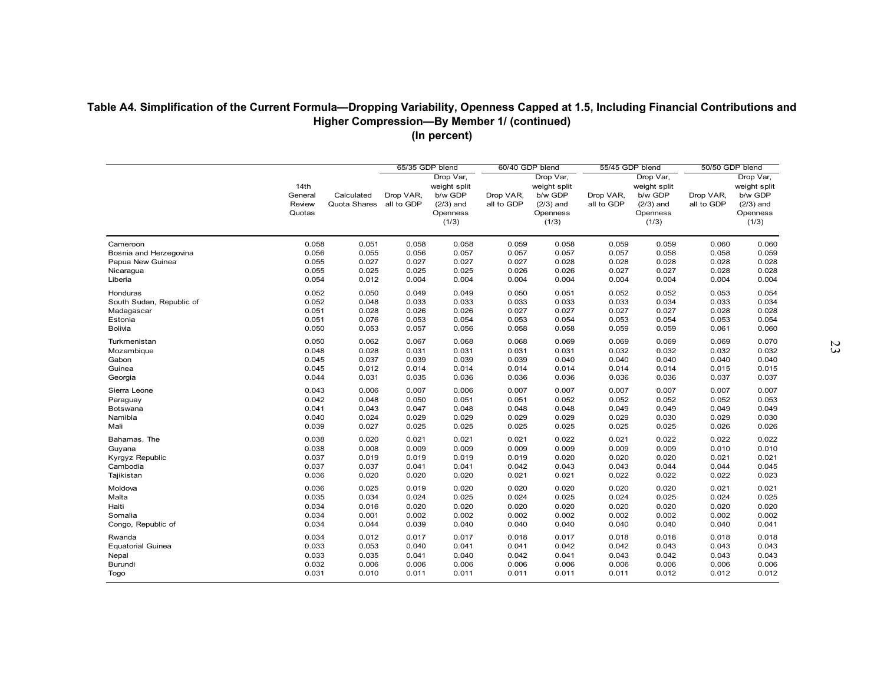**Table A4. Simplification of the Current Formula—Dropping Variability, Openness Capped at 1.5, Including Financial Contributions and Higher Compression—By Member 1/ (continued)**
**(In percent)**

| | 14th General Review Quotas | Calculated Quota Shares | 65/35 GDP blend | | 60/40 GDP blend | | 55/45 GDP blend | | 50/50 GDP blend | |
|---|---|---|---|---|---|---|---|---|---|---|
| | | | Drop VAR, all to GDP | Drop Var, weight split b/w GDP (2/3) and Openness (1/3) | Drop VAR, all to GDP | Drop Var, weight split b/w GDP (2/3) and Openness (1/3) | Drop VAR, all to GDP | Drop Var, weight split b/w GDP (2/3) and Openness (1/3) | Drop VAR, all to GDP | Drop Var, weight split b/w GDP (2/3) and Openness (1/3) |
| Cameroon | 0.058 | 0.051 | 0.058 | 0.058 | 0.059 | 0.058 | 0.059 | 0.059 | 0.060 | 0.060 |
| Bosnia and Herzegovina | 0.056 | 0.055 | 0.056 | 0.057 | 0.057 | 0.057 | 0.057 | 0.058 | 0.058 | 0.059 |
| Papua New Guinea | 0.055 | 0.027 | 0.027 | 0.027 | 0.027 | 0.028 | 0.028 | 0.028 | 0.028 | 0.028 |
| Nicaragua | 0.055 | 0.025 | 0.025 | 0.025 | 0.026 | 0.026 | 0.027 | 0.027 | 0.028 | 0.028 |
| Liberia | 0.054 | 0.012 | 0.004 | 0.004 | 0.004 | 0.004 | 0.004 | 0.004 | 0.004 | 0.004 |
| Honduras | 0.052 | 0.050 | 0.049 | 0.049 | 0.050 | 0.051 | 0.052 | 0.052 | 0.053 | 0.054 |
| South Sudan, Republic of | 0.052 | 0.048 | 0.033 | 0.033 | 0.033 | 0.033 | 0.033 | 0.034 | 0.033 | 0.034 |
| Madagascar | 0.051 | 0.028 | 0.026 | 0.026 | 0.027 | 0.027 | 0.027 | 0.027 | 0.028 | 0.028 |
| Estonia | 0.051 | 0.076 | 0.053 | 0.054 | 0.053 | 0.054 | 0.053 | 0.054 | 0.053 | 0.054 |
| Bolivia | 0.050 | 0.053 | 0.057 | 0.056 | 0.058 | 0.058 | 0.059 | 0.059 | 0.061 | 0.060 |
| Turkmenistan | 0.050 | 0.062 | 0.067 | 0.068 | 0.068 | 0.069 | 0.069 | 0.069 | 0.069 | 0.070 |
| Mozambique | 0.048 | 0.028 | 0.031 | 0.031 | 0.031 | 0.031 | 0.032 | 0.032 | 0.032 | 0.032 |
| Gabon | 0.045 | 0.037 | 0.039 | 0.039 | 0.039 | 0.040 | 0.040 | 0.040 | 0.040 | 0.040 |
| Guinea | 0.045 | 0.012 | 0.014 | 0.014 | 0.014 | 0.014 | 0.014 | 0.014 | 0.015 | 0.015 |
| Georgia | 0.044 | 0.031 | 0.035 | 0.036 | 0.036 | 0.036 | 0.036 | 0.036 | 0.037 | 0.037 |
| Sierra Leone | 0.043 | 0.006 | 0.007 | 0.006 | 0.007 | 0.007 | 0.007 | 0.007 | 0.007 | 0.007 |
| Paraguay | 0.042 | 0.048 | 0.050 | 0.051 | 0.051 | 0.052 | 0.052 | 0.052 | 0.052 | 0.053 |
| Botswana | 0.041 | 0.043 | 0.047 | 0.048 | 0.048 | 0.048 | 0.049 | 0.049 | 0.049 | 0.049 |
| Namibia | 0.040 | 0.024 | 0.029 | 0.029 | 0.029 | 0.029 | 0.029 | 0.030 | 0.029 | 0.030 |
| Mali | 0.039 | 0.027 | 0.025 | 0.025 | 0.025 | 0.025 | 0.025 | 0.025 | 0.026 | 0.026 |
| Bahamas, The | 0.038 | 0.020 | 0.021 | 0.021 | 0.021 | 0.022 | 0.021 | 0.022 | 0.022 | 0.022 |
| Guyana | 0.038 | 0.008 | 0.009 | 0.009 | 0.009 | 0.009 | 0.009 | 0.009 | 0.010 | 0.010 |
| Kyrgyz Republic | 0.037 | 0.019 | 0.019 | 0.019 | 0.019 | 0.020 | 0.020 | 0.020 | 0.021 | 0.021 |
| Cambodia | 0.037 | 0.037 | 0.041 | 0.041 | 0.042 | 0.043 | 0.043 | 0.044 | 0.044 | 0.045 |
| Tajikistan | 0.036 | 0.020 | 0.020 | 0.020 | 0.021 | 0.021 | 0.022 | 0.022 | 0.022 | 0.023 |
| Moldova | 0.036 | 0.025 | 0.019 | 0.020 | 0.020 | 0.020 | 0.020 | 0.020 | 0.021 | 0.021 |
| Malta | 0.035 | 0.034 | 0.024 | 0.025 | 0.024 | 0.025 | 0.024 | 0.025 | 0.024 | 0.025 |
| Haiti | 0.034 | 0.016 | 0.020 | 0.020 | 0.020 | 0.020 | 0.020 | 0.020 | 0.020 | 0.020 |
| Somalia | 0.034 | 0.001 | 0.002 | 0.002 | 0.002 | 0.002 | 0.002 | 0.002 | 0.002 | 0.002 |
| Congo, Republic of | 0.034 | 0.044 | 0.039 | 0.040 | 0.040 | 0.040 | 0.040 | 0.040 | 0.040 | 0.041 |
| Rwanda | 0.034 | 0.012 | 0.017 | 0.017 | 0.018 | 0.017 | 0.018 | 0.018 | 0.018 | 0.018 |
| Equatorial Guinea | 0.033 | 0.053 | 0.040 | 0.041 | 0.041 | 0.042 | 0.042 | 0.043 | 0.043 | 0.043 |
| Nepal | 0.033 | 0.035 | 0.041 | 0.040 | 0.042 | 0.041 | 0.043 | 0.042 | 0.043 | 0.043 |
| Burundi | 0.032 | 0.006 | 0.006 | 0.006 | 0.006 | 0.006 | 0.006 | 0.006 | 0.006 | 0.006 |
| Togo | 0.031 | 0.010 | 0.011 | 0.011 | 0.011 | 0.011 | 0.011 | 0.012 | 0.012 | 0.012 |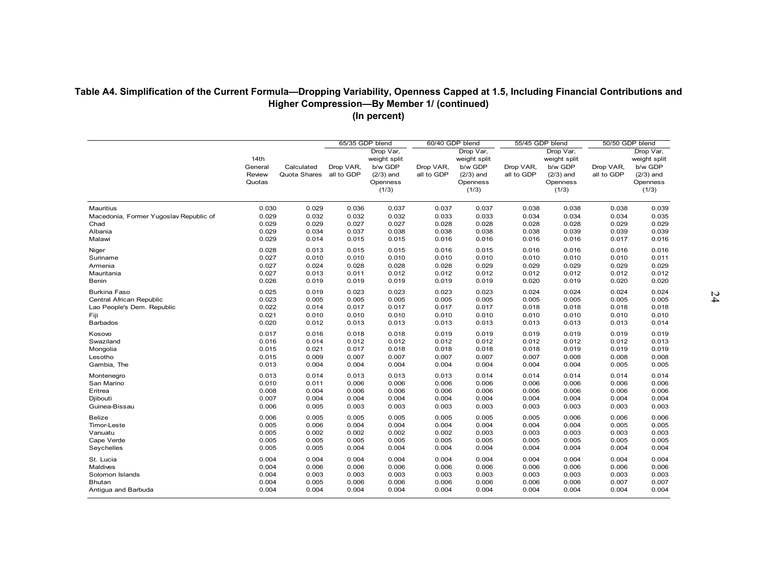**Table A4. Simplification of the Current Formula—Dropping Variability, Openness Capped at 1.5, Including Financial Contributions and Higher Compression—By Member 1/ (continued)**
**(In percent)**

| | 14th General Review Quotas | Calculated Quota Shares | 65/35 GDP blend | | 60/40 GDP blend | | 55/45 GDP blend | | 50/50 GDP blend | |
|---|---|---|---|---|---|---|---|---|---|---|
| | | | Drop VAR, all to GDP | Drop Var, weight split b/w GDP (2/3) and Openness (1/3) | Drop VAR, all to GDP | Drop Var, weight split b/w GDP (2/3) and Openness (1/3) | Drop VAR, all to GDP | Drop Var, weight split b/w GDP (2/3) and Openness (1/3) | Drop VAR, all to GDP | Drop Var, weight split b/w GDP (2/3) and Openness (1/3) |
| Mauritius | 0.030 | 0.029 | 0.036 | 0.037 | 0.037 | 0.037 | 0.038 | 0.038 | 0.038 | 0.039 |
| Macedonia, Former Yugoslav Republic of | 0.029 | 0.032 | 0.032 | 0.032 | 0.033 | 0.033 | 0.034 | 0.034 | 0.034 | 0.035 |
| Chad | 0.029 | 0.029 | 0.027 | 0.027 | 0.028 | 0.028 | 0.028 | 0.028 | 0.029 | 0.029 |
| Albania | 0.029 | 0.034 | 0.037 | 0.038 | 0.038 | 0.038 | 0.038 | 0.039 | 0.039 | 0.039 |
| Malawi | 0.029 | 0.014 | 0.015 | 0.015 | 0.016 | 0.016 | 0.016 | 0.016 | 0.017 | 0.016 |
| Niger | 0.028 | 0.013 | 0.015 | 0.015 | 0.016 | 0.015 | 0.016 | 0.016 | 0.016 | 0.016 |
| Suriname | 0.027 | 0.010 | 0.010 | 0.010 | 0.010 | 0.010 | 0.010 | 0.010 | 0.010 | 0.011 |
| Armenia | 0.027 | 0.024 | 0.028 | 0.028 | 0.028 | 0.029 | 0.029 | 0.029 | 0.029 | 0.029 |
| Mauritania | 0.027 | 0.013 | 0.011 | 0.012 | 0.012 | 0.012 | 0.012 | 0.012 | 0.012 | 0.012 |
| Benin | 0.026 | 0.019 | 0.019 | 0.019 | 0.019 | 0.019 | 0.020 | 0.019 | 0.020 | 0.020 |
| Burkina Faso | 0.025 | 0.019 | 0.023 | 0.023 | 0.023 | 0.023 | 0.024 | 0.024 | 0.024 | 0.024 |
| Central African Republic | 0.023 | 0.005 | 0.005 | 0.005 | 0.005 | 0.005 | 0.005 | 0.005 | 0.005 | 0.005 |
| Lao People's Dem. Republic | 0.022 | 0.014 | 0.017 | 0.017 | 0.017 | 0.017 | 0.018 | 0.018 | 0.018 | 0.018 |
| Fiji | 0.021 | 0.010 | 0.010 | 0.010 | 0.010 | 0.010 | 0.010 | 0.010 | 0.010 | 0.010 |
| Barbados | 0.020 | 0.012 | 0.013 | 0.013 | 0.013 | 0.013 | 0.013 | 0.013 | 0.013 | 0.014 |
| Kosovo | 0.017 | 0.016 | 0.018 | 0.018 | 0.019 | 0.019 | 0.019 | 0.019 | 0.019 | 0.019 |
| Swaziland | 0.016 | 0.014 | 0.012 | 0.012 | 0.012 | 0.012 | 0.012 | 0.012 | 0.012 | 0.013 |
| Mongolia | 0.015 | 0.021 | 0.017 | 0.018 | 0.018 | 0.018 | 0.018 | 0.019 | 0.019 | 0.019 |
| Lesotho | 0.015 | 0.009 | 0.007 | 0.007 | 0.007 | 0.007 | 0.007 | 0.008 | 0.008 | 0.008 |
| Gambia, The | 0.013 | 0.004 | 0.004 | 0.004 | 0.004 | 0.004 | 0.004 | 0.004 | 0.005 | 0.005 |
| Montenegro | 0.013 | 0.014 | 0.013 | 0.013 | 0.013 | 0.014 | 0.014 | 0.014 | 0.014 | 0.014 |
| San Marino | 0.010 | 0.011 | 0.006 | 0.006 | 0.006 | 0.006 | 0.006 | 0.006 | 0.006 | 0.006 |
| Eritrea | 0.008 | 0.004 | 0.006 | 0.006 | 0.006 | 0.006 | 0.006 | 0.006 | 0.006 | 0.006 |
| Djibouti | 0.007 | 0.004 | 0.004 | 0.004 | 0.004 | 0.004 | 0.004 | 0.004 | 0.004 | 0.004 |
| Guinea-Bissau | 0.006 | 0.005 | 0.003 | 0.003 | 0.003 | 0.003 | 0.003 | 0.003 | 0.003 | 0.003 |
| Belize | 0.006 | 0.005 | 0.005 | 0.005 | 0.005 | 0.005 | 0.005 | 0.006 | 0.006 | 0.006 |
| Timor-Leste | 0.005 | 0.006 | 0.004 | 0.004 | 0.004 | 0.004 | 0.004 | 0.004 | 0.005 | 0.005 |
| Vanuatu | 0.005 | 0.002 | 0.002 | 0.002 | 0.002 | 0.003 | 0.003 | 0.003 | 0.003 | 0.003 |
| Cape Verde | 0.005 | 0.005 | 0.005 | 0.005 | 0.005 | 0.005 | 0.005 | 0.005 | 0.005 | 0.005 |
| Seychelles | 0.005 | 0.005 | 0.004 | 0.004 | 0.004 | 0.004 | 0.004 | 0.004 | 0.004 | 0.004 |
| St. Lucia | 0.004 | 0.004 | 0.004 | 0.004 | 0.004 | 0.004 | 0.004 | 0.004 | 0.004 | 0.004 |
| Maldives | 0.004 | 0.006 | 0.006 | 0.006 | 0.006 | 0.006 | 0.006 | 0.006 | 0.006 | 0.006 |
| Solomon Islands | 0.004 | 0.003 | 0.003 | 0.003 | 0.003 | 0.003 | 0.003 | 0.003 | 0.003 | 0.003 |
| Bhutan | 0.004 | 0.005 | 0.006 | 0.006 | 0.006 | 0.006 | 0.006 | 0.006 | 0.007 | 0.007 |
| Antigua and Barbuda | 0.004 | 0.004 | 0.004 | 0.004 | 0.004 | 0.004 | 0.004 | 0.004 | 0.004 | 0.004 |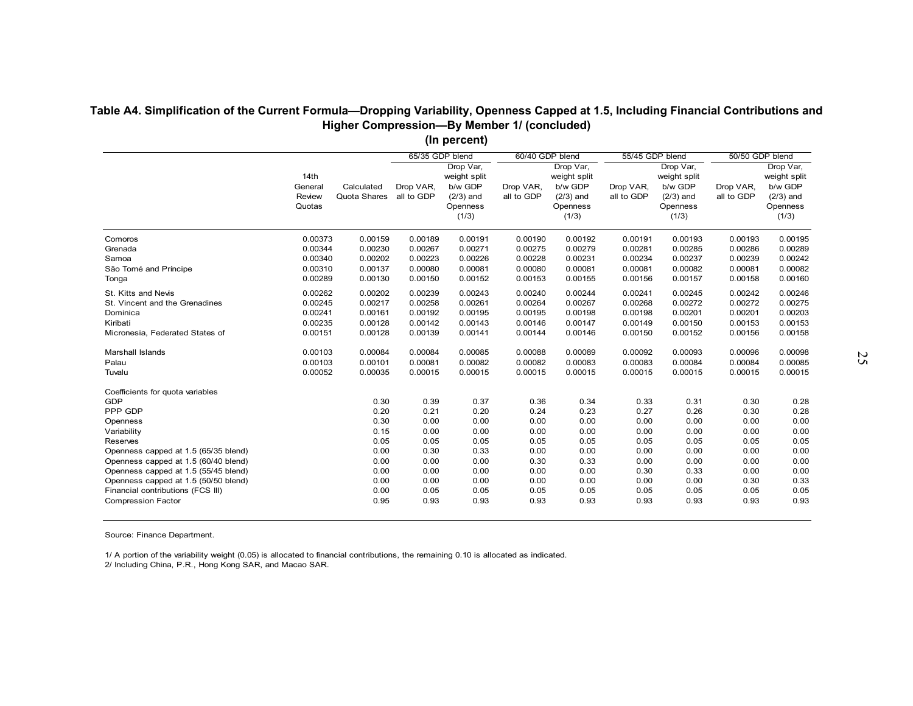**Table A4. Simplification of the Current Formula—Dropping Variability, Openness Capped at 1.5, Including Financial Contributions and Higher Compression—By Member 1/ (concluded)**

**(In percent)**

| | 14th General Review Quotas | Calculated Quota Shares | 65/35 GDP blend | | 60/40 GDP blend | | 55/45 GDP blend | | 50/50 GDP blend | |
|---|---|---|---|---|---|---|---|---|---|---|
| | | | Drop VAR, all to GDP | Drop Var, weight split b/w GDP (2/3) and Openness (1/3) | Drop VAR, all to GDP | Drop Var, weight split b/w GDP (2/3) and Openness (1/3) | Drop VAR, all to GDP | Drop Var, weight split b/w GDP (2/3) and Openness (1/3) | Drop VAR, all to GDP | Drop Var, weight split b/w GDP (2/3) and Openness (1/3) |
| Comoros | 0.00373 | 0.00159 | 0.00189 | 0.00191 | 0.00190 | 0.00192 | 0.00191 | 0.00193 | 0.00193 | 0.00195 |
| Grenada | 0.00344 | 0.00230 | 0.00267 | 0.00271 | 0.00275 | 0.00279 | 0.00281 | 0.00285 | 0.00286 | 0.00289 |
| Samoa | 0.00340 | 0.00202 | 0.00223 | 0.00226 | 0.00228 | 0.00231 | 0.00234 | 0.00237 | 0.00239 | 0.00242 |
| São Tomé and Príncipe | 0.00310 | 0.00137 | 0.00080 | 0.00081 | 0.00080 | 0.00081 | 0.00081 | 0.00082 | 0.00081 | 0.00082 |
| Tonga | 0.00289 | 0.00130 | 0.00150 | 0.00152 | 0.00153 | 0.00155 | 0.00156 | 0.00157 | 0.00158 | 0.00160 |
| St. Kitts and Nevis | 0.00262 | 0.00202 | 0.00239 | 0.00243 | 0.00240 | 0.00244 | 0.00241 | 0.00245 | 0.00242 | 0.00246 |
| St. Vincent and the Grenadines | 0.00245 | 0.00217 | 0.00258 | 0.00261 | 0.00264 | 0.00267 | 0.00268 | 0.00272 | 0.00272 | 0.00275 |
| Dominica | 0.00241 | 0.00161 | 0.00192 | 0.00195 | 0.00195 | 0.00198 | 0.00198 | 0.00201 | 0.00201 | 0.00203 |
| Kiribati | 0.00235 | 0.00128 | 0.00142 | 0.00143 | 0.00146 | 0.00147 | 0.00149 | 0.00150 | 0.00153 | 0.00153 |
| Micronesia, Federated States of | 0.00151 | 0.00128 | 0.00139 | 0.00141 | 0.00144 | 0.00146 | 0.00150 | 0.00152 | 0.00156 | 0.00158 |
| Marshall Islands | 0.00103 | 0.00084 | 0.00084 | 0.00085 | 0.00088 | 0.00089 | 0.00092 | 0.00093 | 0.00096 | 0.00098 |
| Palau | 0.00103 | 0.00101 | 0.00081 | 0.00082 | 0.00082 | 0.00083 | 0.00083 | 0.00084 | 0.00084 | 0.00085 |
| Tuvalu | 0.00052 | 0.00035 | 0.00015 | 0.00015 | 0.00015 | 0.00015 | 0.00015 | 0.00015 | 0.00015 | 0.00015 |
| Coefficients for quota variables | | | | | | | | | | |
| GDP | | 0.30 | 0.39 | 0.37 | 0.36 | 0.34 | 0.33 | 0.31 | 0.30 | 0.28 |
| PPP GDP | | 0.20 | 0.21 | 0.20 | 0.24 | 0.23 | 0.27 | 0.26 | 0.30 | 0.28 |
| Openness | | 0.30 | 0.00 | 0.00 | 0.00 | 0.00 | 0.00 | 0.00 | 0.00 | 0.00 |
| Variability | | 0.15 | 0.00 | 0.00 | 0.00 | 0.00 | 0.00 | 0.00 | 0.00 | 0.00 |
| Reserves | | 0.05 | 0.05 | 0.05 | 0.05 | 0.05 | 0.05 | 0.05 | 0.05 | 0.05 |
| Openness capped at 1.5 (65/35 blend) | | 0.00 | 0.30 | 0.33 | 0.00 | 0.00 | 0.00 | 0.00 | 0.00 | 0.00 |
| Openness capped at 1.5 (60/40 blend) | | 0.00 | 0.00 | 0.00 | 0.30 | 0.33 | 0.00 | 0.00 | 0.00 | 0.00 |
| Openness capped at 1.5 (55/45 blend) | | 0.00 | 0.00 | 0.00 | 0.00 | 0.00 | 0.30 | 0.33 | 0.00 | 0.00 |
| Openness capped at 1.5 (50/50 blend) | | 0.00 | 0.00 | 0.00 | 0.00 | 0.00 | 0.00 | 0.00 | 0.30 | 0.33 |
| Financial contributions (FCS III) | | 0.00 | 0.05 | 0.05 | 0.05 | 0.05 | 0.05 | 0.05 | 0.05 | 0.05 |
| Compression Factor | | 0.95 | 0.93 | 0.93 | 0.93 | 0.93 | 0.93 | 0.93 | 0.93 | 0.93 |

Source: Finance Department.

1/ A portion of the variability weight (0.05) is allocated to financial contributions, the remaining 0.10 is allocated as indicated.
2/ Including China, P.R., Hong Kong SAR, and Macao SAR.